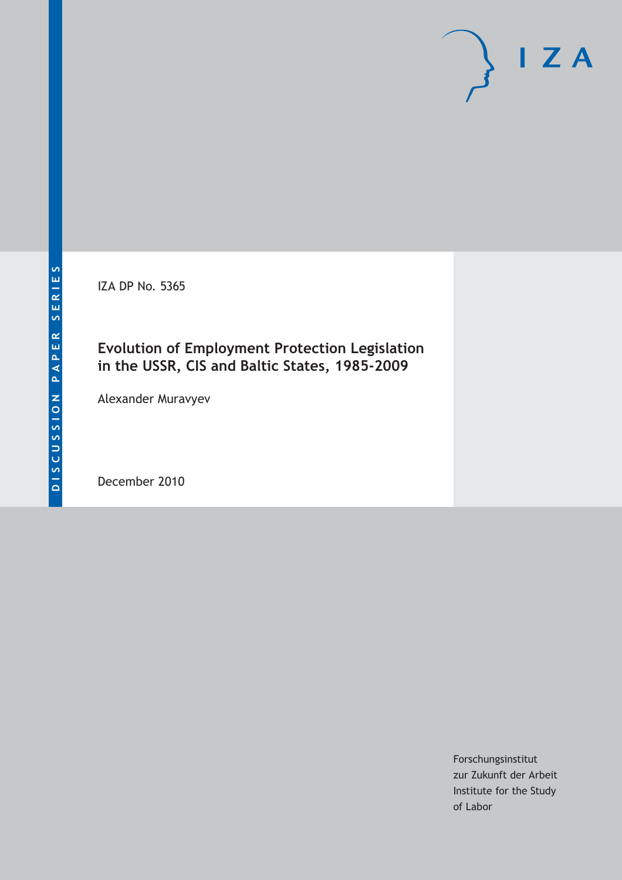DISCUSSION PAPER SERIES

IZA

IZA DP No. 5365

# Evolution of Employment Protection Legislation in the USSR, CIS and Baltic States, 1985-2009

Alexander Muravyev

December 2010

Forschungsinstitut
zur Zukunft der Arbeit
Institute for the Study
of Labor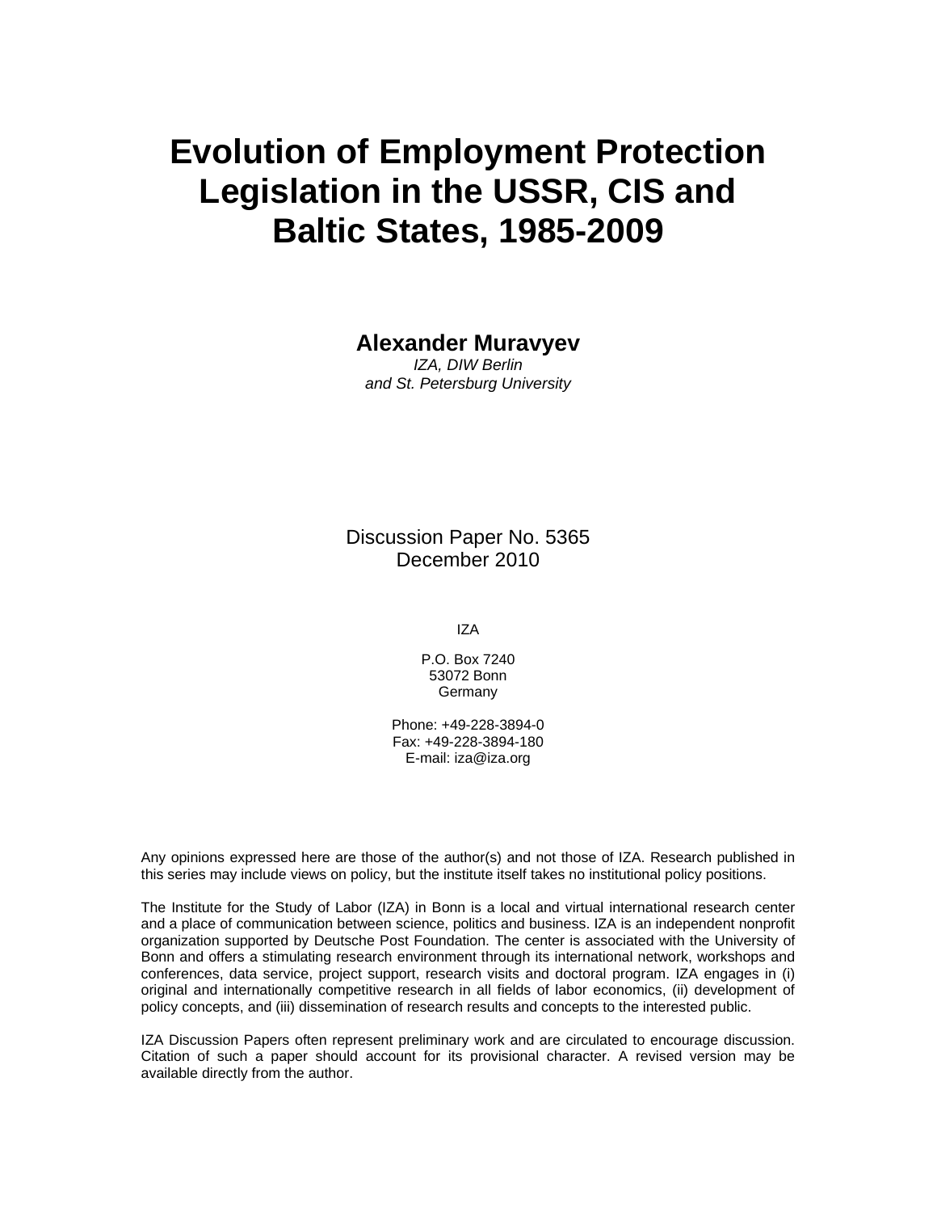# Evolution of Employment Protection Legislation in the USSR, CIS and Baltic States, 1985-2009

**Alexander Muravyev**

*IZA, DIW Berlin*
*and St. Petersburg University*

Discussion Paper No. 5365
December 2010

IZA

P.O. Box 7240
53072 Bonn
Germany

Phone: +49-228-3894-0
Fax: +49-228-3894-180
E-mail: iza@iza.org

Any opinions expressed here are those of the author(s) and not those of IZA. Research published in this series may include views on policy, but the institute itself takes no institutional policy positions.

The Institute for the Study of Labor (IZA) in Bonn is a local and virtual international research center and a place of communication between science, politics and business. IZA is an independent nonprofit organization supported by Deutsche Post Foundation. The center is associated with the University of Bonn and offers a stimulating research environment through its international network, workshops and conferences, data service, project support, research visits and doctoral program. IZA engages in (i) original and internationally competitive research in all fields of labor economics, (ii) development of policy concepts, and (iii) dissemination of research results and concepts to the interested public.

IZA Discussion Papers often represent preliminary work and are circulated to encourage discussion. Citation of such a paper should account for its provisional character. A revised version may be available directly from the author.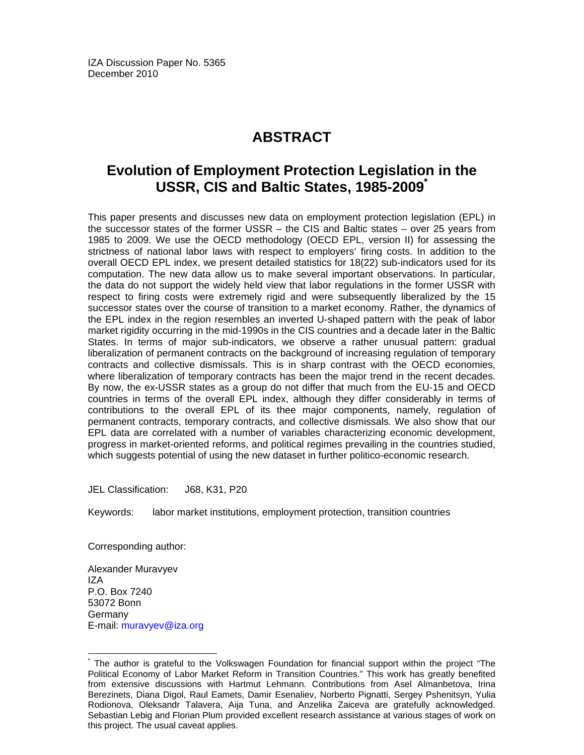IZA Discussion Paper No. 5365
December 2010

# ABSTRACT

## Evolution of Employment Protection Legislation in the USSR, CIS and Baltic States, 1985-2009*

This paper presents and discusses new data on employment protection legislation (EPL) in the successor states of the former USSR – the CIS and Baltic states – over 25 years from 1985 to 2009. We use the OECD methodology (OECD EPL, version II) for assessing the strictness of national labor laws with respect to employers' firing costs. In addition to the overall OECD EPL index, we present detailed statistics for 18(22) sub-indicators used for its computation. The new data allow us to make several important observations. In particular, the data do not support the widely held view that labor regulations in the former USSR with respect to firing costs were extremely rigid and were subsequently liberalized by the 15 successor states over the course of transition to a market economy. Rather, the dynamics of the EPL index in the region resembles an inverted U-shaped pattern with the peak of labor market rigidity occurring in the mid-1990s in the CIS countries and a decade later in the Baltic States. In terms of major sub-indicators, we observe a rather unusual pattern: gradual liberalization of permanent contracts on the background of increasing regulation of temporary contracts and collective dismissals. This is in sharp contrast with the OECD economies, where liberalization of temporary contracts has been the major trend in the recent decades. By now, the ex-USSR states as a group do not differ that much from the EU-15 and OECD countries in terms of the overall EPL index, although they differ considerably in terms of contributions to the overall EPL of its thee major components, namely, regulation of permanent contracts, temporary contracts, and collective dismissals. We also show that our EPL data are correlated with a number of variables characterizing economic development, progress in market-oriented reforms, and political regimes prevailing in the countries studied, which suggests potential of using the new dataset in further politico-economic research.

JEL Classification: J68, K31, P20

Keywords: labor market institutions, employment protection, transition countries

Corresponding author:

Alexander Muravyev
IZA
P.O. Box 7240
53072 Bonn
Germany
E-mail: muravyev@iza.org

---

* The author is grateful to the Volkswagen Foundation for financial support within the project "The Political Economy of Labor Market Reform in Transition Countries." This work has greatly benefited from extensive discussions with Hartmut Lehmann. Contributions from Asel Almanbetova, Irina Berezinets, Diana Digol, Raul Eamets, Damir Esenaliev, Norberto Pignatti, Sergey Pshenitsyn, Yulia Rodionova, Oleksandr Talavera, Aija Tuna, and Anzelika Zaiceva are gratefully acknowledged. Sebastian Lebig and Florian Plum provided excellent research assistance at various stages of work on this project. The usual caveat applies.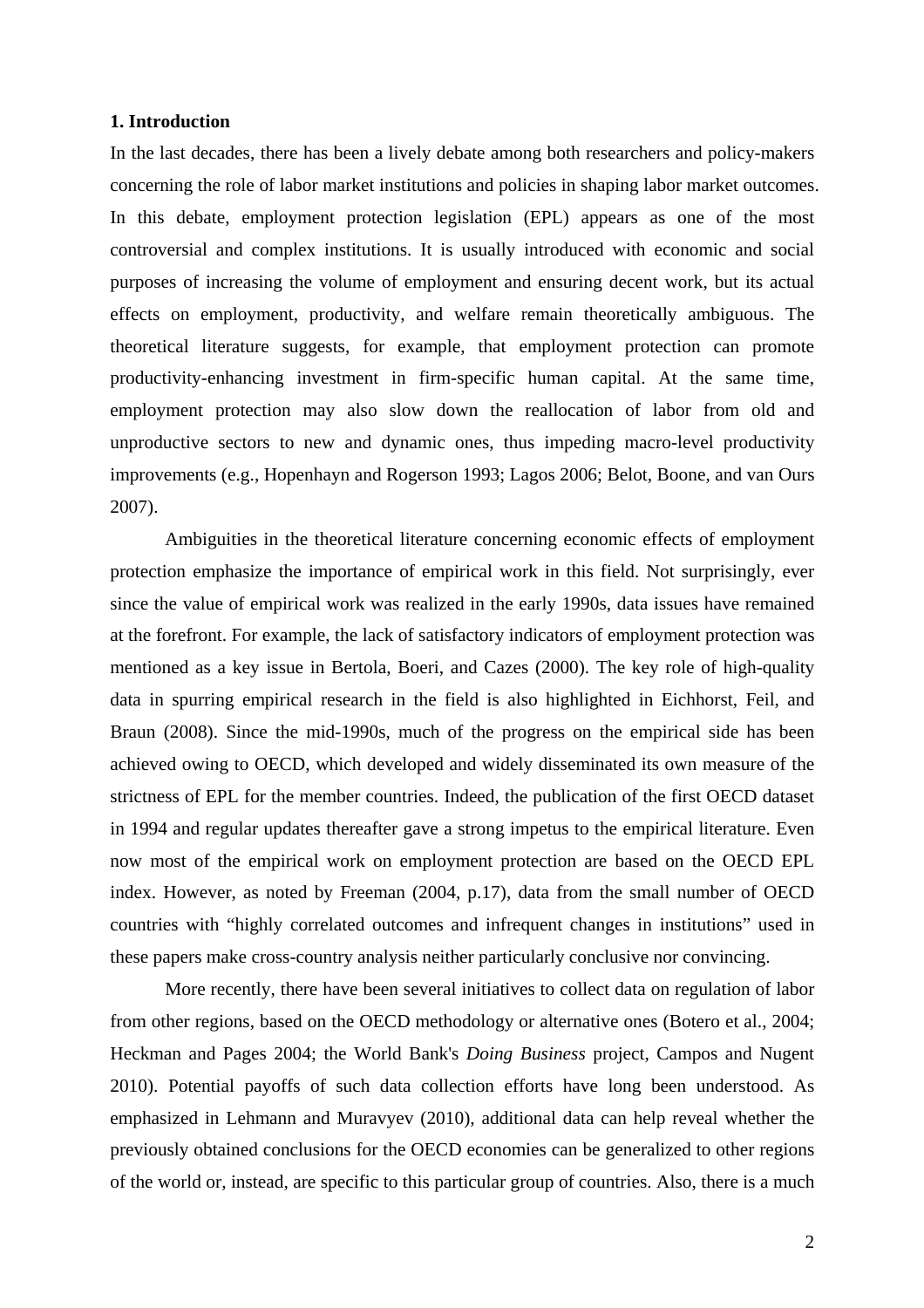## 1. Introduction

In the last decades, there has been a lively debate among both researchers and policy-makers concerning the role of labor market institutions and policies in shaping labor market outcomes. In this debate, employment protection legislation (EPL) appears as one of the most controversial and complex institutions. It is usually introduced with economic and social purposes of increasing the volume of employment and ensuring decent work, but its actual effects on employment, productivity, and welfare remain theoretically ambiguous. The theoretical literature suggests, for example, that employment protection can promote productivity-enhancing investment in firm-specific human capital. At the same time, employment protection may also slow down the reallocation of labor from old and unproductive sectors to new and dynamic ones, thus impeding macro-level productivity improvements (e.g., Hopenhayn and Rogerson 1993; Lagos 2006; Belot, Boone, and van Ours 2007).

Ambiguities in the theoretical literature concerning economic effects of employment protection emphasize the importance of empirical work in this field. Not surprisingly, ever since the value of empirical work was realized in the early 1990s, data issues have remained at the forefront. For example, the lack of satisfactory indicators of employment protection was mentioned as a key issue in Bertola, Boeri, and Cazes (2000). The key role of high-quality data in spurring empirical research in the field is also highlighted in Eichhorst, Feil, and Braun (2008). Since the mid-1990s, much of the progress on the empirical side has been achieved owing to OECD, which developed and widely disseminated its own measure of the strictness of EPL for the member countries. Indeed, the publication of the first OECD dataset in 1994 and regular updates thereafter gave a strong impetus to the empirical literature. Even now most of the empirical work on employment protection are based on the OECD EPL index. However, as noted by Freeman (2004, p.17), data from the small number of OECD countries with "highly correlated outcomes and infrequent changes in institutions" used in these papers make cross-country analysis neither particularly conclusive nor convincing.

More recently, there have been several initiatives to collect data on regulation of labor from other regions, based on the OECD methodology or alternative ones (Botero et al., 2004; Heckman and Pages 2004; the World Bank's *Doing Business* project, Campos and Nugent 2010). Potential payoffs of such data collection efforts have long been understood. As emphasized in Lehmann and Muravyev (2010), additional data can help reveal whether the previously obtained conclusions for the OECD economies can be generalized to other regions of the world or, instead, are specific to this particular group of countries. Also, there is a much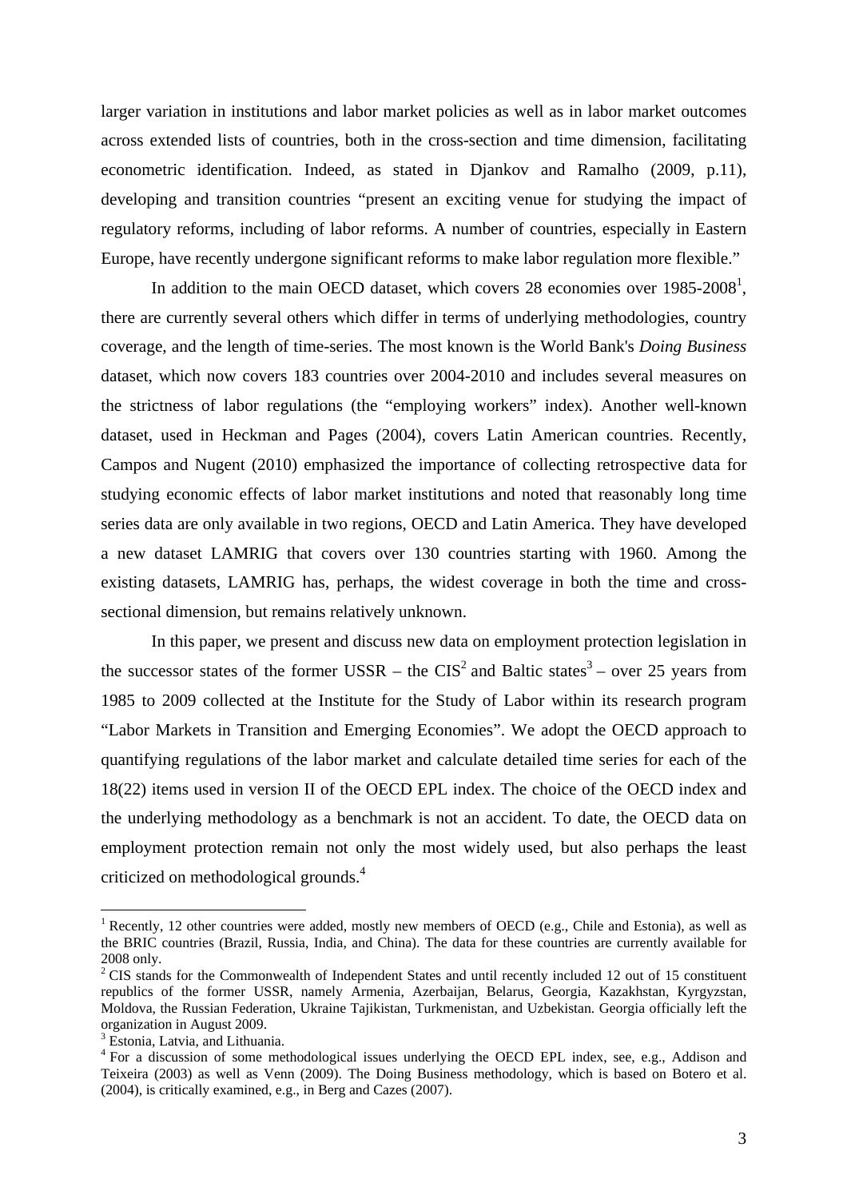larger variation in institutions and labor market policies as well as in labor market outcomes across extended lists of countries, both in the cross-section and time dimension, facilitating econometric identification. Indeed, as stated in Djankov and Ramalho (2009, p.11), developing and transition countries "present an exciting venue for studying the impact of regulatory reforms, including of labor reforms. A number of countries, especially in Eastern Europe, have recently undergone significant reforms to make labor regulation more flexible."

In addition to the main OECD dataset, which covers 28 economies over 1985-2008[1], there are currently several others which differ in terms of underlying methodologies, country coverage, and the length of time-series. The most known is the World Bank's *Doing Business* dataset, which now covers 183 countries over 2004-2010 and includes several measures on the strictness of labor regulations (the "employing workers" index). Another well-known dataset, used in Heckman and Pages (2004), covers Latin American countries. Recently, Campos and Nugent (2010) emphasized the importance of collecting retrospective data for studying economic effects of labor market institutions and noted that reasonably long time series data are only available in two regions, OECD and Latin America. They have developed a new dataset LAMRIG that covers over 130 countries starting with 1960. Among the existing datasets, LAMRIG has, perhaps, the widest coverage in both the time and cross-sectional dimension, but remains relatively unknown.

In this paper, we present and discuss new data on employment protection legislation in the successor states of the former USSR – the CIS[2] and Baltic states[3] – over 25 years from 1985 to 2009 collected at the Institute for the Study of Labor within its research program "Labor Markets in Transition and Emerging Economies". We adopt the OECD approach to quantifying regulations of the labor market and calculate detailed time series for each of the 18(22) items used in version II of the OECD EPL index. The choice of the OECD index and the underlying methodology as a benchmark is not an accident. To date, the OECD data on employment protection remain not only the most widely used, but also perhaps the least criticized on methodological grounds.[4]

---

[1] Recently, 12 other countries were added, mostly new members of OECD (e.g., Chile and Estonia), as well as the BRIC countries (Brazil, Russia, India, and China). The data for these countries are currently available for 2008 only.

[2] CIS stands for the Commonwealth of Independent States and until recently included 12 out of 15 constituent republics of the former USSR, namely Armenia, Azerbaijan, Belarus, Georgia, Kazakhstan, Kyrgyzstan, Moldova, the Russian Federation, Ukraine Tajikistan, Turkmenistan, and Uzbekistan. Georgia officially left the organization in August 2009.

[3] Estonia, Latvia, and Lithuania.

[4] For a discussion of some methodological issues underlying the OECD EPL index, see, e.g., Addison and Teixeira (2003) as well as Venn (2009). The Doing Business methodology, which is based on Botero et al. (2004), is critically examined, e.g., in Berg and Cazes (2007).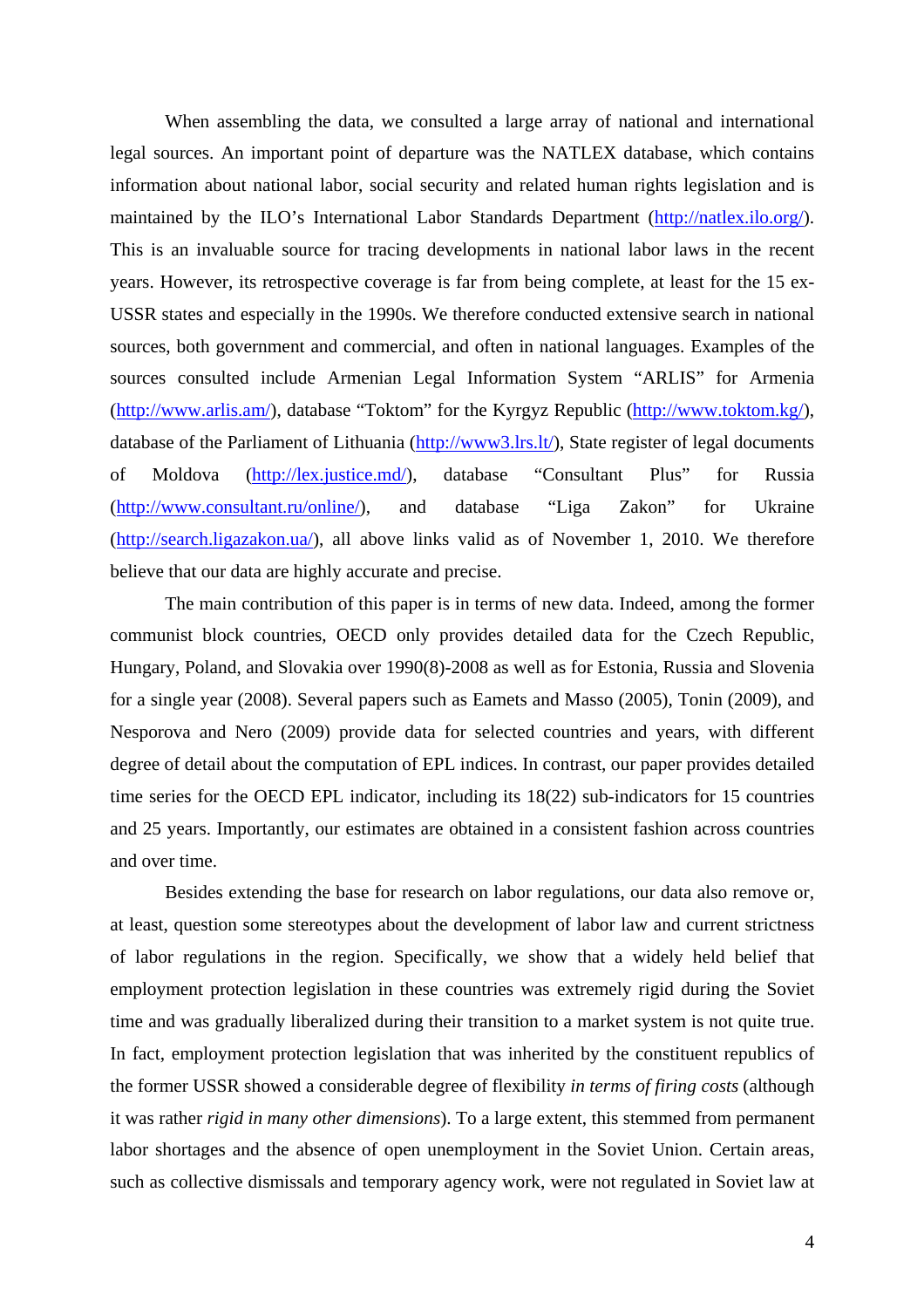When assembling the data, we consulted a large array of national and international legal sources. An important point of departure was the NATLEX database, which contains information about national labor, social security and related human rights legislation and is maintained by the ILO's International Labor Standards Department (http://natlex.ilo.org/). This is an invaluable source for tracing developments in national labor laws in the recent years. However, its retrospective coverage is far from being complete, at least for the 15 ex-USSR states and especially in the 1990s. We therefore conducted extensive search in national sources, both government and commercial, and often in national languages. Examples of the sources consulted include Armenian Legal Information System "ARLIS" for Armenia (http://www.arlis.am/), database "Toktom" for the Kyrgyz Republic (http://www.toktom.kg/), database of the Parliament of Lithuania (http://www3.lrs.lt/), State register of legal documents of Moldova (http://lex.justice.md/), database "Consultant Plus" for Russia (http://www.consultant.ru/online/), and database "Liga Zakon" for Ukraine (http://search.ligazakon.ua/), all above links valid as of November 1, 2010. We therefore believe that our data are highly accurate and precise.

The main contribution of this paper is in terms of new data. Indeed, among the former communist block countries, OECD only provides detailed data for the Czech Republic, Hungary, Poland, and Slovakia over 1990(8)-2008 as well as for Estonia, Russia and Slovenia for a single year (2008). Several papers such as Eamets and Masso (2005), Tonin (2009), and Nesporova and Nero (2009) provide data for selected countries and years, with different degree of detail about the computation of EPL indices. In contrast, our paper provides detailed time series for the OECD EPL indicator, including its 18(22) sub-indicators for 15 countries and 25 years. Importantly, our estimates are obtained in a consistent fashion across countries and over time.

Besides extending the base for research on labor regulations, our data also remove or, at least, question some stereotypes about the development of labor law and current strictness of labor regulations in the region. Specifically, we show that a widely held belief that employment protection legislation in these countries was extremely rigid during the Soviet time and was gradually liberalized during their transition to a market system is not quite true. In fact, employment protection legislation that was inherited by the constituent republics of the former USSR showed a considerable degree of flexibility *in terms of firing costs* (although it was rather *rigid in many other dimensions*). To a large extent, this stemmed from permanent labor shortages and the absence of open unemployment in the Soviet Union. Certain areas, such as collective dismissals and temporary agency work, were not regulated in Soviet law at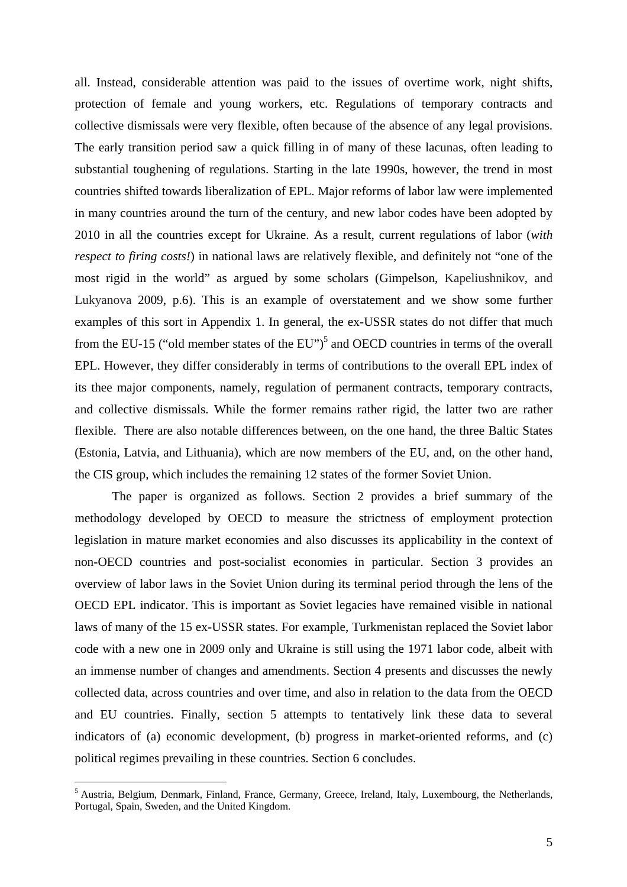all. Instead, considerable attention was paid to the issues of overtime work, night shifts, protection of female and young workers, etc. Regulations of temporary contracts and collective dismissals were very flexible, often because of the absence of any legal provisions. The early transition period saw a quick filling in of many of these lacunas, often leading to substantial toughening of regulations. Starting in the late 1990s, however, the trend in most countries shifted towards liberalization of EPL. Major reforms of labor law were implemented in many countries around the turn of the century, and new labor codes have been adopted by 2010 in all the countries except for Ukraine. As a result, current regulations of labor (*with respect to firing costs!*) in national laws are relatively flexible, and definitely not "one of the most rigid in the world" as argued by some scholars (Gimpelson, Kapeliushnikov, and Lukyanova 2009, p.6). This is an example of overstatement and we show some further examples of this sort in Appendix 1. In general, the ex-USSR states do not differ that much from the EU-15 ("old member states of the EU")[5] and OECD countries in terms of the overall EPL. However, they differ considerably in terms of contributions to the overall EPL index of its thee major components, namely, regulation of permanent contracts, temporary contracts, and collective dismissals. While the former remains rather rigid, the latter two are rather flexible. There are also notable differences between, on the one hand, the three Baltic States (Estonia, Latvia, and Lithuania), which are now members of the EU, and, on the other hand, the CIS group, which includes the remaining 12 states of the former Soviet Union.

The paper is organized as follows. Section 2 provides a brief summary of the methodology developed by OECD to measure the strictness of employment protection legislation in mature market economies and also discusses its applicability in the context of non-OECD countries and post-socialist economies in particular. Section 3 provides an overview of labor laws in the Soviet Union during its terminal period through the lens of the OECD EPL indicator. This is important as Soviet legacies have remained visible in national laws of many of the 15 ex-USSR states. For example, Turkmenistan replaced the Soviet labor code with a new one in 2009 only and Ukraine is still using the 1971 labor code, albeit with an immense number of changes and amendments. Section 4 presents and discusses the newly collected data, across countries and over time, and also in relation to the data from the OECD and EU countries. Finally, section 5 attempts to tentatively link these data to several indicators of (a) economic development, (b) progress in market-oriented reforms, and (c) political regimes prevailing in these countries. Section 6 concludes.

[5] Austria, Belgium, Denmark, Finland, France, Germany, Greece, Ireland, Italy, Luxembourg, the Netherlands, Portugal, Spain, Sweden, and the United Kingdom.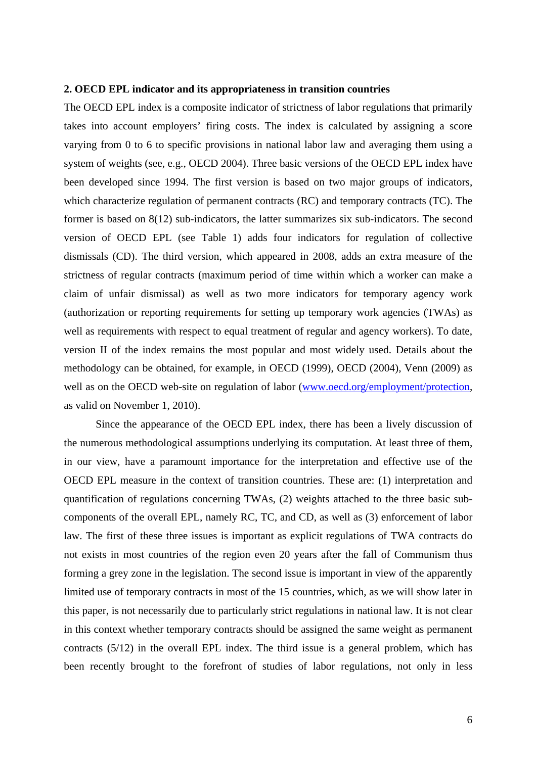## 2. OECD EPL indicator and its appropriateness in transition countries

The OECD EPL index is a composite indicator of strictness of labor regulations that primarily takes into account employers' firing costs. The index is calculated by assigning a score varying from 0 to 6 to specific provisions in national labor law and averaging them using a system of weights (see, e.g., OECD 2004). Three basic versions of the OECD EPL index have been developed since 1994. The first version is based on two major groups of indicators, which characterize regulation of permanent contracts (RC) and temporary contracts (TC). The former is based on 8(12) sub-indicators, the latter summarizes six sub-indicators. The second version of OECD EPL (see Table 1) adds four indicators for regulation of collective dismissals (CD). The third version, which appeared in 2008, adds an extra measure of the strictness of regular contracts (maximum period of time within which a worker can make a claim of unfair dismissal) as well as two more indicators for temporary agency work (authorization or reporting requirements for setting up temporary work agencies (TWAs) as well as requirements with respect to equal treatment of regular and agency workers). To date, version II of the index remains the most popular and most widely used. Details about the methodology can be obtained, for example, in OECD (1999), OECD (2004), Venn (2009) as well as on the OECD web-site on regulation of labor (www.oecd.org/employment/protection, as valid on November 1, 2010).

Since the appearance of the OECD EPL index, there has been a lively discussion of the numerous methodological assumptions underlying its computation. At least three of them, in our view, have a paramount importance for the interpretation and effective use of the OECD EPL measure in the context of transition countries. These are: (1) interpretation and quantification of regulations concerning TWAs, (2) weights attached to the three basic sub-components of the overall EPL, namely RC, TC, and CD, as well as (3) enforcement of labor law. The first of these three issues is important as explicit regulations of TWA contracts do not exists in most countries of the region even 20 years after the fall of Communism thus forming a grey zone in the legislation. The second issue is important in view of the apparently limited use of temporary contracts in most of the 15 countries, which, as we will show later in this paper, is not necessarily due to particularly strict regulations in national law. It is not clear in this context whether temporary contracts should be assigned the same weight as permanent contracts (5/12) in the overall EPL index. The third issue is a general problem, which has been recently brought to the forefront of studies of labor regulations, not only in less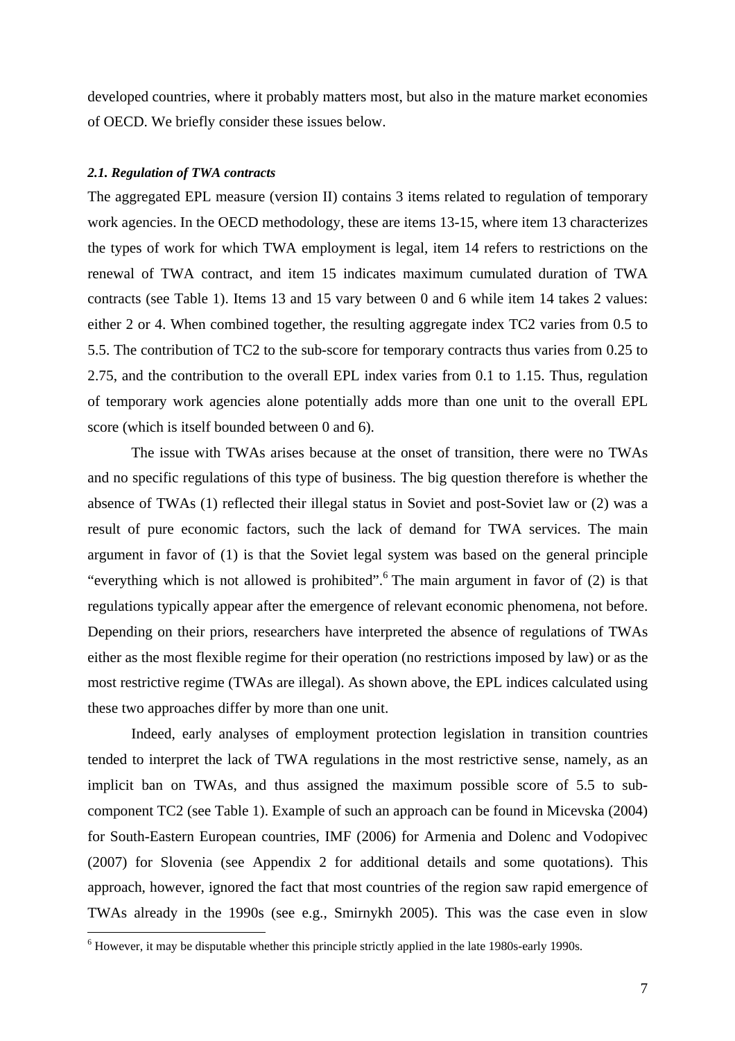developed countries, where it probably matters most, but also in the mature market economies of OECD. We briefly consider these issues below.

### *2.1. Regulation of TWA contracts*

The aggregated EPL measure (version II) contains 3 items related to regulation of temporary work agencies. In the OECD methodology, these are items 13-15, where item 13 characterizes the types of work for which TWA employment is legal, item 14 refers to restrictions on the renewal of TWA contract, and item 15 indicates maximum cumulated duration of TWA contracts (see Table 1). Items 13 and 15 vary between 0 and 6 while item 14 takes 2 values: either 2 or 4. When combined together, the resulting aggregate index TC2 varies from 0.5 to 5.5. The contribution of TC2 to the sub-score for temporary contracts thus varies from 0.25 to 2.75, and the contribution to the overall EPL index varies from 0.1 to 1.15. Thus, regulation of temporary work agencies alone potentially adds more than one unit to the overall EPL score (which is itself bounded between 0 and 6).

The issue with TWAs arises because at the onset of transition, there were no TWAs and no specific regulations of this type of business. The big question therefore is whether the absence of TWAs (1) reflected their illegal status in Soviet and post-Soviet law or (2) was a result of pure economic factors, such the lack of demand for TWA services. The main argument in favor of (1) is that the Soviet legal system was based on the general principle "everything which is not allowed is prohibited".[6] The main argument in favor of (2) is that regulations typically appear after the emergence of relevant economic phenomena, not before. Depending on their priors, researchers have interpreted the absence of regulations of TWAs either as the most flexible regime for their operation (no restrictions imposed by law) or as the most restrictive regime (TWAs are illegal). As shown above, the EPL indices calculated using these two approaches differ by more than one unit.

Indeed, early analyses of employment protection legislation in transition countries tended to interpret the lack of TWA regulations in the most restrictive sense, namely, as an implicit ban on TWAs, and thus assigned the maximum possible score of 5.5 to sub-component TC2 (see Table 1). Example of such an approach can be found in Micevska (2004) for South-Eastern European countries, IMF (2006) for Armenia and Dolenc and Vodopivec (2007) for Slovenia (see Appendix 2 for additional details and some quotations). This approach, however, ignored the fact that most countries of the region saw rapid emergence of TWAs already in the 1990s (see e.g., Smirnykh 2005). This was the case even in slow

[6] However, it may be disputable whether this principle strictly applied in the late 1980s-early 1990s.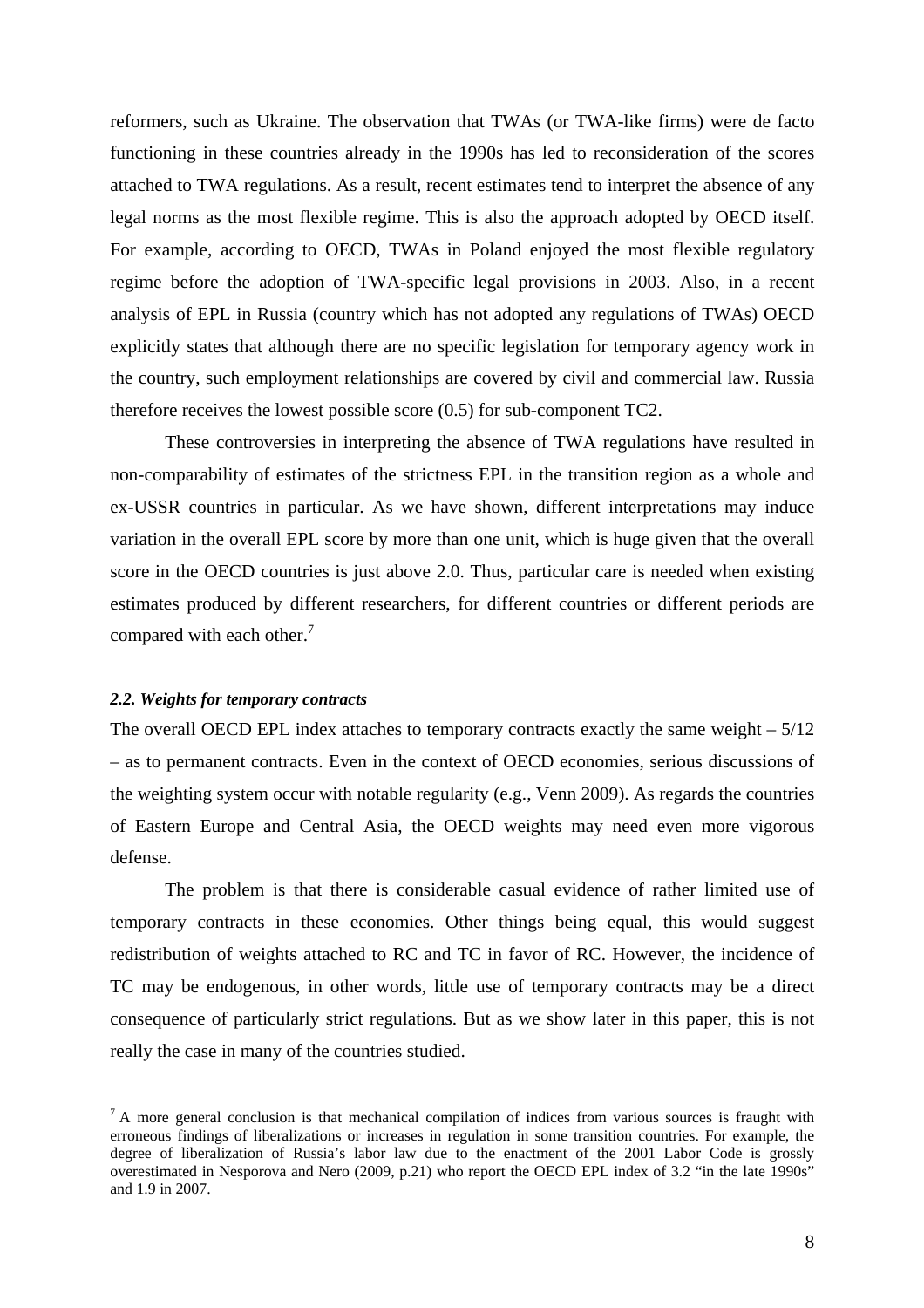reformers, such as Ukraine. The observation that TWAs (or TWA-like firms) were de facto functioning in these countries already in the 1990s has led to reconsideration of the scores attached to TWA regulations. As a result, recent estimates tend to interpret the absence of any legal norms as the most flexible regime. This is also the approach adopted by OECD itself. For example, according to OECD, TWAs in Poland enjoyed the most flexible regulatory regime before the adoption of TWA-specific legal provisions in 2003. Also, in a recent analysis of EPL in Russia (country which has not adopted any regulations of TWAs) OECD explicitly states that although there are no specific legislation for temporary agency work in the country, such employment relationships are covered by civil and commercial law. Russia therefore receives the lowest possible score (0.5) for sub-component TC2.

These controversies in interpreting the absence of TWA regulations have resulted in non-comparability of estimates of the strictness EPL in the transition region as a whole and ex-USSR countries in particular. As we have shown, different interpretations may induce variation in the overall EPL score by more than one unit, which is huge given that the overall score in the OECD countries is just above 2.0. Thus, particular care is needed when existing estimates produced by different researchers, for different countries or different periods are compared with each other.[7]

### *2.2. Weights for temporary contracts*

The overall OECD EPL index attaches to temporary contracts exactly the same weight – 5/12 – as to permanent contracts. Even in the context of OECD economies, serious discussions of the weighting system occur with notable regularity (e.g., Venn 2009). As regards the countries of Eastern Europe and Central Asia, the OECD weights may need even more vigorous defense.

The problem is that there is considerable casual evidence of rather limited use of temporary contracts in these economies. Other things being equal, this would suggest redistribution of weights attached to RC and TC in favor of RC. However, the incidence of TC may be endogenous, in other words, little use of temporary contracts may be a direct consequence of particularly strict regulations. But as we show later in this paper, this is not really the case in many of the countries studied.

---

[7] A more general conclusion is that mechanical compilation of indices from various sources is fraught with erroneous findings of liberalizations or increases in regulation in some transition countries. For example, the degree of liberalization of Russia's labor law due to the enactment of the 2001 Labor Code is grossly overestimated in Nesporova and Nero (2009, p.21) who report the OECD EPL index of 3.2 "in the late 1990s" and 1.9 in 2007.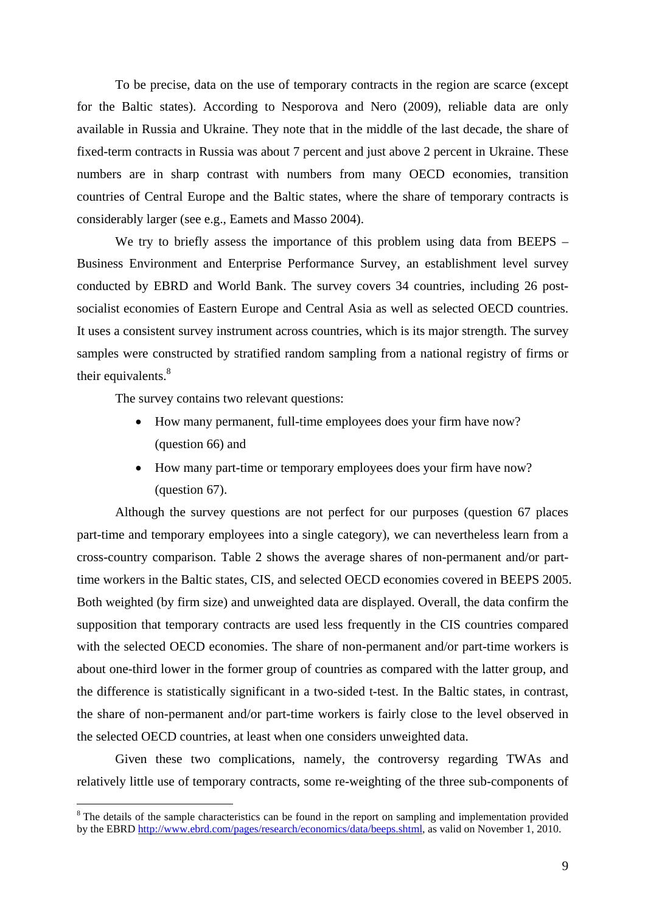To be precise, data on the use of temporary contracts in the region are scarce (except for the Baltic states). According to Nesporova and Nero (2009), reliable data are only available in Russia and Ukraine. They note that in the middle of the last decade, the share of fixed-term contracts in Russia was about 7 percent and just above 2 percent in Ukraine. These numbers are in sharp contrast with numbers from many OECD economies, transition countries of Central Europe and the Baltic states, where the share of temporary contracts is considerably larger (see e.g., Eamets and Masso 2004).

We try to briefly assess the importance of this problem using data from BEEPS – Business Environment and Enterprise Performance Survey, an establishment level survey conducted by EBRD and World Bank. The survey covers 34 countries, including 26 post-socialist economies of Eastern Europe and Central Asia as well as selected OECD countries. It uses a consistent survey instrument across countries, which is its major strength. The survey samples were constructed by stratified random sampling from a national registry of firms or their equivalents.[8]

The survey contains two relevant questions:

- How many permanent, full-time employees does your firm have now? (question 66) and
- How many part-time or temporary employees does your firm have now? (question 67).

Although the survey questions are not perfect for our purposes (question 67 places part-time and temporary employees into a single category), we can nevertheless learn from a cross-country comparison. Table 2 shows the average shares of non-permanent and/or part-time workers in the Baltic states, CIS, and selected OECD economies covered in BEEPS 2005. Both weighted (by firm size) and unweighted data are displayed. Overall, the data confirm the supposition that temporary contracts are used less frequently in the CIS countries compared with the selected OECD economies. The share of non-permanent and/or part-time workers is about one-third lower in the former group of countries as compared with the latter group, and the difference is statistically significant in a two-sided t-test. In the Baltic states, in contrast, the share of non-permanent and/or part-time workers is fairly close to the level observed in the selected OECD countries, at least when one considers unweighted data.

Given these two complications, namely, the controversy regarding TWAs and relatively little use of temporary contracts, some re-weighting of the three sub-components of

---

[8] The details of the sample characteristics can be found in the report on sampling and implementation provided by the EBRD http://www.ebrd.com/pages/research/economics/data/beeps.shtml, as valid on November 1, 2010.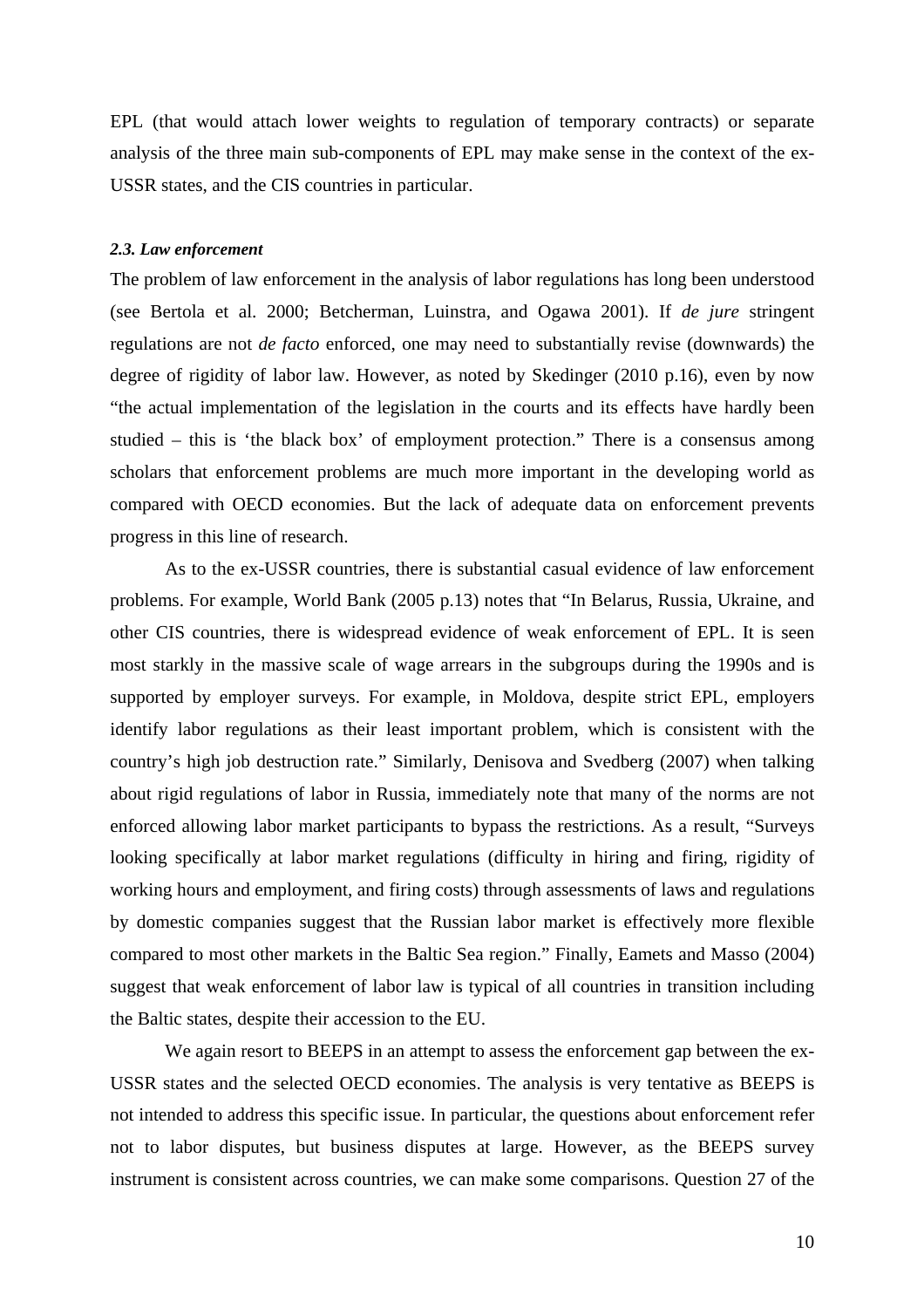EPL (that would attach lower weights to regulation of temporary contracts) or separate analysis of the three main sub-components of EPL may make sense in the context of the ex-USSR states, and the CIS countries in particular.

### *2.3. Law enforcement*

The problem of law enforcement in the analysis of labor regulations has long been understood (see Bertola et al. 2000; Betcherman, Luinstra, and Ogawa 2001). If *de jure* stringent regulations are not *de facto* enforced, one may need to substantially revise (downwards) the degree of rigidity of labor law. However, as noted by Skedinger (2010 p.16), even by now "the actual implementation of the legislation in the courts and its effects have hardly been studied – this is 'the black box' of employment protection." There is a consensus among scholars that enforcement problems are much more important in the developing world as compared with OECD economies. But the lack of adequate data on enforcement prevents progress in this line of research.

As to the ex-USSR countries, there is substantial casual evidence of law enforcement problems. For example, World Bank (2005 p.13) notes that "In Belarus, Russia, Ukraine, and other CIS countries, there is widespread evidence of weak enforcement of EPL. It is seen most starkly in the massive scale of wage arrears in the subgroups during the 1990s and is supported by employer surveys. For example, in Moldova, despite strict EPL, employers identify labor regulations as their least important problem, which is consistent with the country's high job destruction rate." Similarly, Denisova and Svedberg (2007) when talking about rigid regulations of labor in Russia, immediately note that many of the norms are not enforced allowing labor market participants to bypass the restrictions. As a result, "Surveys looking specifically at labor market regulations (difficulty in hiring and firing, rigidity of working hours and employment, and firing costs) through assessments of laws and regulations by domestic companies suggest that the Russian labor market is effectively more flexible compared to most other markets in the Baltic Sea region." Finally, Eamets and Masso (2004) suggest that weak enforcement of labor law is typical of all countries in transition including the Baltic states, despite their accession to the EU.

We again resort to BEEPS in an attempt to assess the enforcement gap between the ex-USSR states and the selected OECD economies. The analysis is very tentative as BEEPS is not intended to address this specific issue. In particular, the questions about enforcement refer not to labor disputes, but business disputes at large. However, as the BEEPS survey instrument is consistent across countries, we can make some comparisons. Question 27 of the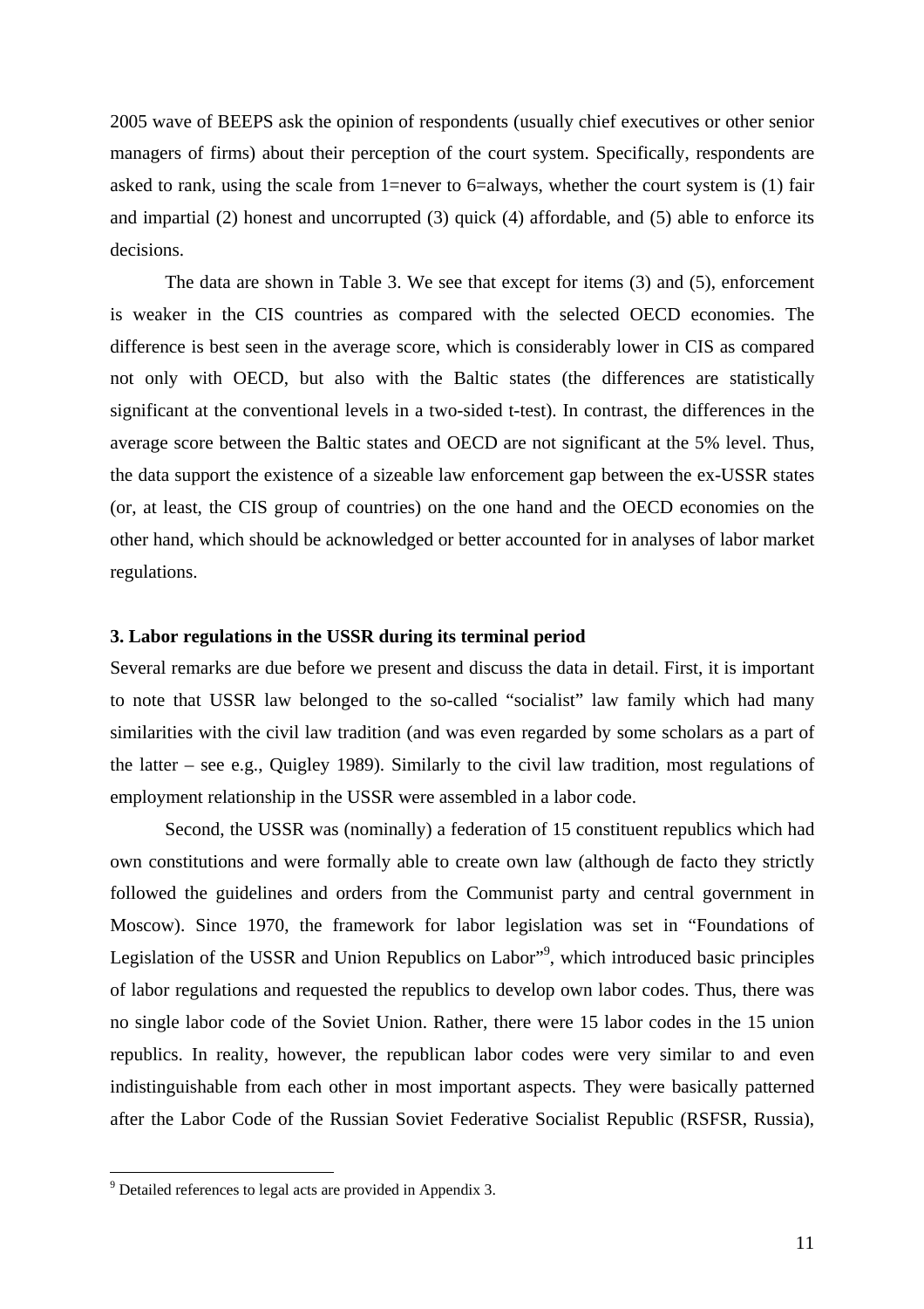2005 wave of BEEPS ask the opinion of respondents (usually chief executives or other senior managers of firms) about their perception of the court system. Specifically, respondents are asked to rank, using the scale from 1=never to 6=always, whether the court system is (1) fair and impartial (2) honest and uncorrupted (3) quick (4) affordable, and (5) able to enforce its decisions.

The data are shown in Table 3. We see that except for items (3) and (5), enforcement is weaker in the CIS countries as compared with the selected OECD economies. The difference is best seen in the average score, which is considerably lower in CIS as compared not only with OECD, but also with the Baltic states (the differences are statistically significant at the conventional levels in a two-sided t-test). In contrast, the differences in the average score between the Baltic states and OECD are not significant at the 5% level. Thus, the data support the existence of a sizeable law enforcement gap between the ex-USSR states (or, at least, the CIS group of countries) on the one hand and the OECD economies on the other hand, which should be acknowledged or better accounted for in analyses of labor market regulations.

### 3. Labor regulations in the USSR during its terminal period

Several remarks are due before we present and discuss the data in detail. First, it is important to note that USSR law belonged to the so-called "socialist" law family which had many similarities with the civil law tradition (and was even regarded by some scholars as a part of the latter – see e.g., Quigley 1989). Similarly to the civil law tradition, most regulations of employment relationship in the USSR were assembled in a labor code.

Second, the USSR was (nominally) a federation of 15 constituent republics which had own constitutions and were formally able to create own law (although de facto they strictly followed the guidelines and orders from the Communist party and central government in Moscow). Since 1970, the framework for labor legislation was set in "Foundations of Legislation of the USSR and Union Republics on Labor"[9], which introduced basic principles of labor regulations and requested the republics to develop own labor codes. Thus, there was no single labor code of the Soviet Union. Rather, there were 15 labor codes in the 15 union republics. In reality, however, the republican labor codes were very similar to and even indistinguishable from each other in most important aspects. They were basically patterned after the Labor Code of the Russian Soviet Federative Socialist Republic (RSFSR, Russia),

[9] Detailed references to legal acts are provided in Appendix 3.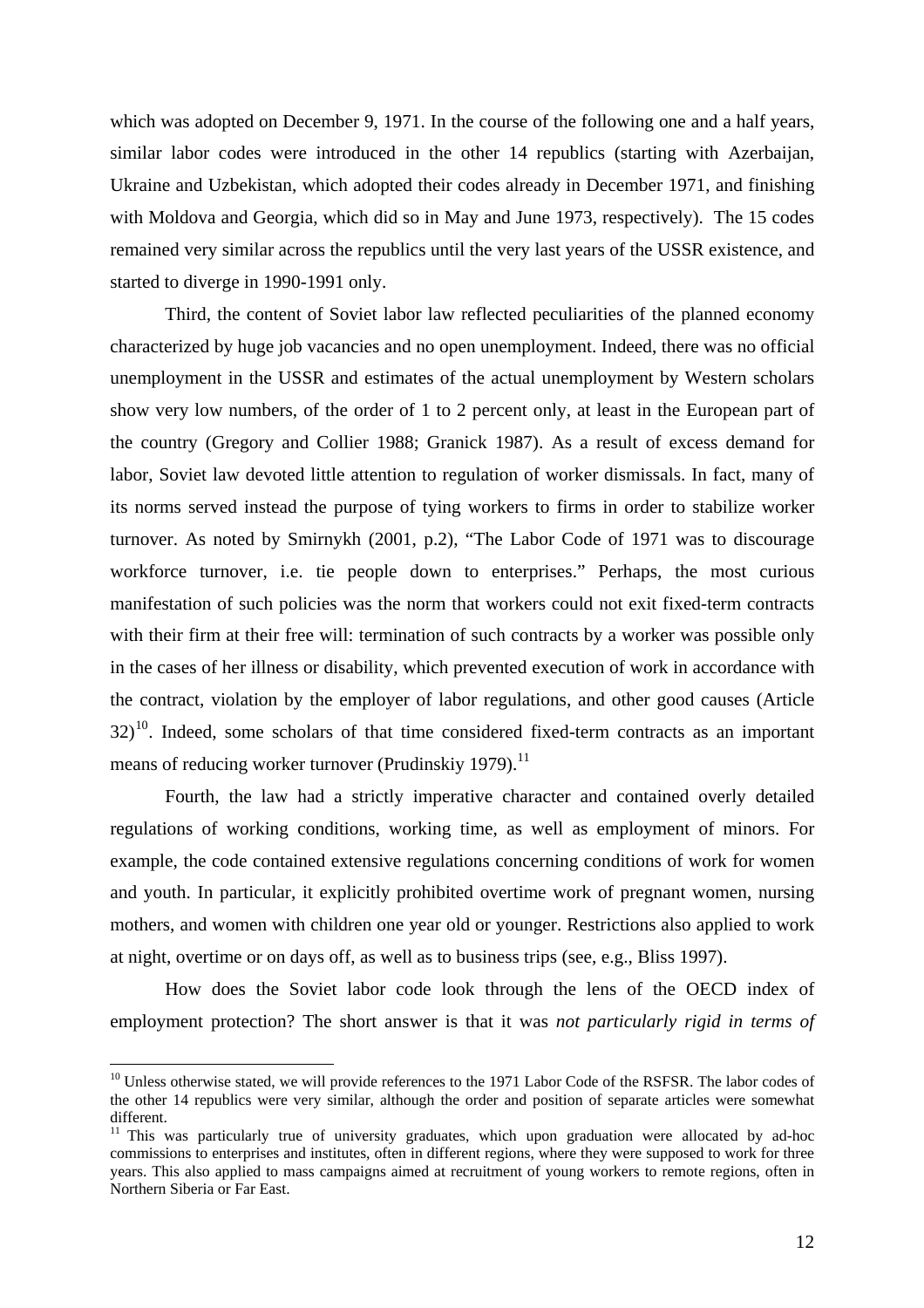which was adopted on December 9, 1971. In the course of the following one and a half years, similar labor codes were introduced in the other 14 republics (starting with Azerbaijan, Ukraine and Uzbekistan, which adopted their codes already in December 1971, and finishing with Moldova and Georgia, which did so in May and June 1973, respectively). The 15 codes remained very similar across the republics until the very last years of the USSR existence, and started to diverge in 1990-1991 only.

Third, the content of Soviet labor law reflected peculiarities of the planned economy characterized by huge job vacancies and no open unemployment. Indeed, there was no official unemployment in the USSR and estimates of the actual unemployment by Western scholars show very low numbers, of the order of 1 to 2 percent only, at least in the European part of the country (Gregory and Collier 1988; Granick 1987). As a result of excess demand for labor, Soviet law devoted little attention to regulation of worker dismissals. In fact, many of its norms served instead the purpose of tying workers to firms in order to stabilize worker turnover. As noted by Smirnykh (2001, p.2), "The Labor Code of 1971 was to discourage workforce turnover, i.e. tie people down to enterprises." Perhaps, the most curious manifestation of such policies was the norm that workers could not exit fixed-term contracts with their firm at their free will: termination of such contracts by a worker was possible only in the cases of her illness or disability, which prevented execution of work in accordance with the contract, violation by the employer of labor regulations, and other good causes (Article 32)[10]. Indeed, some scholars of that time considered fixed-term contracts as an important means of reducing worker turnover (Prudinskiy 1979).[11]

Fourth, the law had a strictly imperative character and contained overly detailed regulations of working conditions, working time, as well as employment of minors. For example, the code contained extensive regulations concerning conditions of work for women and youth. In particular, it explicitly prohibited overtime work of pregnant women, nursing mothers, and women with children one year old or younger. Restrictions also applied to work at night, overtime or on days off, as well as to business trips (see, e.g., Bliss 1997).

How does the Soviet labor code look through the lens of the OECD index of employment protection? The short answer is that it was *not particularly rigid in terms of*

[10] Unless otherwise stated, we will provide references to the 1971 Labor Code of the RSFSR. The labor codes of the other 14 republics were very similar, although the order and position of separate articles were somewhat different.

[11] This was particularly true of university graduates, which upon graduation were allocated by ad-hoc commissions to enterprises and institutes, often in different regions, where they were supposed to work for three years. This also applied to mass campaigns aimed at recruitment of young workers to remote regions, often in Northern Siberia or Far East.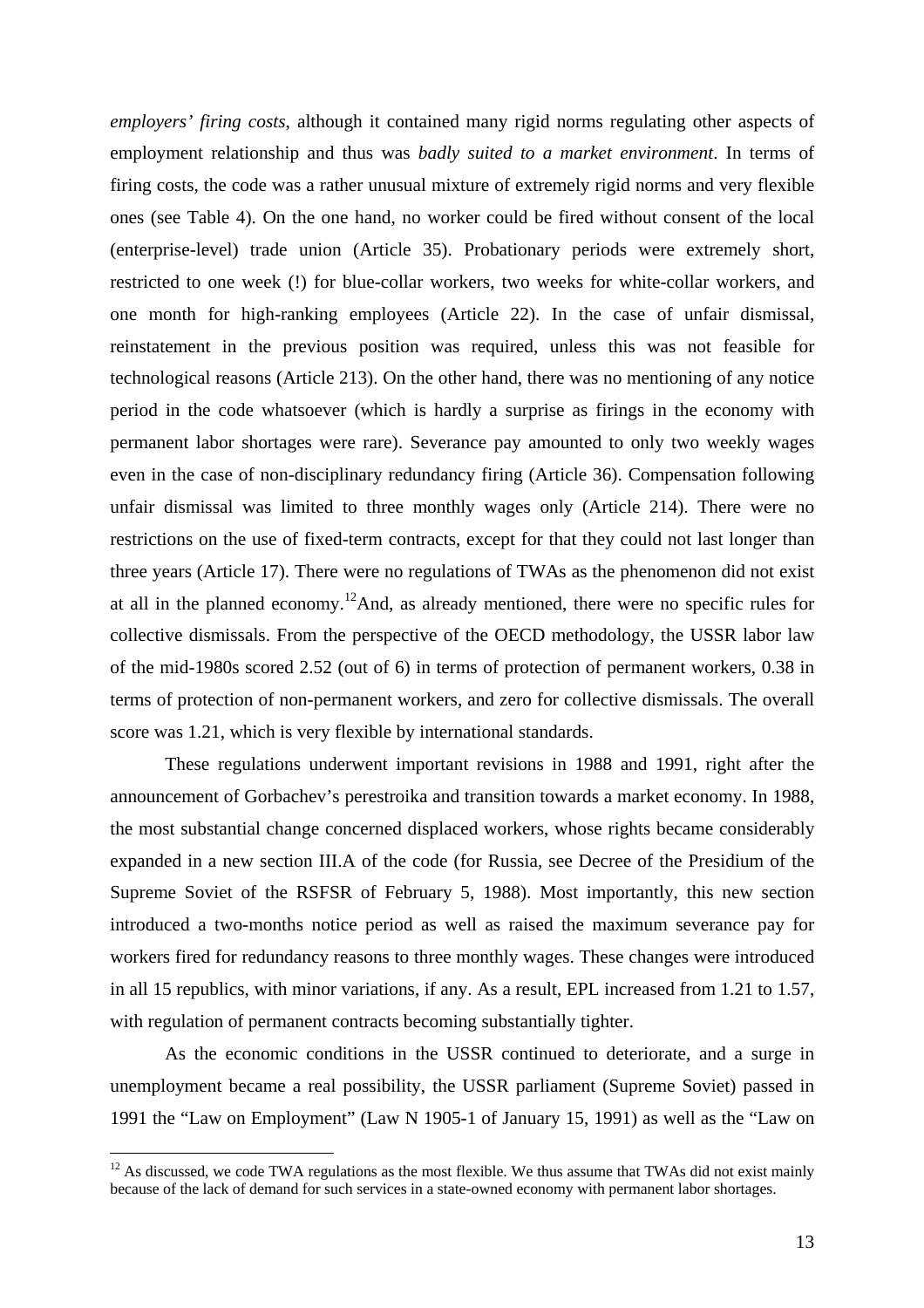*employers' firing costs*, although it contained many rigid norms regulating other aspects of employment relationship and thus was *badly suited to a market environment*. In terms of firing costs, the code was a rather unusual mixture of extremely rigid norms and very flexible ones (see Table 4). On the one hand, no worker could be fired without consent of the local (enterprise-level) trade union (Article 35). Probationary periods were extremely short, restricted to one week (!) for blue-collar workers, two weeks for white-collar workers, and one month for high-ranking employees (Article 22). In the case of unfair dismissal, reinstatement in the previous position was required, unless this was not feasible for technological reasons (Article 213). On the other hand, there was no mentioning of any notice period in the code whatsoever (which is hardly a surprise as firings in the economy with permanent labor shortages were rare). Severance pay amounted to only two weekly wages even in the case of non-disciplinary redundancy firing (Article 36). Compensation following unfair dismissal was limited to three monthly wages only (Article 214). There were no restrictions on the use of fixed-term contracts, except for that they could not last longer than three years (Article 17). There were no regulations of TWAs as the phenomenon did not exist at all in the planned economy.[12] And, as already mentioned, there were no specific rules for collective dismissals. From the perspective of the OECD methodology, the USSR labor law of the mid-1980s scored 2.52 (out of 6) in terms of protection of permanent workers, 0.38 in terms of protection of non-permanent workers, and zero for collective dismissals. The overall score was 1.21, which is very flexible by international standards.

These regulations underwent important revisions in 1988 and 1991, right after the announcement of Gorbachev's perestroika and transition towards a market economy. In 1988, the most substantial change concerned displaced workers, whose rights became considerably expanded in a new section III.A of the code (for Russia, see Decree of the Presidium of the Supreme Soviet of the RSFSR of February 5, 1988). Most importantly, this new section introduced a two-months notice period as well as raised the maximum severance pay for workers fired for redundancy reasons to three monthly wages. These changes were introduced in all 15 republics, with minor variations, if any. As a result, EPL increased from 1.21 to 1.57, with regulation of permanent contracts becoming substantially tighter.

As the economic conditions in the USSR continued to deteriorate, and a surge in unemployment became a real possibility, the USSR parliament (Supreme Soviet) passed in 1991 the "Law on Employment" (Law N 1905-1 of January 15, 1991) as well as the "Law on

[12] As discussed, we code TWA regulations as the most flexible. We thus assume that TWAs did not exist mainly because of the lack of demand for such services in a state-owned economy with permanent labor shortages.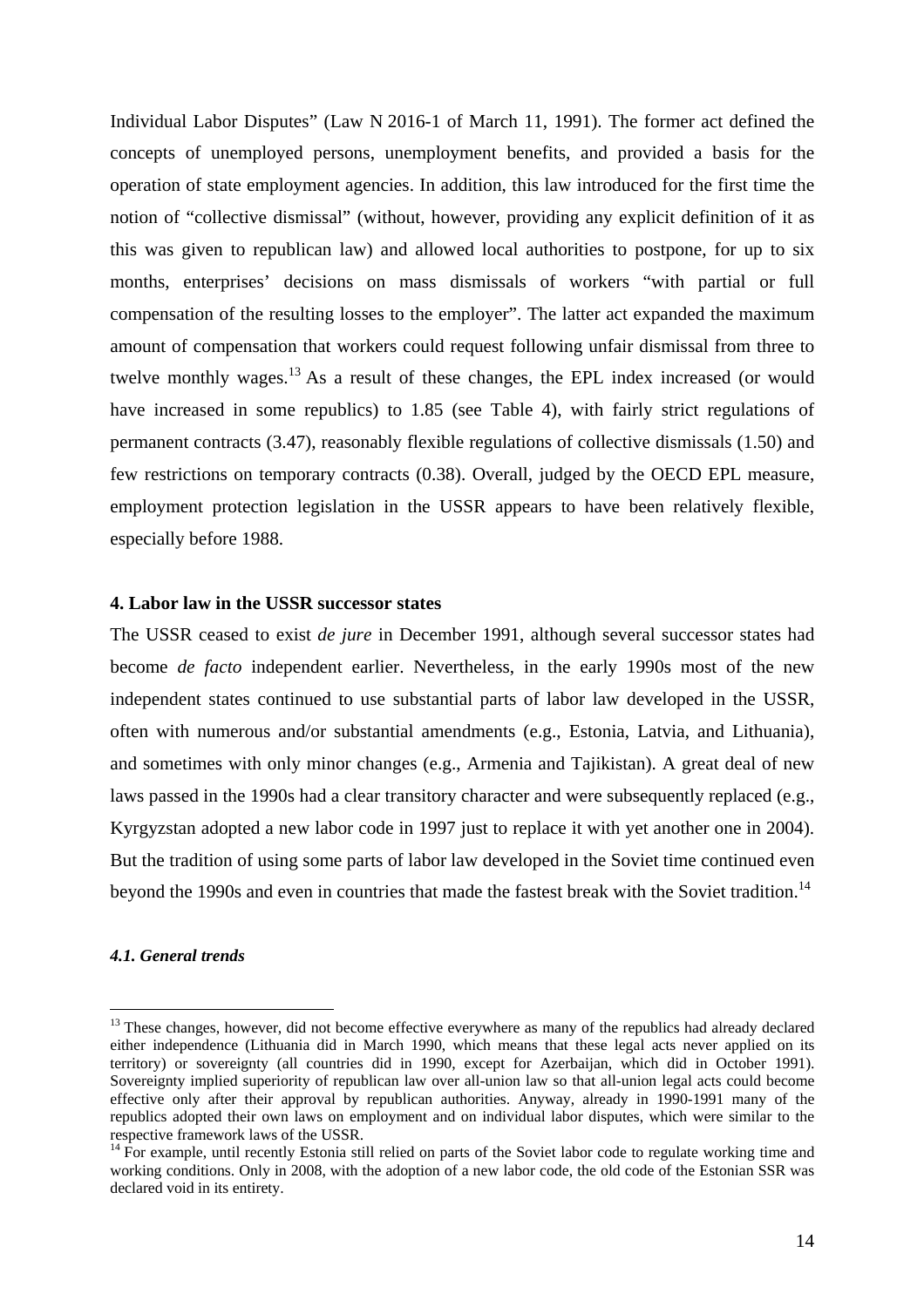Individual Labor Disputes" (Law N 2016-1 of March 11, 1991). The former act defined the concepts of unemployed persons, unemployment benefits, and provided a basis for the operation of state employment agencies. In addition, this law introduced for the first time the notion of "collective dismissal" (without, however, providing any explicit definition of it as this was given to republican law) and allowed local authorities to postpone, for up to six months, enterprises' decisions on mass dismissals of workers "with partial or full compensation of the resulting losses to the employer". The latter act expanded the maximum amount of compensation that workers could request following unfair dismissal from three to twelve monthly wages.[13] As a result of these changes, the EPL index increased (or would have increased in some republics) to 1.85 (see Table 4), with fairly strict regulations of permanent contracts (3.47), reasonably flexible regulations of collective dismissals (1.50) and few restrictions on temporary contracts (0.38). Overall, judged by the OECD EPL measure, employment protection legislation in the USSR appears to have been relatively flexible, especially before 1988.

## 4. Labor law in the USSR successor states

The USSR ceased to exist *de jure* in December 1991, although several successor states had become *de facto* independent earlier. Nevertheless, in the early 1990s most of the new independent states continued to use substantial parts of labor law developed in the USSR, often with numerous and/or substantial amendments (e.g., Estonia, Latvia, and Lithuania), and sometimes with only minor changes (e.g., Armenia and Tajikistan). A great deal of new laws passed in the 1990s had a clear transitory character and were subsequently replaced (e.g., Kyrgyzstan adopted a new labor code in 1997 just to replace it with yet another one in 2004). But the tradition of using some parts of labor law developed in the Soviet time continued even beyond the 1990s and even in countries that made the fastest break with the Soviet tradition.[14]

### *4.1. General trends*

---

[13] These changes, however, did not become effective everywhere as many of the republics had already declared either independence (Lithuania did in March 1990, which means that these legal acts never applied on its territory) or sovereignty (all countries did in 1990, except for Azerbaijan, which did in October 1991). Sovereignty implied superiority of republican law over all-union law so that all-union legal acts could become effective only after their approval by republican authorities. Anyway, already in 1990-1991 many of the republics adopted their own laws on employment and on individual labor disputes, which were similar to the respective framework laws of the USSR.

[14] For example, until recently Estonia still relied on parts of the Soviet labor code to regulate working time and working conditions. Only in 2008, with the adoption of a new labor code, the old code of the Estonian SSR was declared void in its entirety.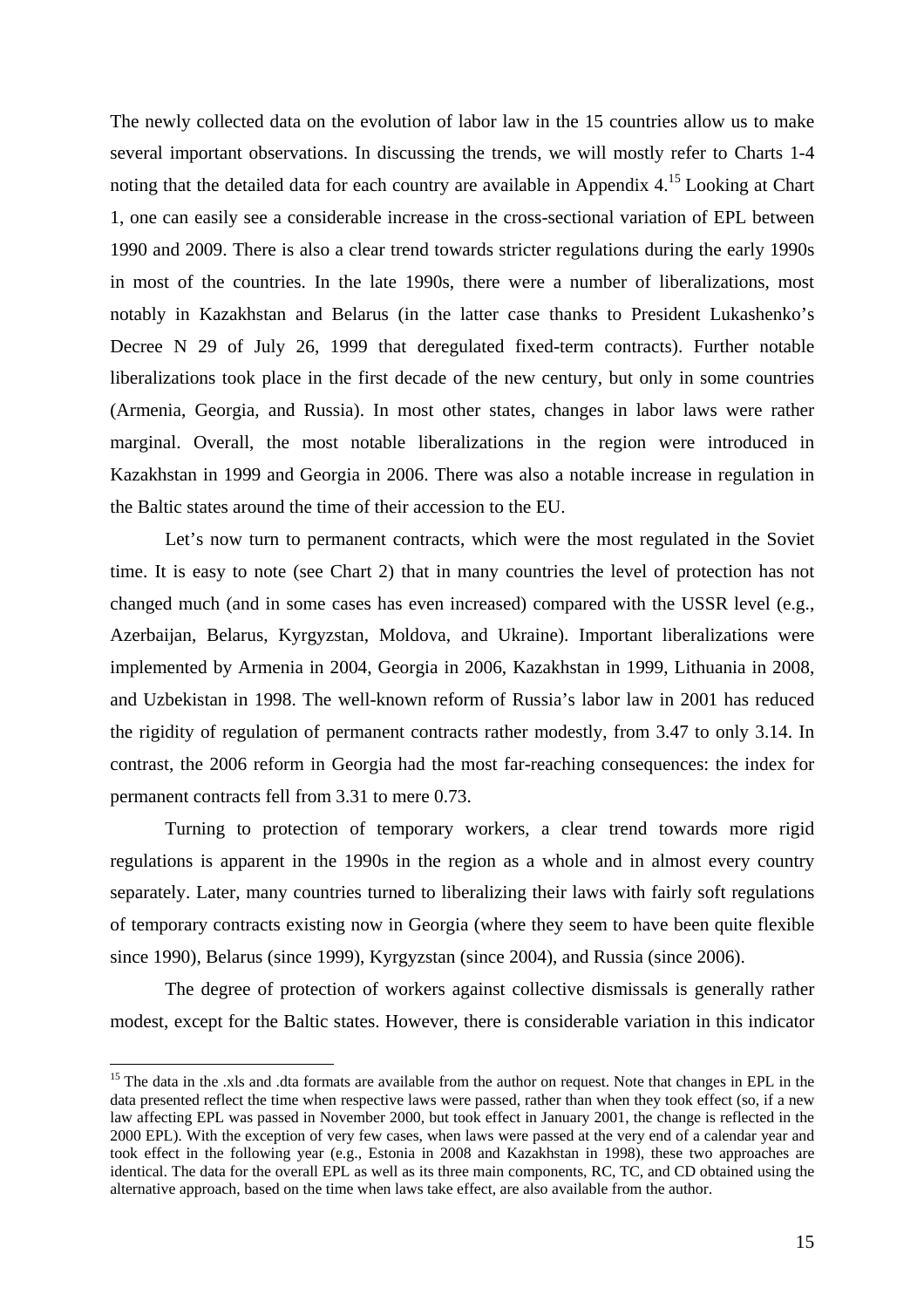The newly collected data on the evolution of labor law in the 15 countries allow us to make several important observations. In discussing the trends, we will mostly refer to Charts 1-4 noting that the detailed data for each country are available in Appendix 4.[15] Looking at Chart 1, one can easily see a considerable increase in the cross-sectional variation of EPL between 1990 and 2009. There is also a clear trend towards stricter regulations during the early 1990s in most of the countries. In the late 1990s, there were a number of liberalizations, most notably in Kazakhstan and Belarus (in the latter case thanks to President Lukashenko's Decree N 29 of July 26, 1999 that deregulated fixed-term contracts). Further notable liberalizations took place in the first decade of the new century, but only in some countries (Armenia, Georgia, and Russia). In most other states, changes in labor laws were rather marginal. Overall, the most notable liberalizations in the region were introduced in Kazakhstan in 1999 and Georgia in 2006. There was also a notable increase in regulation in the Baltic states around the time of their accession to the EU.

Let's now turn to permanent contracts, which were the most regulated in the Soviet time. It is easy to note (see Chart 2) that in many countries the level of protection has not changed much (and in some cases has even increased) compared with the USSR level (e.g., Azerbaijan, Belarus, Kyrgyzstan, Moldova, and Ukraine). Important liberalizations were implemented by Armenia in 2004, Georgia in 2006, Kazakhstan in 1999, Lithuania in 2008, and Uzbekistan in 1998. The well-known reform of Russia's labor law in 2001 has reduced the rigidity of regulation of permanent contracts rather modestly, from 3.47 to only 3.14. In contrast, the 2006 reform in Georgia had the most far-reaching consequences: the index for permanent contracts fell from 3.31 to mere 0.73.

Turning to protection of temporary workers, a clear trend towards more rigid regulations is apparent in the 1990s in the region as a whole and in almost every country separately. Later, many countries turned to liberalizing their laws with fairly soft regulations of temporary contracts existing now in Georgia (where they seem to have been quite flexible since 1990), Belarus (since 1999), Kyrgyzstan (since 2004), and Russia (since 2006).

The degree of protection of workers against collective dismissals is generally rather modest, except for the Baltic states. However, there is considerable variation in this indicator

[15] The data in the .xls and .dta formats are available from the author on request. Note that changes in EPL in the data presented reflect the time when respective laws were passed, rather than when they took effect (so, if a new law affecting EPL was passed in November 2000, but took effect in January 2001, the change is reflected in the 2000 EPL). With the exception of very few cases, when laws were passed at the very end of a calendar year and took effect in the following year (e.g., Estonia in 2008 and Kazakhstan in 1998), these two approaches are identical. The data for the overall EPL as well as its three main components, RC, TC, and CD obtained using the alternative approach, based on the time when laws take effect, are also available from the author.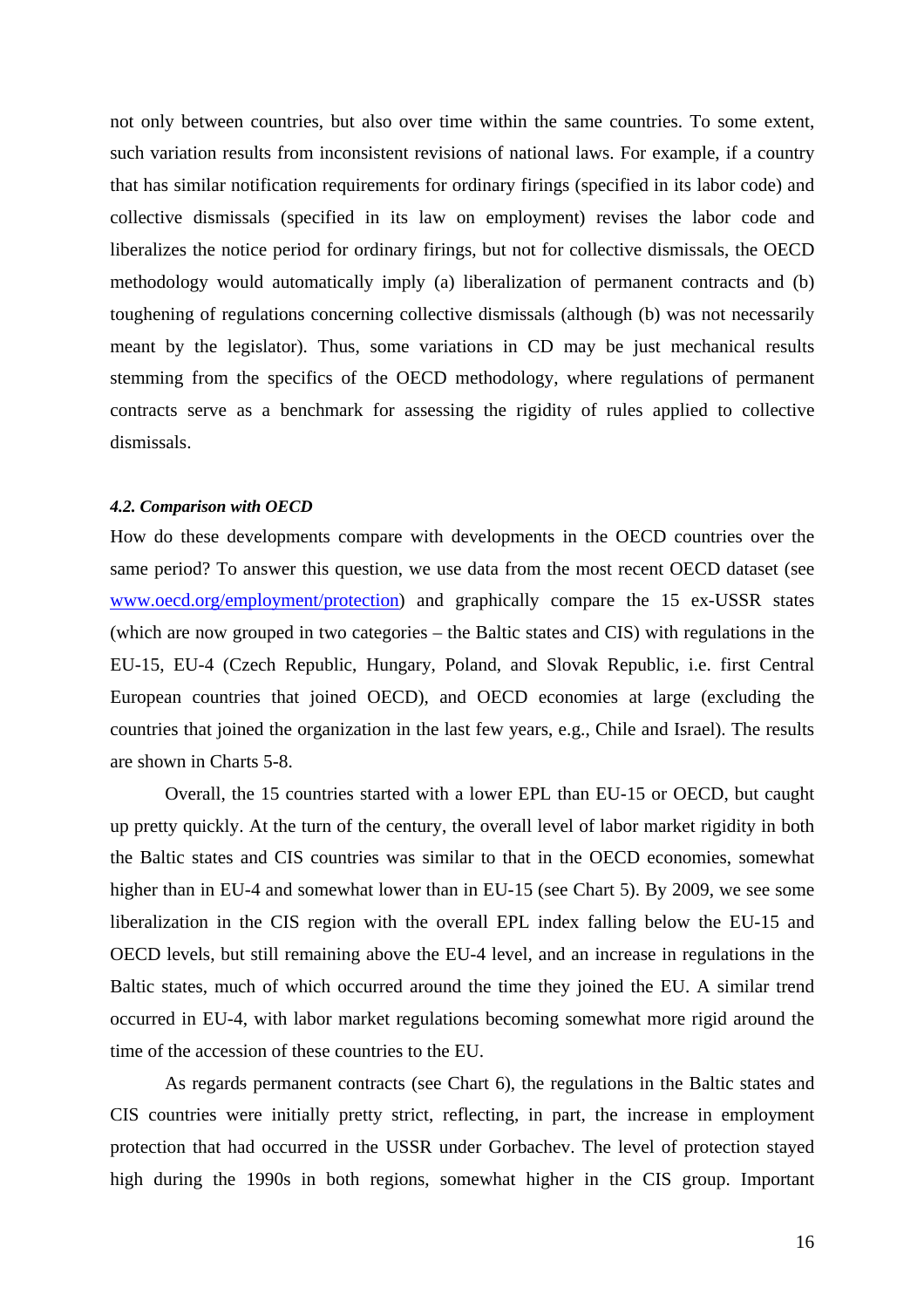not only between countries, but also over time within the same countries. To some extent, such variation results from inconsistent revisions of national laws. For example, if a country that has similar notification requirements for ordinary firings (specified in its labor code) and collective dismissals (specified in its law on employment) revises the labor code and liberalizes the notice period for ordinary firings, but not for collective dismissals, the OECD methodology would automatically imply (a) liberalization of permanent contracts and (b) toughening of regulations concerning collective dismissals (although (b) was not necessarily meant by the legislator). Thus, some variations in CD may be just mechanical results stemming from the specifics of the OECD methodology, where regulations of permanent contracts serve as a benchmark for assessing the rigidity of rules applied to collective dismissals.

#### *4.2. Comparison with OECD*

How do these developments compare with developments in the OECD countries over the same period? To answer this question, we use data from the most recent OECD dataset (see [www.oecd.org/employment/protection](www.oecd.org/employment/protection)) and graphically compare the 15 ex-USSR states (which are now grouped in two categories – the Baltic states and CIS) with regulations in the EU-15, EU-4 (Czech Republic, Hungary, Poland, and Slovak Republic, i.e. first Central European countries that joined OECD), and OECD economies at large (excluding the countries that joined the organization in the last few years, e.g., Chile and Israel). The results are shown in Charts 5-8.

Overall, the 15 countries started with a lower EPL than EU-15 or OECD, but caught up pretty quickly. At the turn of the century, the overall level of labor market rigidity in both the Baltic states and CIS countries was similar to that in the OECD economies, somewhat higher than in EU-4 and somewhat lower than in EU-15 (see Chart 5). By 2009, we see some liberalization in the CIS region with the overall EPL index falling below the EU-15 and OECD levels, but still remaining above the EU-4 level, and an increase in regulations in the Baltic states, much of which occurred around the time they joined the EU. A similar trend occurred in EU-4, with labor market regulations becoming somewhat more rigid around the time of the accession of these countries to the EU.

As regards permanent contracts (see Chart 6), the regulations in the Baltic states and CIS countries were initially pretty strict, reflecting, in part, the increase in employment protection that had occurred in the USSR under Gorbachev. The level of protection stayed high during the 1990s in both regions, somewhat higher in the CIS group. Important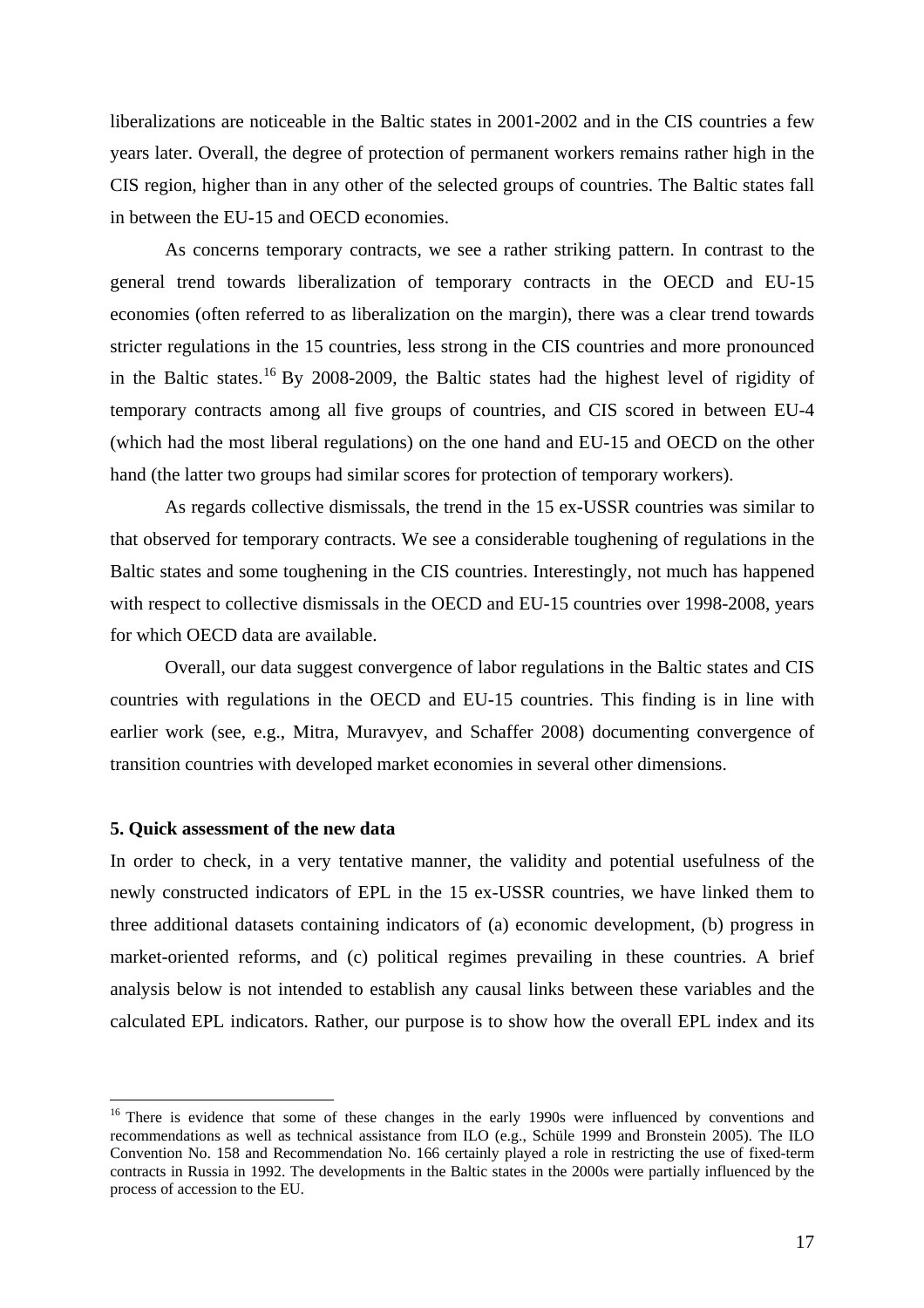liberalizations are noticeable in the Baltic states in 2001-2002 and in the CIS countries a few years later. Overall, the degree of protection of permanent workers remains rather high in the CIS region, higher than in any other of the selected groups of countries. The Baltic states fall in between the EU-15 and OECD economies.

As concerns temporary contracts, we see a rather striking pattern. In contrast to the general trend towards liberalization of temporary contracts in the OECD and EU-15 economies (often referred to as liberalization on the margin), there was a clear trend towards stricter regulations in the 15 countries, less strong in the CIS countries and more pronounced in the Baltic states.[16] By 2008-2009, the Baltic states had the highest level of rigidity of temporary contracts among all five groups of countries, and CIS scored in between EU-4 (which had the most liberal regulations) on the one hand and EU-15 and OECD on the other hand (the latter two groups had similar scores for protection of temporary workers).

As regards collective dismissals, the trend in the 15 ex-USSR countries was similar to that observed for temporary contracts. We see a considerable toughening of regulations in the Baltic states and some toughening in the CIS countries. Interestingly, not much has happened with respect to collective dismissals in the OECD and EU-15 countries over 1998-2008, years for which OECD data are available.

Overall, our data suggest convergence of labor regulations in the Baltic states and CIS countries with regulations in the OECD and EU-15 countries. This finding is in line with earlier work (see, e.g., Mitra, Muravyev, and Schaffer 2008) documenting convergence of transition countries with developed market economies in several other dimensions.

**5. Quick assessment of the new data**

In order to check, in a very tentative manner, the validity and potential usefulness of the newly constructed indicators of EPL in the 15 ex-USSR countries, we have linked them to three additional datasets containing indicators of (a) economic development, (b) progress in market-oriented reforms, and (c) political regimes prevailing in these countries. A brief analysis below is not intended to establish any causal links between these variables and the calculated EPL indicators. Rather, our purpose is to show how the overall EPL index and its

[16] There is evidence that some of these changes in the early 1990s were influenced by conventions and recommendations as well as technical assistance from ILO (e.g., Schüle 1999 and Bronstein 2005). The ILO Convention No. 158 and Recommendation No. 166 certainly played a role in restricting the use of fixed-term contracts in Russia in 1992. The developments in the Baltic states in the 2000s were partially influenced by the process of accession to the EU.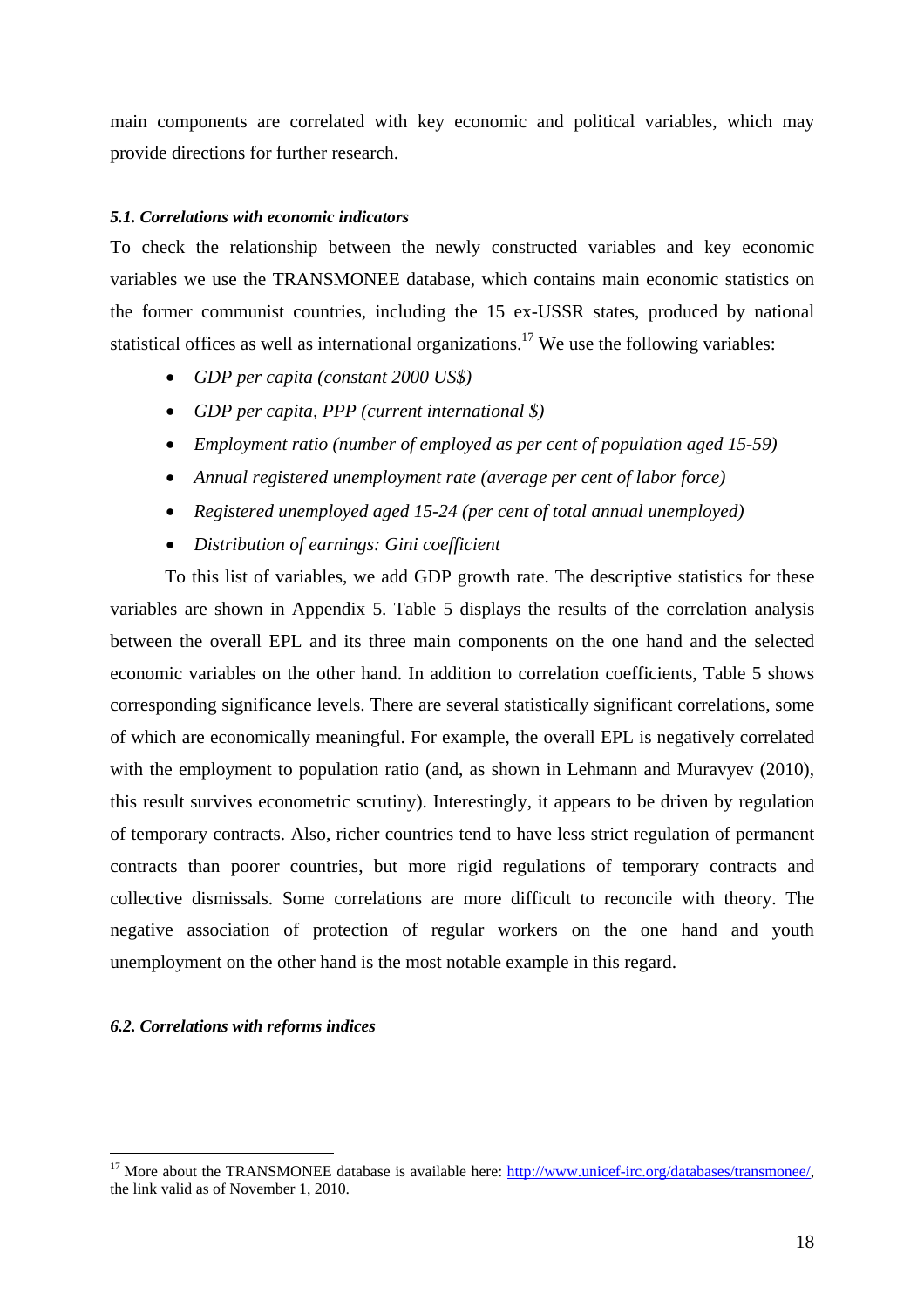main components are correlated with key economic and political variables, which may provide directions for further research.

### *5.1. Correlations with economic indicators*

To check the relationship between the newly constructed variables and key economic variables we use the TRANSMONEE database, which contains main economic statistics on the former communist countries, including the 15 ex-USSR states, produced by national statistical offices as well as international organizations.[17] We use the following variables:

- *GDP per capita (constant 2000 US$)*
- *GDP per capita, PPP (current international $)*
- *Employment ratio (number of employed as per cent of population aged 15-59)*
- *Annual registered unemployment rate (average per cent of labor force)*
- *Registered unemployed aged 15-24 (per cent of total annual unemployed)*
- *Distribution of earnings: Gini coefficient*

To this list of variables, we add GDP growth rate. The descriptive statistics for these variables are shown in Appendix 5. Table 5 displays the results of the correlation analysis between the overall EPL and its three main components on the one hand and the selected economic variables on the other hand. In addition to correlation coefficients, Table 5 shows corresponding significance levels. There are several statistically significant correlations, some of which are economically meaningful. For example, the overall EPL is negatively correlated with the employment to population ratio (and, as shown in Lehmann and Muravyev (2010), this result survives econometric scrutiny). Interestingly, it appears to be driven by regulation of temporary contracts. Also, richer countries tend to have less strict regulation of permanent contracts than poorer countries, but more rigid regulations of temporary contracts and collective dismissals. Some correlations are more difficult to reconcile with theory. The negative association of protection of regular workers on the one hand and youth unemployment on the other hand is the most notable example in this regard.

### *6.2. Correlations with reforms indices*

[17] More about the TRANSMONEE database is available here: http://www.unicef-irc.org/databases/transmonee/, the link valid as of November 1, 2010.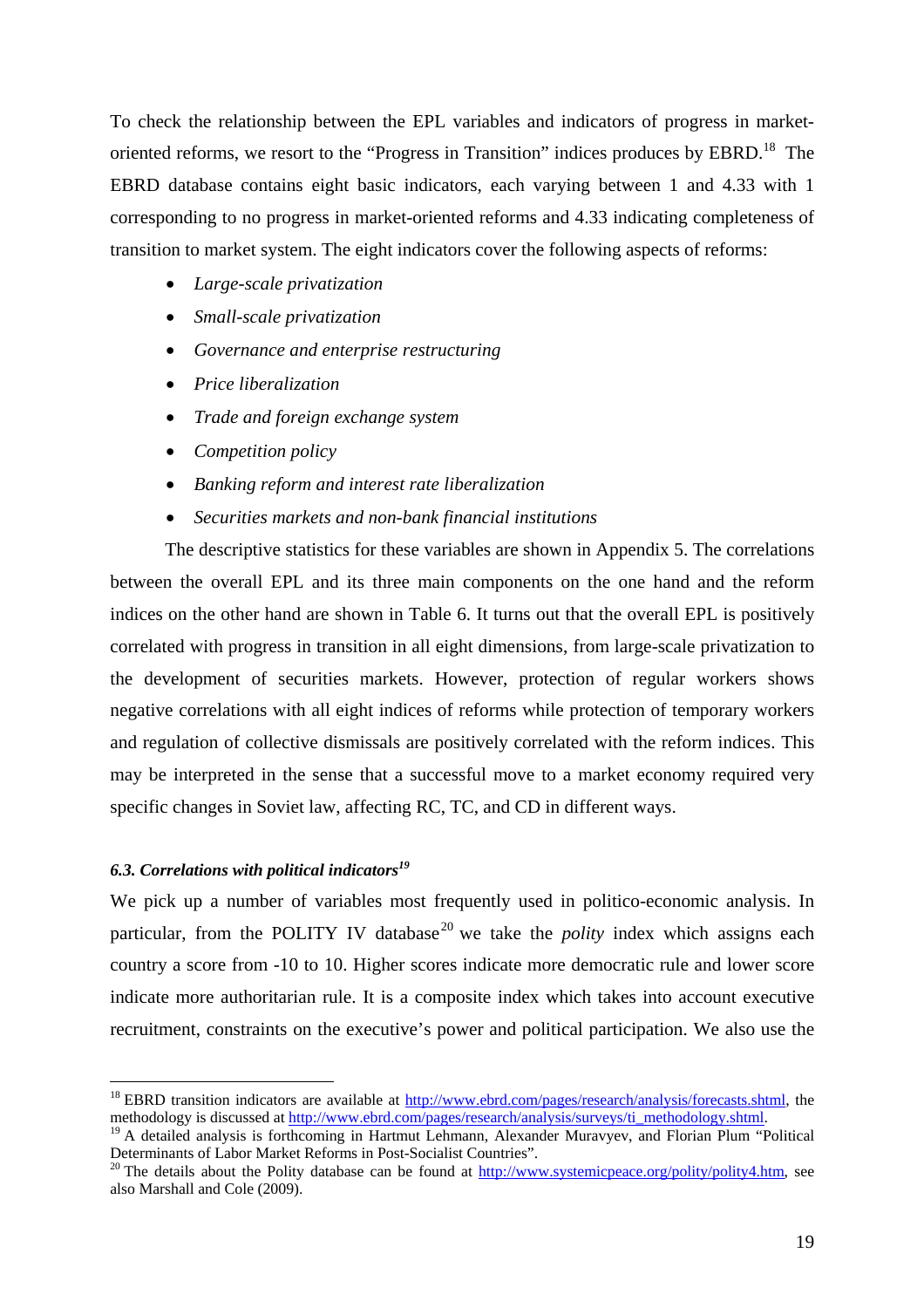To check the relationship between the EPL variables and indicators of progress in market-oriented reforms, we resort to the "Progress in Transition" indices produces by EBRD.[18] The EBRD database contains eight basic indicators, each varying between 1 and 4.33 with 1 corresponding to no progress in market-oriented reforms and 4.33 indicating completeness of transition to market system. The eight indicators cover the following aspects of reforms:

- *Large-scale privatization*
- *Small-scale privatization*
- *Governance and enterprise restructuring*
- *Price liberalization*
- *Trade and foreign exchange system*
- *Competition policy*
- *Banking reform and interest rate liberalization*
- *Securities markets and non-bank financial institutions*

The descriptive statistics for these variables are shown in Appendix 5. The correlations between the overall EPL and its three main components on the one hand and the reform indices on the other hand are shown in Table 6. It turns out that the overall EPL is positively correlated with progress in transition in all eight dimensions, from large-scale privatization to the development of securities markets. However, protection of regular workers shows negative correlations with all eight indices of reforms while protection of temporary workers and regulation of collective dismissals are positively correlated with the reform indices. This may be interpreted in the sense that a successful move to a market economy required very specific changes in Soviet law, affecting RC, TC, and CD in different ways.

### *6.3. Correlations with political indicators*[19]

We pick up a number of variables most frequently used in politico-economic analysis. In particular, from the POLITY IV database[20] we take the *polity* index which assigns each country a score from -10 to 10. Higher scores indicate more democratic rule and lower score indicate more authoritarian rule. It is a composite index which takes into account executive recruitment, constraints on the executive's power and political participation. We also use the

---

[18] EBRD transition indicators are available at http://www.ebrd.com/pages/research/analysis/forecasts.shtml, the methodology is discussed at http://www.ebrd.com/pages/research/analysis/surveys/ti_methodology.shtml.

[19] A detailed analysis is forthcoming in Hartmut Lehmann, Alexander Muravyev, and Florian Plum "Political Determinants of Labor Market Reforms in Post-Socialist Countries".

[20] The details about the Polity database can be found at http://www.systemicpeace.org/polity/polity4.htm, see also Marshall and Cole (2009).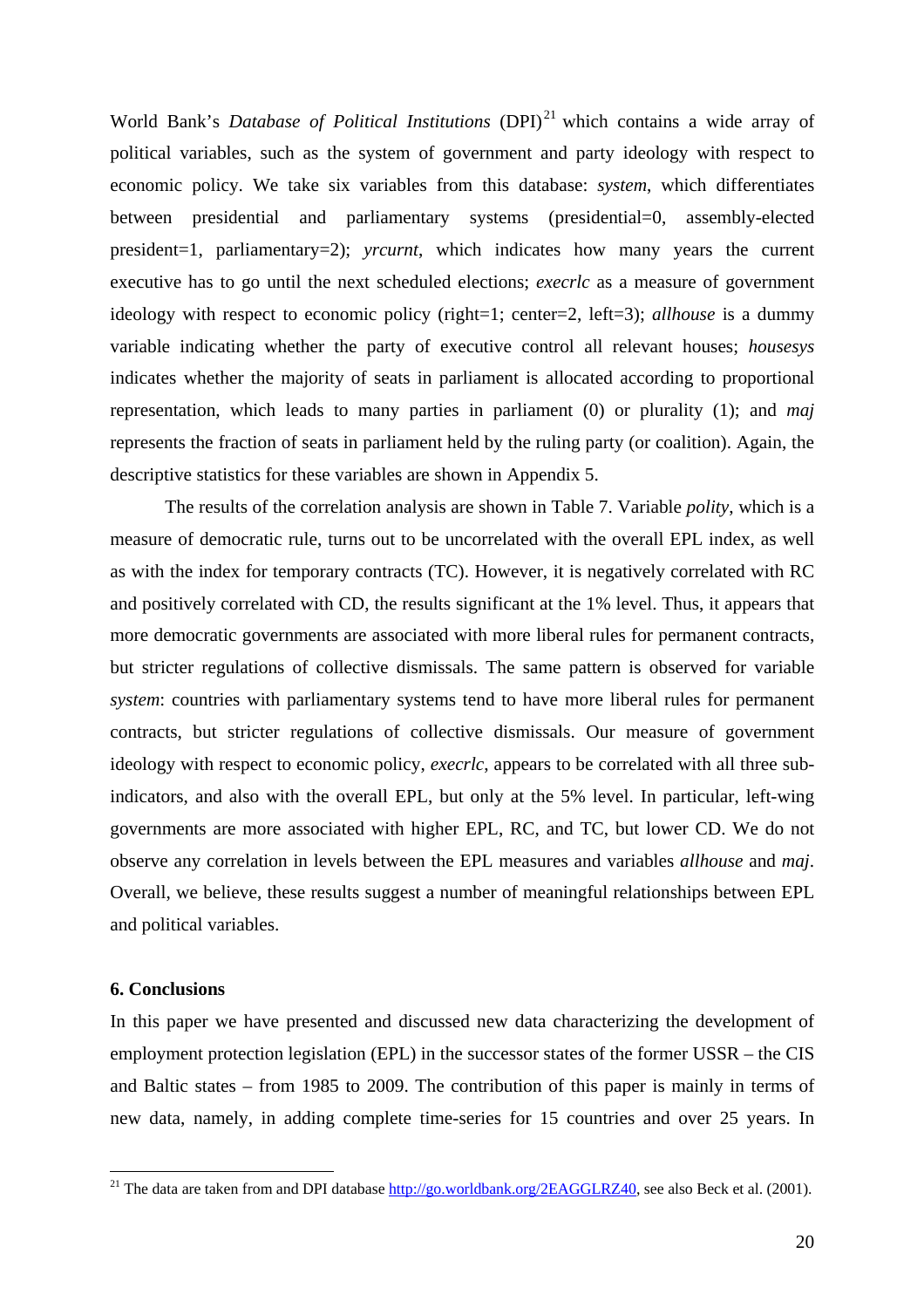World Bank's *Database of Political Institutions* (DPI)[21] which contains a wide array of political variables, such as the system of government and party ideology with respect to economic policy. We take six variables from this database: *system*, which differentiates between presidential and parliamentary systems (presidential=0, assembly-elected president=1, parliamentary=2); *yrcurnt*, which indicates how many years the current executive has to go until the next scheduled elections; *execrlc* as a measure of government ideology with respect to economic policy (right=1; center=2, left=3); *allhouse* is a dummy variable indicating whether the party of executive control all relevant houses; *housesys* indicates whether the majority of seats in parliament is allocated according to proportional representation, which leads to many parties in parliament (0) or plurality (1); and *maj* represents the fraction of seats in parliament held by the ruling party (or coalition). Again, the descriptive statistics for these variables are shown in Appendix 5.

The results of the correlation analysis are shown in Table 7. Variable *polity*, which is a measure of democratic rule, turns out to be uncorrelated with the overall EPL index, as well as with the index for temporary contracts (TC). However, it is negatively correlated with RC and positively correlated with CD, the results significant at the 1% level. Thus, it appears that more democratic governments are associated with more liberal rules for permanent contracts, but stricter regulations of collective dismissals. The same pattern is observed for variable *system*: countries with parliamentary systems tend to have more liberal rules for permanent contracts, but stricter regulations of collective dismissals. Our measure of government ideology with respect to economic policy, *execrlc*, appears to be correlated with all three sub-indicators, and also with the overall EPL, but only at the 5% level. In particular, left-wing governments are more associated with higher EPL, RC, and TC, but lower CD. We do not observe any correlation in levels between the EPL measures and variables *allhouse* and *maj*. Overall, we believe, these results suggest a number of meaningful relationships between EPL and political variables.

## 6. Conclusions

In this paper we have presented and discussed new data characterizing the development of employment protection legislation (EPL) in the successor states of the former USSR – the CIS and Baltic states – from 1985 to 2009. The contribution of this paper is mainly in terms of new data, namely, in adding complete time-series for 15 countries and over 25 years. In

[21] The data are taken from and DPI database http://go.worldbank.org/2EAGGLRZ40, see also Beck et al. (2001).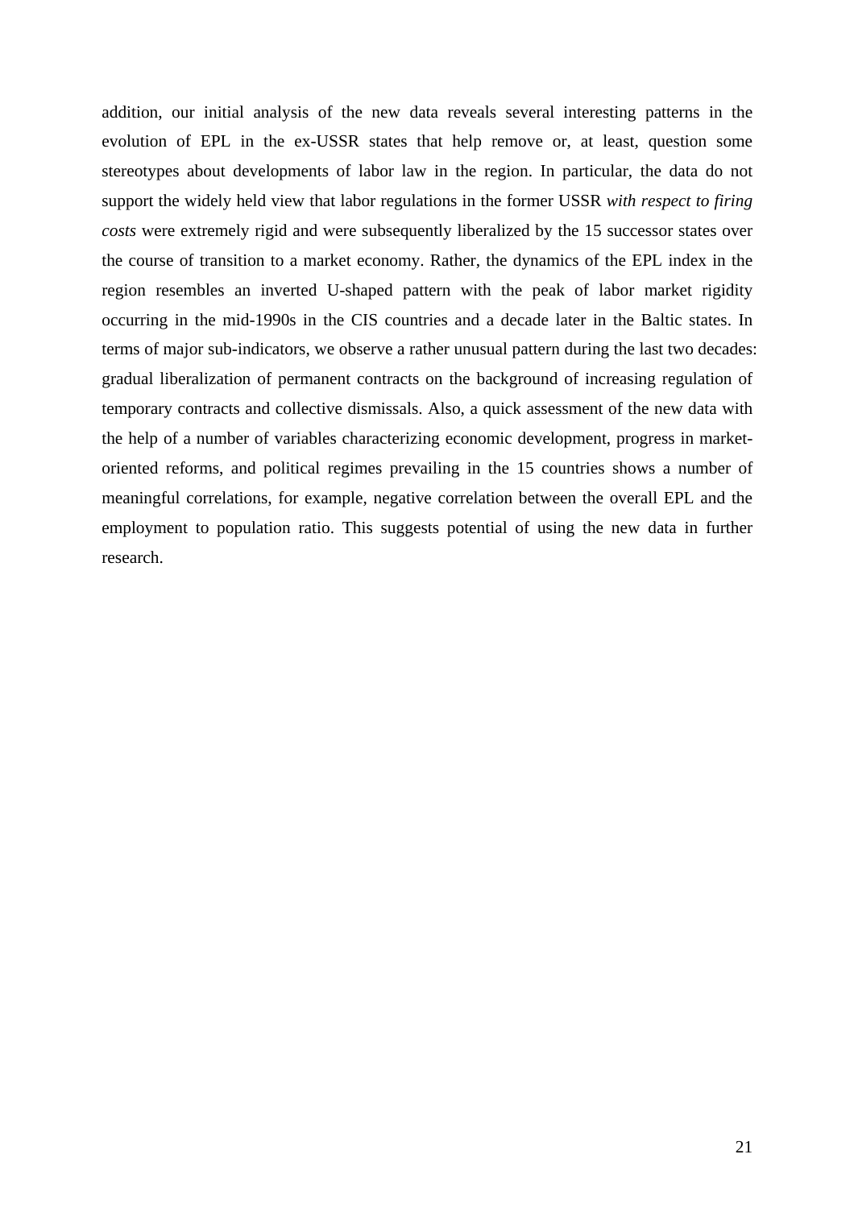addition, our initial analysis of the new data reveals several interesting patterns in the evolution of EPL in the ex-USSR states that help remove or, at least, question some stereotypes about developments of labor law in the region. In particular, the data do not support the widely held view that labor regulations in the former USSR *with respect to firing costs* were extremely rigid and were subsequently liberalized by the 15 successor states over the course of transition to a market economy. Rather, the dynamics of the EPL index in the region resembles an inverted U-shaped pattern with the peak of labor market rigidity occurring in the mid-1990s in the CIS countries and a decade later in the Baltic states. In terms of major sub-indicators, we observe a rather unusual pattern during the last two decades: gradual liberalization of permanent contracts on the background of increasing regulation of temporary contracts and collective dismissals. Also, a quick assessment of the new data with the help of a number of variables characterizing economic development, progress in market-oriented reforms, and political regimes prevailing in the 15 countries shows a number of meaningful correlations, for example, negative correlation between the overall EPL and the employment to population ratio. This suggests potential of using the new data in further research.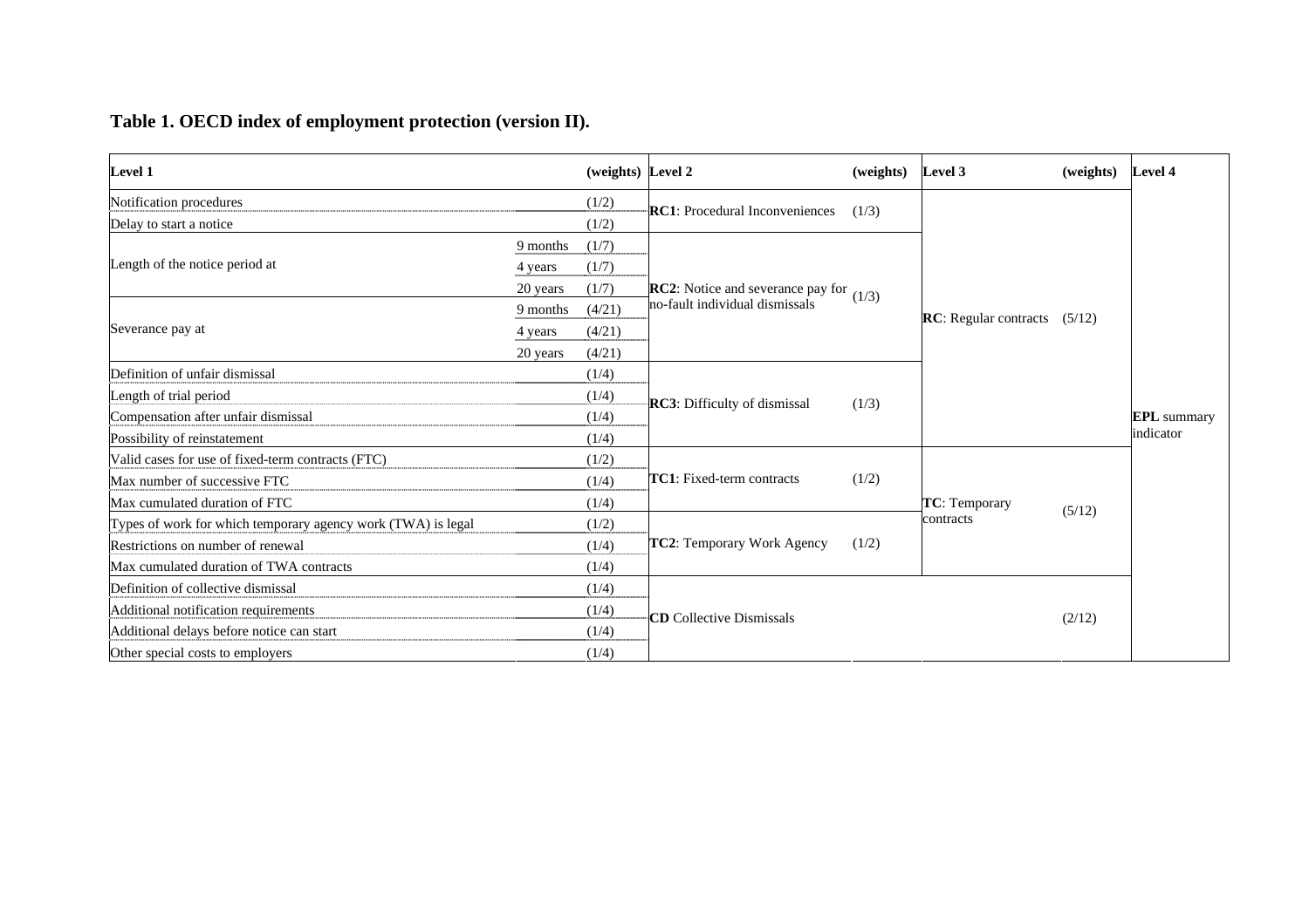**Table 1. OECD index of employment protection (version II).**

| Level 1 | | (weights) | Level 2 | (weights) | Level 3 | (weights) | Level 4 |
|---|---|---|---|---|---|---|---|
| Notification procedures | | (1/2) | **RC1**: Procedural Inconveniences | (1/3) | **RC**: Regular contracts | (5/12) | **EPL** summary indicator |
| Delay to start a notice | | (1/2) | | | | | |
| Length of the notice period at | 9 months | (1/7) | **RC2**: Notice and severance pay for no-fault individual dismissals | (1/3) | | | |
| | 4 years | (1/7) | | | | | |
| | 20 years | (1/7) | | | | | |
| Severance pay at | 9 months | (4/21) | | | | | |
| | 4 years | (4/21) | | | | | |
| | 20 years | (4/21) | | | | | |
| Definition of unfair dismissal | | (1/4) | **RC3**: Difficulty of dismissal | (1/3) | | | |
| Length of trial period | | (1/4) | | | | | |
| Compensation after unfair dismissal | | (1/4) | | | | | |
| Possibility of reinstatement | | (1/4) | | | | | |
| Valid cases for use of fixed-term contracts (FTC) | | (1/2) | **TC1**: Fixed-term contracts | (1/2) | **TC**: Temporary contracts | (5/12) | |
| Max number of successive FTC | | (1/4) | | | | | |
| Max cumulated duration of FTC | | (1/4) | | | | | |
| Types of work for which temporary agency work (TWA) is legal | | (1/2) | **TC2**: Temporary Work Agency | (1/2) | | | |
| Restrictions on number of renewal | | (1/4) | | | | | |
| Max cumulated duration of TWA contracts | | (1/4) | | | | | |
| Definition of collective dismissal | | (1/4) | **CD** Collective Dismissals | | | (2/12) | |
| Additional notification requirements | | (1/4) | | | | | |
| Additional delays before notice can start | | (1/4) | | | | | |
| Other special costs to employers | | (1/4) | | | | | |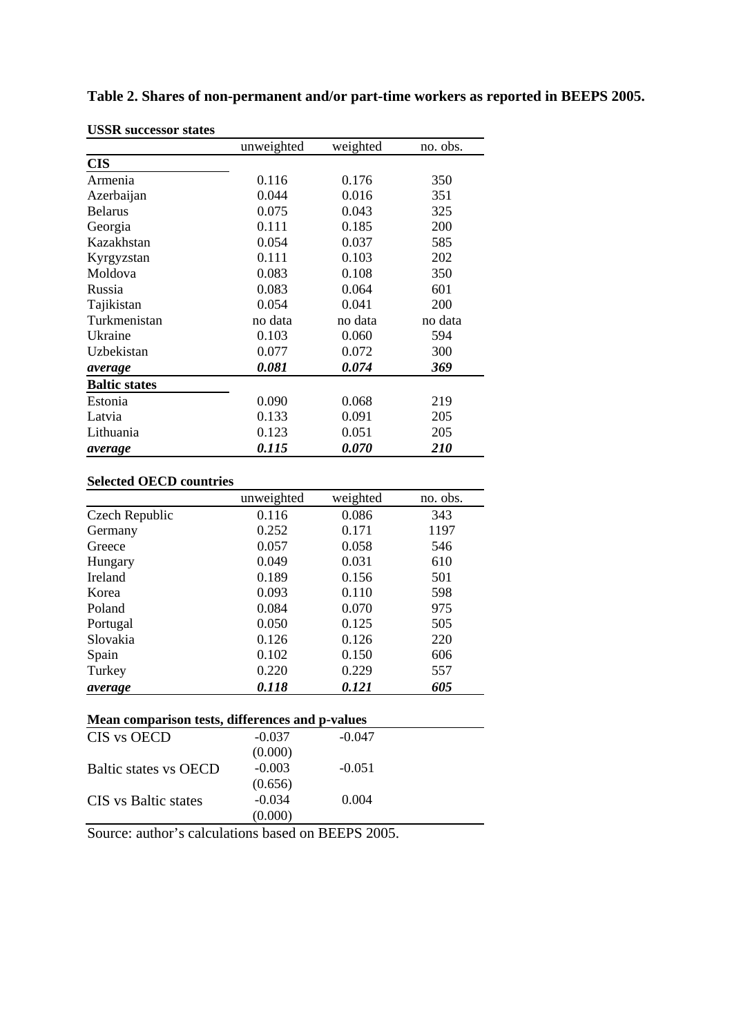**Table 2. Shares of non-permanent and/or part-time workers as reported in BEEPS 2005.**

**USSR successor states**

| | unweighted | weighted | no. obs. |
|---|---|---|---|
| **CIS** | | | |
| Armenia | 0.116 | 0.176 | 350 |
| Azerbaijan | 0.044 | 0.016 | 351 |
| Belarus | 0.075 | 0.043 | 325 |
| Georgia | 0.111 | 0.185 | 200 |
| Kazakhstan | 0.054 | 0.037 | 585 |
| Kyrgyzstan | 0.111 | 0.103 | 202 |
| Moldova | 0.083 | 0.108 | 350 |
| Russia | 0.083 | 0.064 | 601 |
| Tajikistan | 0.054 | 0.041 | 200 |
| Turkmenistan | no data | no data | no data |
| Ukraine | 0.103 | 0.060 | 594 |
| Uzbekistan | 0.077 | 0.072 | 300 |
| ***average*** | ***0.081*** | ***0.074*** | ***369*** |
| **Baltic states** | | | |
| Estonia | 0.090 | 0.068 | 219 |
| Latvia | 0.133 | 0.091 | 205 |
| Lithuania | 0.123 | 0.051 | 205 |
| ***average*** | ***0.115*** | ***0.070*** | ***210*** |

**Selected OECD countries**

| | unweighted | weighted | no. obs. |
|---|---|---|---|
| Czech Republic | 0.116 | 0.086 | 343 |
| Germany | 0.252 | 0.171 | 1197 |
| Greece | 0.057 | 0.058 | 546 |
| Hungary | 0.049 | 0.031 | 610 |
| Ireland | 0.189 | 0.156 | 501 |
| Korea | 0.093 | 0.110 | 598 |
| Poland | 0.084 | 0.070 | 975 |
| Portugal | 0.050 | 0.125 | 505 |
| Slovakia | 0.126 | 0.126 | 220 |
| Spain | 0.102 | 0.150 | 606 |
| Turkey | 0.220 | 0.229 | 557 |
| ***average*** | ***0.118*** | ***0.121*** | ***605*** |

**Mean comparison tests, differences and p-values**

| | | |
|---|---|---|
| CIS vs OECD | -0.037 | -0.047 |
| | (0.000) | |
| Baltic states vs OECD | -0.003 | -0.051 |
| | (0.656) | |
| CIS vs Baltic states | -0.034 | 0.004 |
| | (0.000) | |

Source: author's calculations based on BEEPS 2005.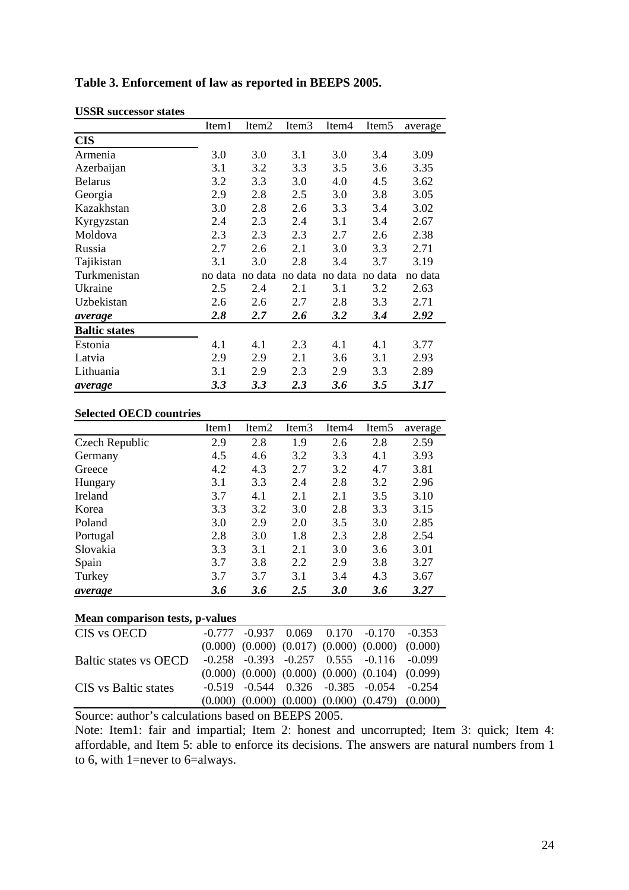**Table 3. Enforcement of law as reported in BEEPS 2005.**

**USSR successor states**

| | Item1 | Item2 | Item3 | Item4 | Item5 | average |
|---|---|---|---|---|---|---|
| **CIS** | | | | | | |
| Armenia | 3.0 | 3.0 | 3.1 | 3.0 | 3.4 | 3.09 |
| Azerbaijan | 3.1 | 3.2 | 3.3 | 3.5 | 3.6 | 3.35 |
| Belarus | 3.2 | 3.3 | 3.0 | 4.0 | 4.5 | 3.62 |
| Georgia | 2.9 | 2.8 | 2.5 | 3.0 | 3.8 | 3.05 |
| Kazakhstan | 3.0 | 2.8 | 2.6 | 3.3 | 3.4 | 3.02 |
| Kyrgyzstan | 2.4 | 2.3 | 2.4 | 3.1 | 3.4 | 2.67 |
| Moldova | 2.3 | 2.3 | 2.3 | 2.7 | 2.6 | 2.38 |
| Russia | 2.7 | 2.6 | 2.1 | 3.0 | 3.3 | 2.71 |
| Tajikistan | 3.1 | 3.0 | 2.8 | 3.4 | 3.7 | 3.19 |
| Turkmenistan | no data | no data | no data | no data | no data | no data |
| Ukraine | 2.5 | 2.4 | 2.1 | 3.1 | 3.2 | 2.63 |
| Uzbekistan | 2.6 | 2.6 | 2.7 | 2.8 | 3.3 | 2.71 |
| ***average*** | ***2.8*** | ***2.7*** | ***2.6*** | ***3.2*** | ***3.4*** | ***2.92*** |
| **Baltic states** | | | | | | |
| Estonia | 4.1 | 4.1 | 2.3 | 4.1 | 4.1 | 3.77 |
| Latvia | 2.9 | 2.9 | 2.1 | 3.6 | 3.1 | 2.93 |
| Lithuania | 3.1 | 2.9 | 2.3 | 2.9 | 3.3 | 2.89 |
| ***average*** | ***3.3*** | ***3.3*** | ***2.3*** | ***3.6*** | ***3.5*** | ***3.17*** |

**Selected OECD countries**

| | Item1 | Item2 | Item3 | Item4 | Item5 | average |
|---|---|---|---|---|---|---|
| Czech Republic | 2.9 | 2.8 | 1.9 | 2.6 | 2.8 | 2.59 |
| Germany | 4.5 | 4.6 | 3.2 | 3.3 | 4.1 | 3.93 |
| Greece | 4.2 | 4.3 | 2.7 | 3.2 | 4.7 | 3.81 |
| Hungary | 3.1 | 3.3 | 2.4 | 2.8 | 3.2 | 2.96 |
| Ireland | 3.7 | 4.1 | 2.1 | 2.1 | 3.5 | 3.10 |
| Korea | 3.3 | 3.2 | 3.0 | 2.8 | 3.3 | 3.15 |
| Poland | 3.0 | 2.9 | 2.0 | 3.5 | 3.0 | 2.85 |
| Portugal | 2.8 | 3.0 | 1.8 | 2.3 | 2.8 | 2.54 |
| Slovakia | 3.3 | 3.1 | 2.1 | 3.0 | 3.6 | 3.01 |
| Spain | 3.7 | 3.8 | 2.2 | 2.9 | 3.8 | 3.27 |
| Turkey | 3.7 | 3.7 | 3.1 | 3.4 | 4.3 | 3.67 |
| ***average*** | ***3.6*** | ***3.6*** | ***2.5*** | ***3.0*** | ***3.6*** | ***3.27*** |

**Mean comparison tests, p-values**

| | | | | | | |
|---|---|---|---|---|---|---|
| CIS vs OECD | -0.777 | -0.937 | 0.069 | 0.170 | -0.170 | -0.353 |
| | (0.000) | (0.000) | (0.017) | (0.000) | (0.000) | (0.000) |
| Baltic states vs OECD | -0.258 | -0.393 | -0.257 | 0.555 | -0.116 | -0.099 |
| | (0.000) | (0.000) | (0.000) | (0.000) | (0.104) | (0.099) |
| CIS vs Baltic states | -0.519 | -0.544 | 0.326 | -0.385 | -0.054 | -0.254 |
| | (0.000) | (0.000) | (0.000) | (0.000) | (0.479) | (0.000) |

Source: author's calculations based on BEEPS 2005.

Note: Item1: fair and impartial; Item 2: honest and uncorrupted; Item 3: quick; Item 4: affordable, and Item 5: able to enforce its decisions. The answers are natural numbers from 1 to 6, with 1=never to 6=always.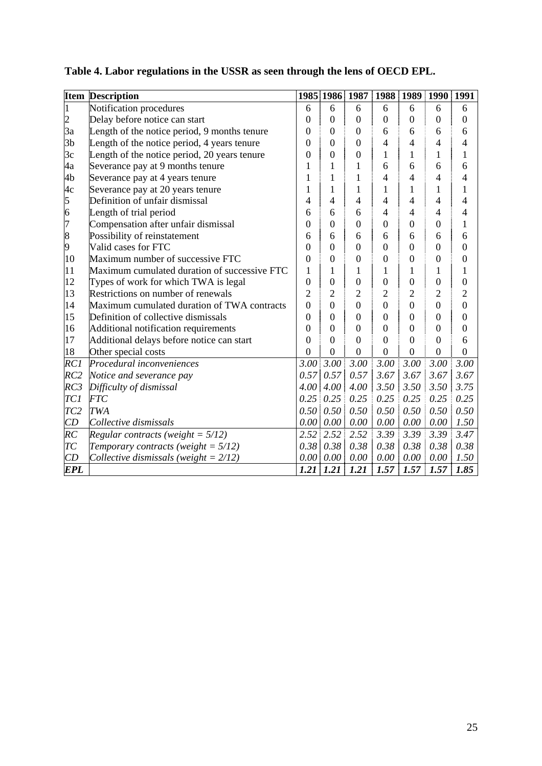**Table 4. Labor regulations in the USSR as seen through the lens of OECD EPL.**

| Item | Description | 1985 | 1986 | 1987 | 1988 | 1989 | 1990 | 1991 |
|---|---|---|---|---|---|---|---|---|
| 1 | Notification procedures | 6 | 6 | 6 | 6 | 6 | 6 | 6 |
| 2 | Delay before notice can start | 0 | 0 | 0 | 0 | 0 | 0 | 0 |
| 3a | Length of the notice period, 9 months tenure | 0 | 0 | 0 | 6 | 6 | 6 | 6 |
| 3b | Length of the notice period, 4 years tenure | 0 | 0 | 0 | 4 | 4 | 4 | 4 |
| 3c | Length of the notice period, 20 years tenure | 0 | 0 | 0 | 1 | 1 | 1 | 1 |
| 4a | Severance pay at 9 months tenure | 1 | 1 | 1 | 6 | 6 | 6 | 6 |
| 4b | Severance pay at 4 years tenure | 1 | 1 | 1 | 4 | 4 | 4 | 4 |
| 4c | Severance pay at 20 years tenure | 1 | 1 | 1 | 1 | 1 | 1 | 1 |
| 5 | Definition of unfair dismissal | 4 | 4 | 4 | 4 | 4 | 4 | 4 |
| 6 | Length of trial period | 6 | 6 | 6 | 4 | 4 | 4 | 4 |
| 7 | Compensation after unfair dismissal | 0 | 0 | 0 | 0 | 0 | 0 | 1 |
| 8 | Possibility of reinstatement | 6 | 6 | 6 | 6 | 6 | 6 | 6 |
| 9 | Valid cases for FTC | 0 | 0 | 0 | 0 | 0 | 0 | 0 |
| 10 | Maximum number of successive FTC | 0 | 0 | 0 | 0 | 0 | 0 | 0 |
| 11 | Maximum cumulated duration of successive FTC | 1 | 1 | 1 | 1 | 1 | 1 | 1 |
| 12 | Types of work for which TWA is legal | 0 | 0 | 0 | 0 | 0 | 0 | 0 |
| 13 | Restrictions on number of renewals | 2 | 2 | 2 | 2 | 2 | 2 | 2 |
| 14 | Maximum cumulated duration of TWA contracts | 0 | 0 | 0 | 0 | 0 | 0 | 0 |
| 15 | Definition of collective dismissals | 0 | 0 | 0 | 0 | 0 | 0 | 0 |
| 16 | Additional notification requirements | 0 | 0 | 0 | 0 | 0 | 0 | 0 |
| 17 | Additional delays before notice can start | 0 | 0 | 0 | 0 | 0 | 0 | 6 |
| 18 | Other special costs | 0 | 0 | 0 | 0 | 0 | 0 | 0 |
| *RC1* | *Procedural inconveniences* | *3.00* | *3.00* | *3.00* | *3.00* | *3.00* | *3.00* | *3.00* |
| *RC2* | *Notice and severance pay* | *0.57* | *0.57* | *0.57* | *3.67* | *3.67* | *3.67* | *3.67* |
| *RC3* | *Difficulty of dismissal* | *4.00* | *4.00* | *4.00* | *3.50* | *3.50* | *3.50* | *3.75* |
| *TC1* | *FTC* | *0.25* | *0.25* | *0.25* | *0.25* | *0.25* | *0.25* | *0.25* |
| *TC2* | *TWA* | *0.50* | *0.50* | *0.50* | *0.50* | *0.50* | *0.50* | *0.50* |
| *CD* | *Collective dismissals* | *0.00* | *0.00* | *0.00* | *0.00* | *0.00* | *0.00* | *1.50* |
| *RC* | *Regular contracts (weight = 5/12)* | *2.52* | *2.52* | *2.52* | *3.39* | *3.39* | *3.39* | *3.47* |
| *TC* | *Temporary contracts (weight = 5/12)* | *0.38* | *0.38* | *0.38* | *0.38* | *0.38* | *0.38* | *0.38* |
| *CD* | *Collective dismissals (weight = 2/12)* | *0.00* | *0.00* | *0.00* | *0.00* | *0.00* | *0.00* | *1.50* |
| ***EPL*** | | ***1.21*** | ***1.21*** | ***1.21*** | ***1.57*** | ***1.57*** | ***1.57*** | ***1.85*** |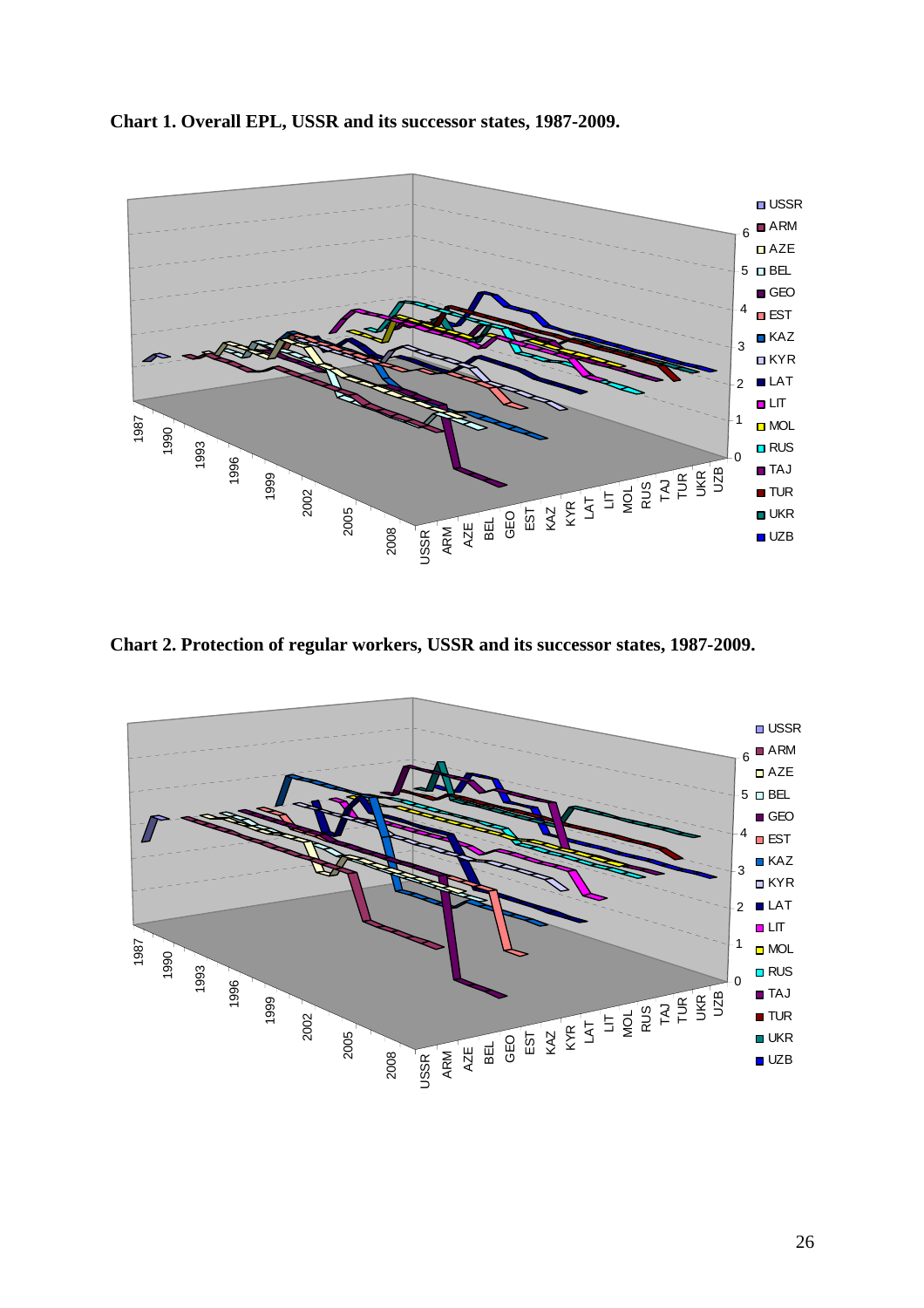**Chart 1. Overall EPL, USSR and its successor states, 1987-2009.**

**Chart 2. Protection of regular workers, USSR and its successor states, 1987-2009.**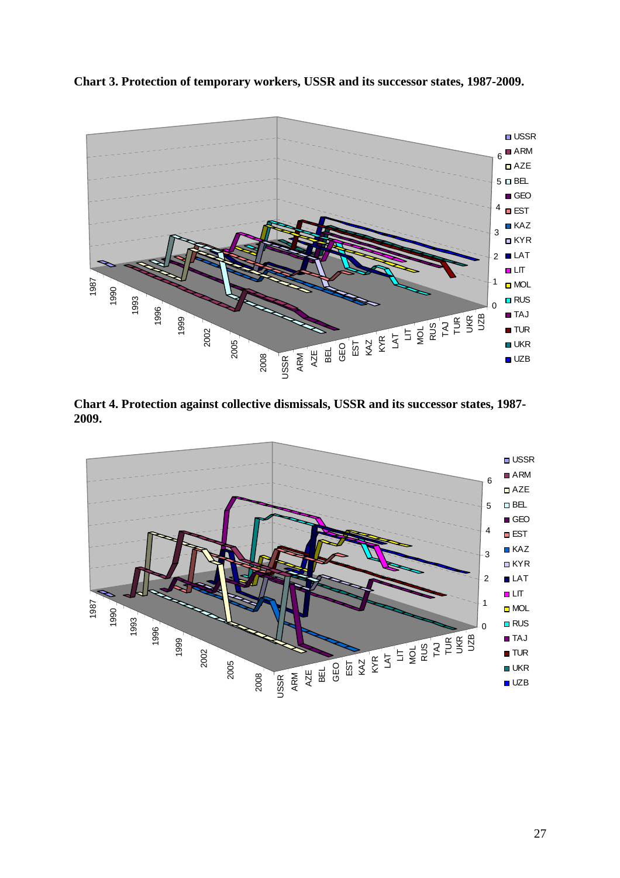**Chart 3. Protection of temporary workers, USSR and its successor states, 1987-2009.**

**Chart 4. Protection against collective dismissals, USSR and its successor states, 1987-2009.**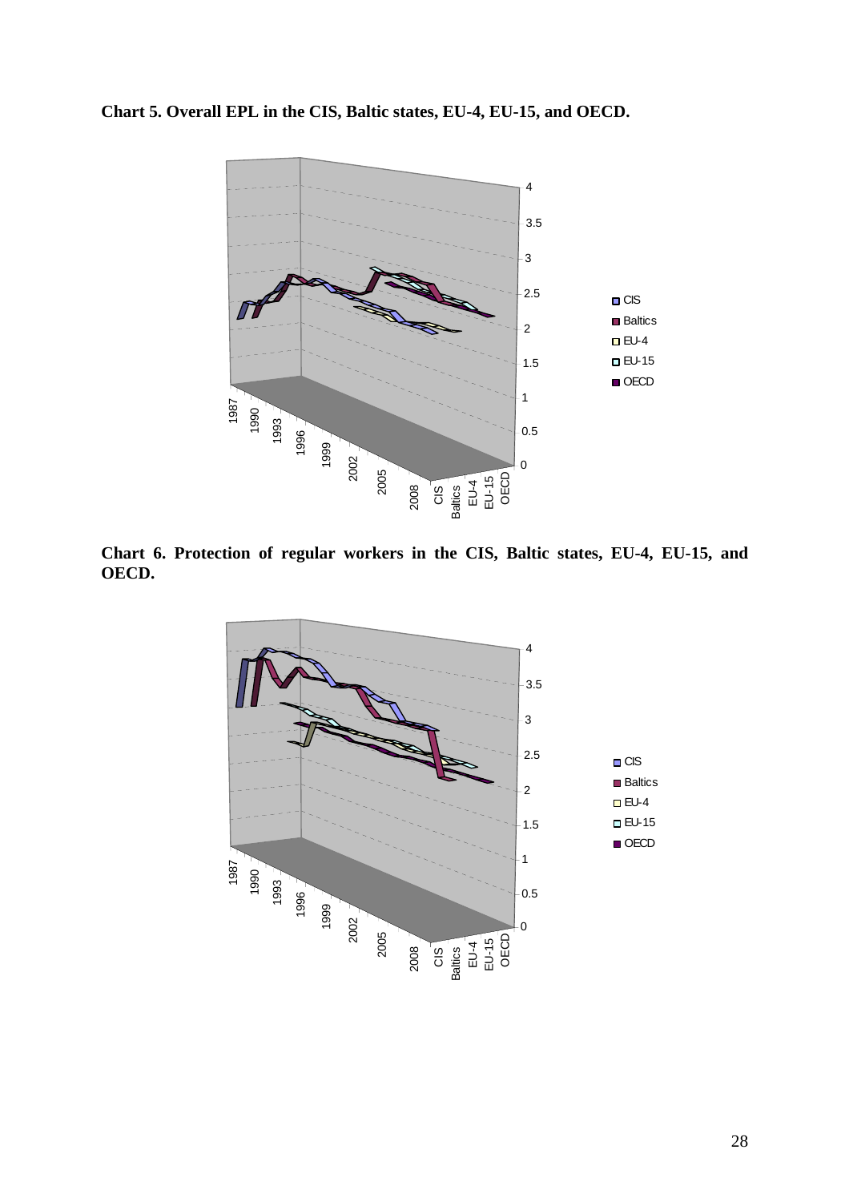**Chart 5. Overall EPL in the CIS, Baltic states, EU-4, EU-15, and OECD.**

**Chart 6. Protection of regular workers in the CIS, Baltic states, EU-4, EU-15, and OECD.**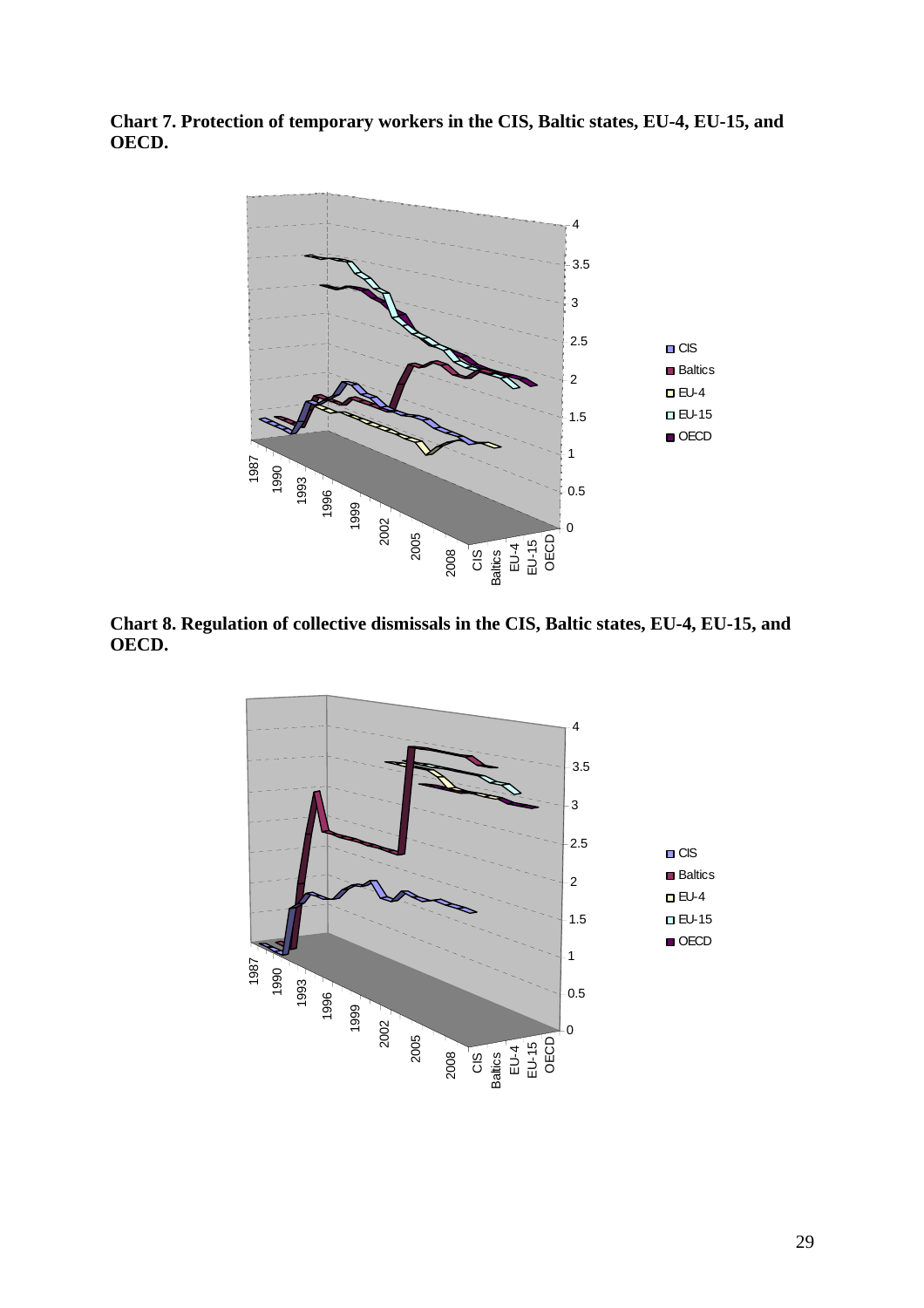**Chart 7. Protection of temporary workers in the CIS, Baltic states, EU-4, EU-15, and OECD.**

**Chart 8. Regulation of collective dismissals in the CIS, Baltic states, EU-4, EU-15, and OECD.**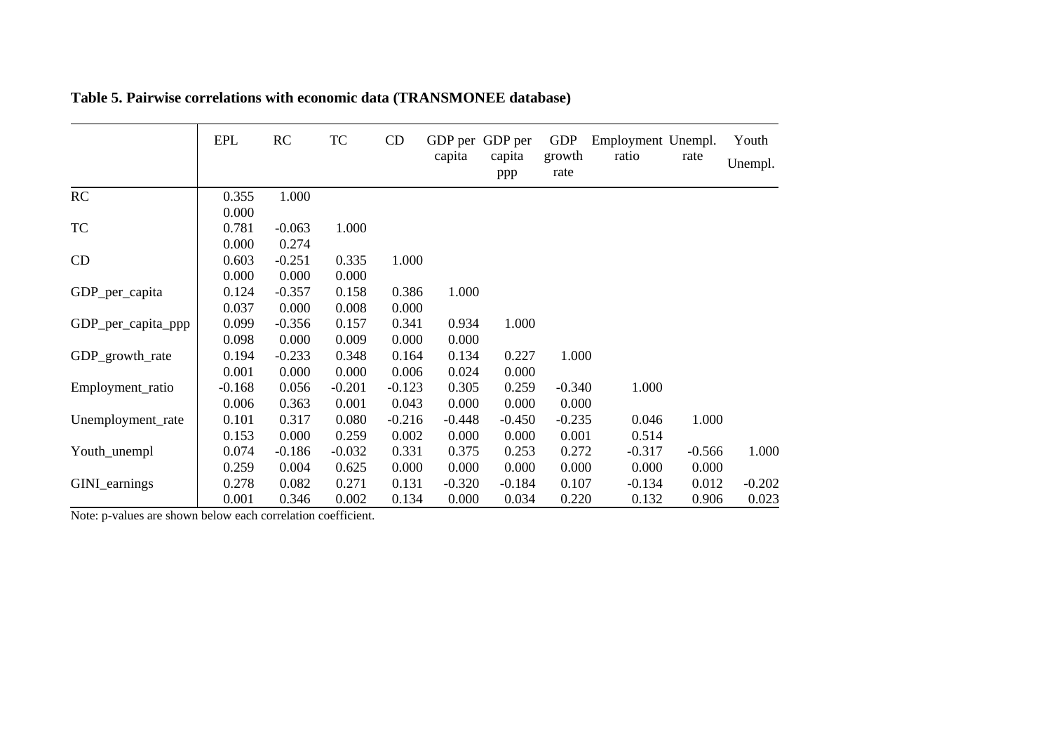**Table 5. Pairwise correlations with economic data (TRANSMONEE database)**

| | EPL | RC | TC | CD | GDP per capita | GDP per capita ppp | GDP growth rate | Employment ratio | Unempl. rate | Youth Unempl. |
|---|---|---|---|---|---|---|---|---|---|---|
| RC | 0.355 | 1.000 | | | | | | | | |
| | 0.000 | | | | | | | | | |
| TC | 0.781 | -0.063 | 1.000 | | | | | | | |
| | 0.000 | 0.274 | | | | | | | | |
| CD | 0.603 | -0.251 | 0.335 | 1.000 | | | | | | |
| | 0.000 | 0.000 | 0.000 | | | | | | | |
| GDP_per_capita | 0.124 | -0.357 | 0.158 | 0.386 | 1.000 | | | | | |
| | 0.037 | 0.000 | 0.008 | 0.000 | | | | | | |
| GDP_per_capita_ppp | 0.099 | -0.356 | 0.157 | 0.341 | 0.934 | 1.000 | | | | |
| | 0.098 | 0.000 | 0.009 | 0.000 | 0.000 | | | | | |
| GDP_growth_rate | 0.194 | -0.233 | 0.348 | 0.164 | 0.134 | 0.227 | 1.000 | | | |
| | 0.001 | 0.000 | 0.000 | 0.006 | 0.024 | 0.000 | | | | |
| Employment_ratio | -0.168 | 0.056 | -0.201 | -0.123 | 0.305 | 0.259 | -0.340 | 1.000 | | |
| | 0.006 | 0.363 | 0.001 | 0.043 | 0.000 | 0.000 | 0.000 | | | |
| Unemployment_rate | 0.101 | 0.317 | 0.080 | -0.216 | -0.448 | -0.450 | -0.235 | 0.046 | 1.000 | |
| | 0.153 | 0.000 | 0.259 | 0.002 | 0.000 | 0.000 | 0.001 | 0.514 | | |
| Youth_unempl | 0.074 | -0.186 | -0.032 | 0.331 | 0.375 | 0.253 | 0.272 | -0.317 | -0.566 | 1.000 |
| | 0.259 | 0.004 | 0.625 | 0.000 | 0.000 | 0.000 | 0.000 | 0.000 | 0.000 | |
| GINI_earnings | 0.278 | 0.082 | 0.271 | 0.131 | -0.320 | -0.184 | 0.107 | -0.134 | 0.012 | -0.202 |
| | 0.001 | 0.346 | 0.002 | 0.134 | 0.000 | 0.034 | 0.220 | 0.132 | 0.906 | 0.023 |

Note: p-values are shown below each correlation coefficient.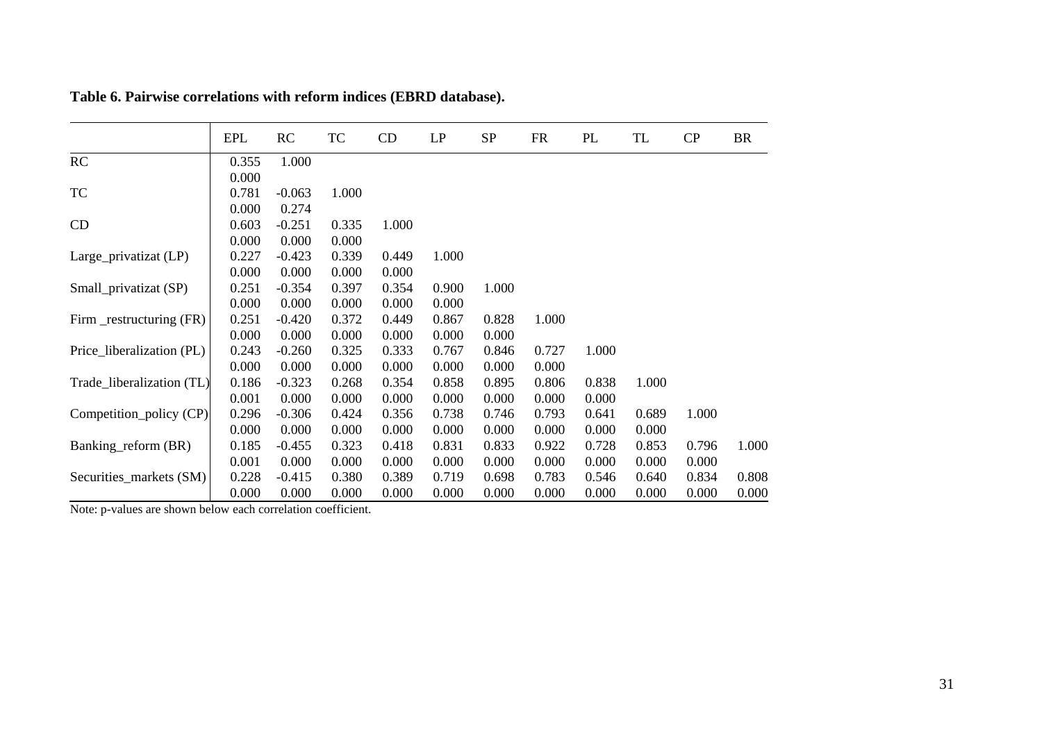**Table 6. Pairwise correlations with reform indices (EBRD database).**

| | EPL | RC | TC | CD | LP | SP | FR | PL | TL | CP | BR |
|---|---|---|---|---|---|---|---|---|---|---|---|
| RC | 0.355 | 1.000 | | | | | | | | | |
| | 0.000 | | | | | | | | | | |
| TC | 0.781 | -0.063 | 1.000 | | | | | | | | |
| | 0.000 | 0.274 | | | | | | | | | |
| CD | 0.603 | -0.251 | 0.335 | 1.000 | | | | | | | |
| | 0.000 | 0.000 | 0.000 | | | | | | | | |
| Large_privatizat (LP) | 0.227 | -0.423 | 0.339 | 0.449 | 1.000 | | | | | | |
| | 0.000 | 0.000 | 0.000 | 0.000 | | | | | | | |
| Small_privatizat (SP) | 0.251 | -0.354 | 0.397 | 0.354 | 0.900 | 1.000 | | | | | |
| | 0.000 | 0.000 | 0.000 | 0.000 | 0.000 | | | | | | |
| Firm _restructuring (FR) | 0.251 | -0.420 | 0.372 | 0.449 | 0.867 | 0.828 | 1.000 | | | | |
| | 0.000 | 0.000 | 0.000 | 0.000 | 0.000 | 0.000 | | | | | |
| Price_liberalization (PL) | 0.243 | -0.260 | 0.325 | 0.333 | 0.767 | 0.846 | 0.727 | 1.000 | | | |
| | 0.000 | 0.000 | 0.000 | 0.000 | 0.000 | 0.000 | 0.000 | | | | |
| Trade_liberalization (TL) | 0.186 | -0.323 | 0.268 | 0.354 | 0.858 | 0.895 | 0.806 | 0.838 | 1.000 | | |
| | 0.001 | 0.000 | 0.000 | 0.000 | 0.000 | 0.000 | 0.000 | 0.000 | | | |
| Competition_policy (CP) | 0.296 | -0.306 | 0.424 | 0.356 | 0.738 | 0.746 | 0.793 | 0.641 | 0.689 | 1.000 | |
| | 0.000 | 0.000 | 0.000 | 0.000 | 0.000 | 0.000 | 0.000 | 0.000 | 0.000 | | |
| Banking_reform (BR) | 0.185 | -0.455 | 0.323 | 0.418 | 0.831 | 0.833 | 0.922 | 0.728 | 0.853 | 0.796 | 1.000 |
| | 0.001 | 0.000 | 0.000 | 0.000 | 0.000 | 0.000 | 0.000 | 0.000 | 0.000 | 0.000 | |
| Securities_markets (SM) | 0.228 | -0.415 | 0.380 | 0.389 | 0.719 | 0.698 | 0.783 | 0.546 | 0.640 | 0.834 | 0.808 |
| | 0.000 | 0.000 | 0.000 | 0.000 | 0.000 | 0.000 | 0.000 | 0.000 | 0.000 | 0.000 | 0.000 |

Note: p-values are shown below each correlation coefficient.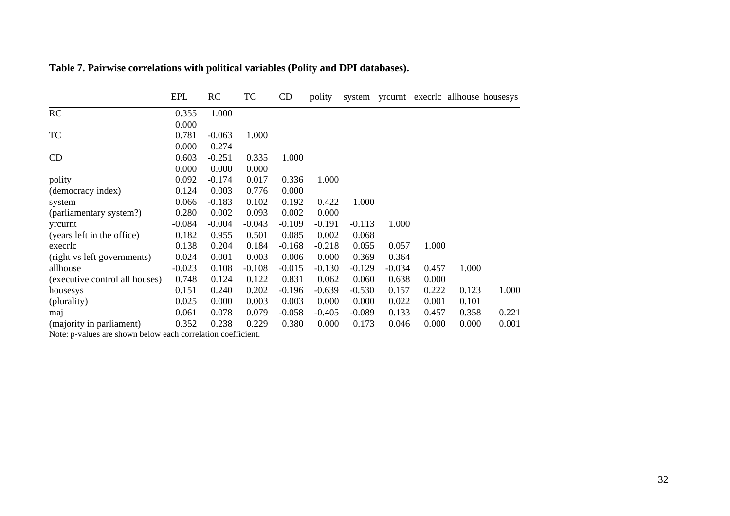**Table 7. Pairwise correlations with political variables (Polity and DPI databases).**

| | EPL | RC | TC | CD | polity | system | yrcurnt | execrlc | allhouse | housesys |
|---|---|---|---|---|---|---|---|---|---|---|
| RC | 0.355 | 1.000 | | | | | | | | |
| | 0.000 | | | | | | | | | |
| TC | 0.781 | -0.063 | 1.000 | | | | | | | |
| | 0.000 | 0.274 | | | | | | | | |
| CD | 0.603 | -0.251 | 0.335 | 1.000 | | | | | | |
| | 0.000 | 0.000 | 0.000 | | | | | | | |
| polity | 0.092 | -0.174 | 0.017 | 0.336 | 1.000 | | | | | |
| (democracy index) | 0.124 | 0.003 | 0.776 | 0.000 | | | | | | |
| system | 0.066 | -0.183 | 0.102 | 0.192 | 0.422 | 1.000 | | | | |
| (parliamentary system?) | 0.280 | 0.002 | 0.093 | 0.002 | 0.000 | | | | | |
| yrcurnt | -0.084 | -0.004 | -0.043 | -0.109 | -0.191 | -0.113 | 1.000 | | | |
| (years left in the office) | 0.182 | 0.955 | 0.501 | 0.085 | 0.002 | 0.068 | | | | |
| execrlc | 0.138 | 0.204 | 0.184 | -0.168 | -0.218 | 0.055 | 0.057 | 1.000 | | |
| (right vs left governments) | 0.024 | 0.001 | 0.003 | 0.006 | 0.000 | 0.369 | 0.364 | | | |
| allhouse | -0.023 | 0.108 | -0.108 | -0.015 | -0.130 | -0.129 | -0.034 | 0.457 | 1.000 | |
| (executive control all houses) | 0.748 | 0.124 | 0.122 | 0.831 | 0.062 | 0.060 | 0.638 | 0.000 | | |
| housesys | 0.151 | 0.240 | 0.202 | -0.196 | -0.639 | -0.530 | 0.157 | 0.222 | 0.123 | 1.000 |
| (plurality) | 0.025 | 0.000 | 0.003 | 0.003 | 0.000 | 0.000 | 0.022 | 0.001 | 0.101 | |
| maj | 0.061 | 0.078 | 0.079 | -0.058 | -0.405 | -0.089 | 0.133 | 0.457 | 0.358 | 0.221 |
| (majority in parliament) | 0.352 | 0.238 | 0.229 | 0.380 | 0.000 | 0.173 | 0.046 | 0.000 | 0.000 | 0.001 |

Note: p-values are shown below each correlation coefficient.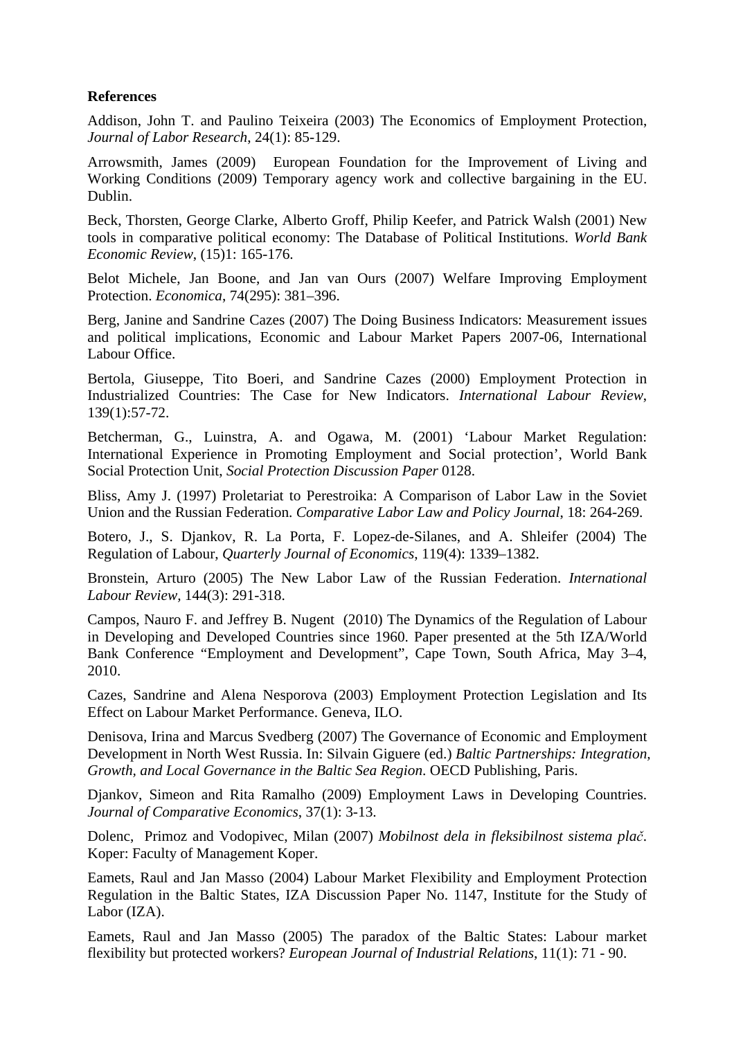**References**

Addison, John T. and Paulino Teixeira (2003) The Economics of Employment Protection, *Journal of Labor Research*, 24(1): 85-129.

Arrowsmith, James (2009) European Foundation for the Improvement of Living and Working Conditions (2009) Temporary agency work and collective bargaining in the EU. Dublin.

Beck, Thorsten, George Clarke, Alberto Groff, Philip Keefer, and Patrick Walsh (2001) New tools in comparative political economy: The Database of Political Institutions. *World Bank Economic Review*, (15)1: 165-176.

Belot Michele, Jan Boone, and Jan van Ours (2007) Welfare Improving Employment Protection. *Economica*, 74(295): 381–396.

Berg, Janine and Sandrine Cazes (2007) The Doing Business Indicators: Measurement issues and political implications, Economic and Labour Market Papers 2007-06, International Labour Office.

Bertola, Giuseppe, Tito Boeri, and Sandrine Cazes (2000) Employment Protection in Industrialized Countries: The Case for New Indicators. *International Labour Review*, 139(1):57-72.

Betcherman, G., Luinstra, A. and Ogawa, M. (2001) 'Labour Market Regulation: International Experience in Promoting Employment and Social protection', World Bank Social Protection Unit, *Social Protection Discussion Paper* 0128.

Bliss, Amy J. (1997) Proletariat to Perestroika: A Comparison of Labor Law in the Soviet Union and the Russian Federation. *Comparative Labor Law and Policy Journal*, 18: 264-269.

Botero, J., S. Djankov, R. La Porta, F. Lopez-de-Silanes, and A. Shleifer (2004) The Regulation of Labour, *Quarterly Journal of Economics*, 119(4): 1339–1382.

Bronstein, Arturo (2005) The New Labor Law of the Russian Federation. *International Labour Review*, 144(3): 291-318.

Campos, Nauro F. and Jeffrey B. Nugent (2010) The Dynamics of the Regulation of Labour in Developing and Developed Countries since 1960. Paper presented at the 5th IZA/World Bank Conference "Employment and Development", Cape Town, South Africa, May 3–4, 2010.

Cazes, Sandrine and Alena Nesporova (2003) Employment Protection Legislation and Its Effect on Labour Market Performance. Geneva, ILO.

Denisova, Irina and Marcus Svedberg (2007) The Governance of Economic and Employment Development in North West Russia. In: Silvain Giguere (ed.) *Baltic Partnerships: Integration, Growth, and Local Governance in the Baltic Sea Region*. OECD Publishing, Paris.

Djankov, Simeon and Rita Ramalho (2009) Employment Laws in Developing Countries. *Journal of Comparative Economics*, 37(1): 3-13.

Dolenc, Primoz and Vodopivec, Milan (2007) *Mobilnost dela in fleksibilnost sistema plač*. Koper: Faculty of Management Koper.

Eamets, Raul and Jan Masso (2004) Labour Market Flexibility and Employment Protection Regulation in the Baltic States, IZA Discussion Paper No. 1147, Institute for the Study of Labor (IZA).

Eamets, Raul and Jan Masso (2005) The paradox of the Baltic States: Labour market flexibility but protected workers? *European Journal of Industrial Relations*, 11(1): 71 - 90.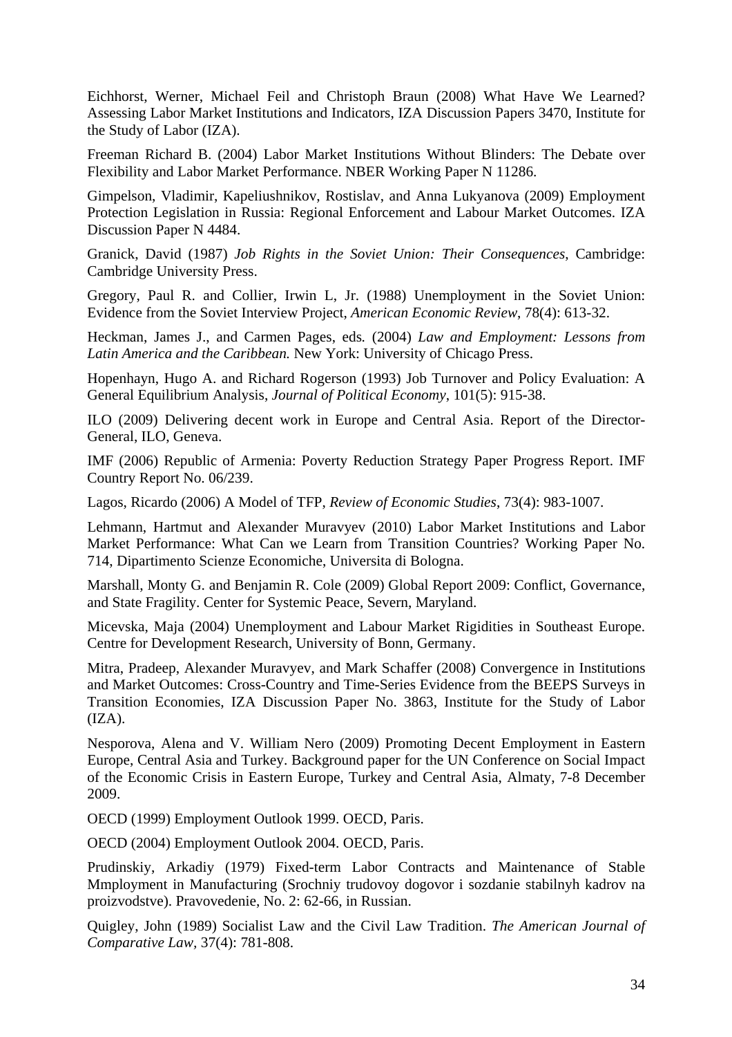Eichhorst, Werner, Michael Feil and Christoph Braun (2008) What Have We Learned? Assessing Labor Market Institutions and Indicators, IZA Discussion Papers 3470, Institute for the Study of Labor (IZA).

Freeman Richard B. (2004) Labor Market Institutions Without Blinders: The Debate over Flexibility and Labor Market Performance. NBER Working Paper N 11286.

Gimpelson, Vladimir, Kapeliushnikov, Rostislav, and Anna Lukyanova (2009) Employment Protection Legislation in Russia: Regional Enforcement and Labour Market Outcomes. IZA Discussion Paper N 4484.

Granick, David (1987) *Job Rights in the Soviet Union: Their Consequences*, Cambridge: Cambridge University Press.

Gregory, Paul R. and Collier, Irwin L, Jr. (1988) Unemployment in the Soviet Union: Evidence from the Soviet Interview Project, *American Economic Review*, 78(4): 613-32.

Heckman, James J., and Carmen Pages, eds*.* (2004) *Law and Employment: Lessons from Latin America and the Caribbean.* New York: University of Chicago Press.

Hopenhayn, Hugo A. and Richard Rogerson (1993) Job Turnover and Policy Evaluation: A General Equilibrium Analysis, *Journal of Political Economy*, 101(5): 915-38.

ILO (2009) Delivering decent work in Europe and Central Asia. Report of the Director-General, ILO, Geneva.

IMF (2006) Republic of Armenia: Poverty Reduction Strategy Paper Progress Report. IMF Country Report No. 06/239.

Lagos, Ricardo (2006) A Model of TFP, *Review of Economic Studies*, 73(4): 983-1007.

Lehmann, Hartmut and Alexander Muravyev (2010) Labor Market Institutions and Labor Market Performance: What Can we Learn from Transition Countries? Working Paper No. 714, Dipartimento Scienze Economiche, Universita di Bologna.

Marshall, Monty G. and Benjamin R. Cole (2009) Global Report 2009: Conflict, Governance, and State Fragility. Center for Systemic Peace, Severn, Maryland.

Micevska, Maja (2004) Unemployment and Labour Market Rigidities in Southeast Europe. Centre for Development Research, University of Bonn, Germany.

Mitra, Pradeep, Alexander Muravyev, and Mark Schaffer (2008) Convergence in Institutions and Market Outcomes: Cross-Country and Time-Series Evidence from the BEEPS Surveys in Transition Economies, IZA Discussion Paper No. 3863, Institute for the Study of Labor (IZA).

Nesporova, Alena and V. William Nero (2009) Promoting Decent Employment in Eastern Europe, Central Asia and Turkey. Background paper for the UN Conference on Social Impact of the Economic Crisis in Eastern Europe, Turkey and Central Asia, Almaty, 7-8 December 2009.

OECD (1999) Employment Outlook 1999. OECD, Paris.

OECD (2004) Employment Outlook 2004. OECD, Paris.

Prudinskiy, Arkadiy (1979) Fixed-term Labor Contracts and Maintenance of Stable Mmployment in Manufacturing (Srochniy trudovoy dogovor i sozdanie stabilnyh kadrov na proizvodstve). Pravovedenie, No. 2: 62-66, in Russian.

Quigley, John (1989) Socialist Law and the Civil Law Tradition. *The American Journal of Comparative Law*, 37(4): 781-808.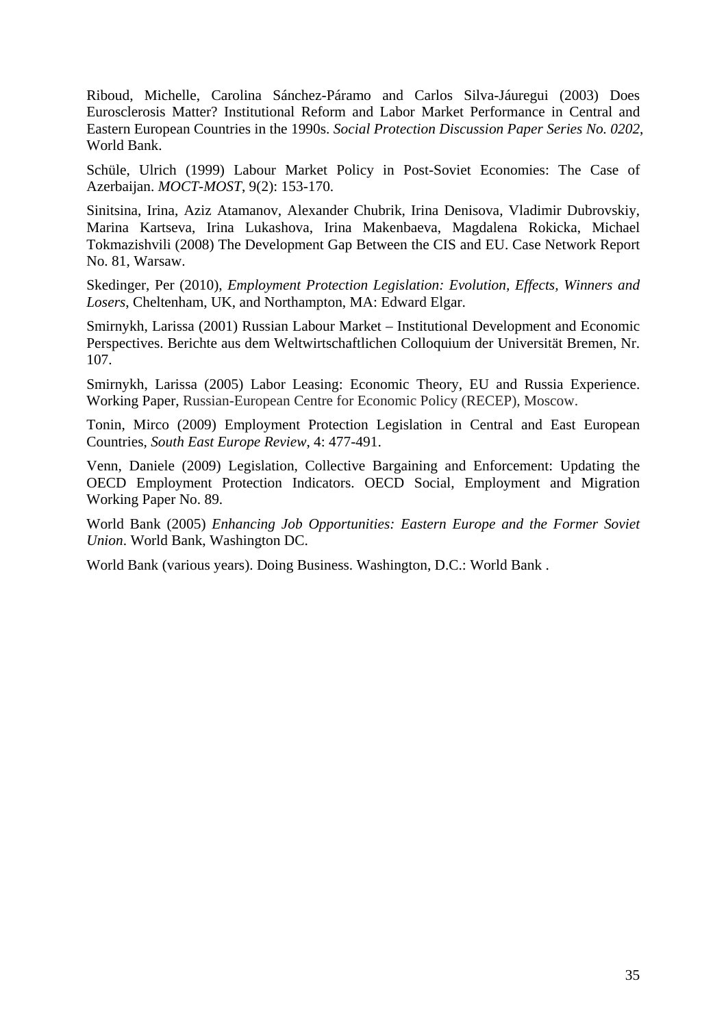Riboud, Michelle, Carolina Sánchez-Páramo and Carlos Silva-Jáuregui (2003) Does Eurosclerosis Matter? Institutional Reform and Labor Market Performance in Central and Eastern European Countries in the 1990s. *Social Protection Discussion Paper Series No. 0202*, World Bank.

Schüle, Ulrich (1999) Labour Market Policy in Post-Soviet Economies: The Case of Azerbaijan. *MOCT-MOST*, 9(2): 153-170.

Sinitsina, Irina, Aziz Atamanov, Alexander Chubrik, Irina Denisova, Vladimir Dubrovskiy, Marina Kartseva, Irina Lukashova, Irina Makenbaeva, Magdalena Rokicka, Michael Tokmazishvili (2008) The Development Gap Between the CIS and EU. Case Network Report No. 81, Warsaw.

Skedinger, Per (2010), *Employment Protection Legislation: Evolution, Effects, Winners and Losers*, Cheltenham, UK, and Northampton, MA: Edward Elgar.

Smirnykh, Larissa (2001) Russian Labour Market – Institutional Development and Economic Perspectives. Berichte aus dem Weltwirtschaftlichen Colloquium der Universität Bremen, Nr. 107.

Smirnykh, Larissa (2005) Labor Leasing: Economic Theory, EU and Russia Experience. Working Paper, Russian-European Centre for Economic Policy (RECEP), Moscow.

Tonin, Mirco (2009) Employment Protection Legislation in Central and East European Countries, *South East Europe Review*, 4: 477-491.

Venn, Daniele (2009) Legislation, Collective Bargaining and Enforcement: Updating the OECD Employment Protection Indicators. OECD Social, Employment and Migration Working Paper No. 89.

World Bank (2005) *Enhancing Job Opportunities: Eastern Europe and the Former Soviet Union*. World Bank, Washington DC.

World Bank (various years). Doing Business. Washington, D.C.: World Bank .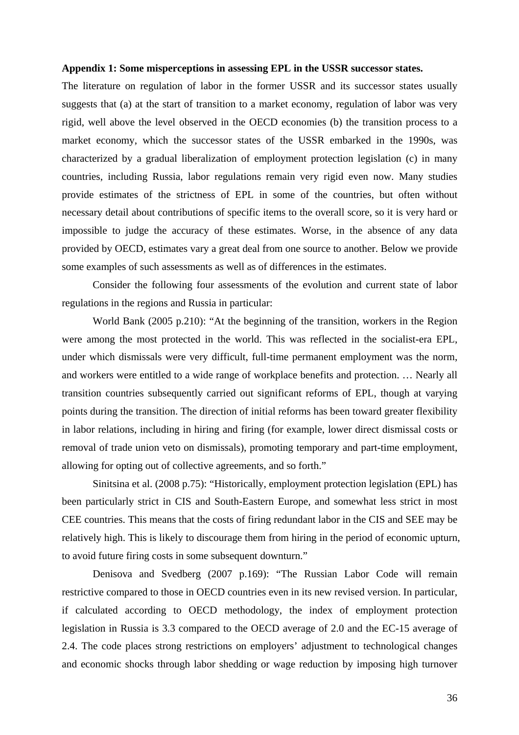**Appendix 1: Some misperceptions in assessing EPL in the USSR successor states.**

The literature on regulation of labor in the former USSR and its successor states usually suggests that (a) at the start of transition to a market economy, regulation of labor was very rigid, well above the level observed in the OECD economies (b) the transition process to a market economy, which the successor states of the USSR embarked in the 1990s, was characterized by a gradual liberalization of employment protection legislation (c) in many countries, including Russia, labor regulations remain very rigid even now. Many studies provide estimates of the strictness of EPL in some of the countries, but often without necessary detail about contributions of specific items to the overall score, so it is very hard or impossible to judge the accuracy of these estimates. Worse, in the absence of any data provided by OECD, estimates vary a great deal from one source to another. Below we provide some examples of such assessments as well as of differences in the estimates.

Consider the following four assessments of the evolution and current state of labor regulations in the regions and Russia in particular:

World Bank (2005 p.210): "At the beginning of the transition, workers in the Region were among the most protected in the world. This was reflected in the socialist-era EPL, under which dismissals were very difficult, full-time permanent employment was the norm, and workers were entitled to a wide range of workplace benefits and protection. … Nearly all transition countries subsequently carried out significant reforms of EPL, though at varying points during the transition. The direction of initial reforms has been toward greater flexibility in labor relations, including in hiring and firing (for example, lower direct dismissal costs or removal of trade union veto on dismissals), promoting temporary and part-time employment, allowing for opting out of collective agreements, and so forth."

Sinitsina et al. (2008 p.75): "Historically, employment protection legislation (EPL) has been particularly strict in CIS and South-Eastern Europe, and somewhat less strict in most CEE countries. This means that the costs of firing redundant labor in the CIS and SEE may be relatively high. This is likely to discourage them from hiring in the period of economic upturn, to avoid future firing costs in some subsequent downturn."

Denisova and Svedberg (2007 p.169): "The Russian Labor Code will remain restrictive compared to those in OECD countries even in its new revised version. In particular, if calculated according to OECD methodology, the index of employment protection legislation in Russia is 3.3 compared to the OECD average of 2.0 and the EC-15 average of 2.4. The code places strong restrictions on employers' adjustment to technological changes and economic shocks through labor shedding or wage reduction by imposing high turnover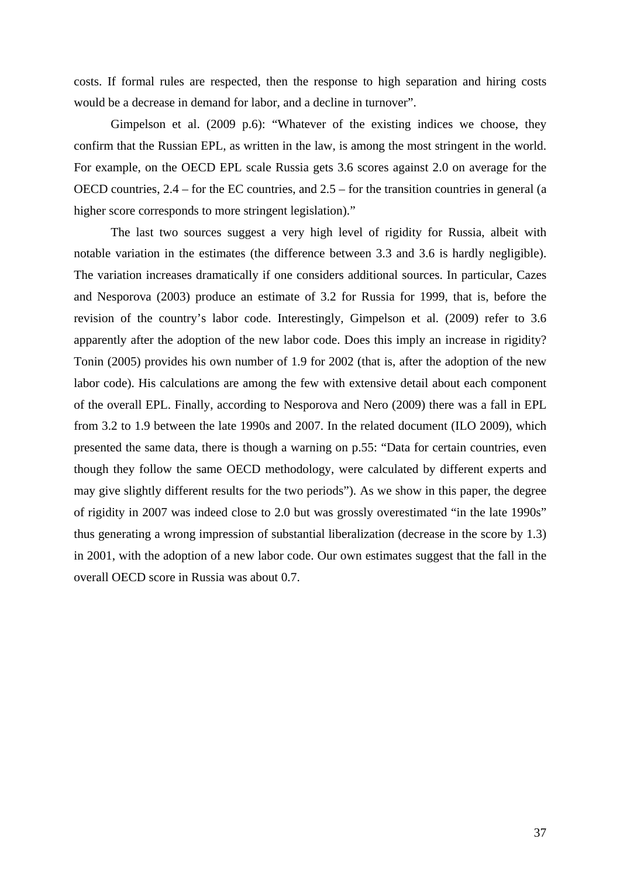costs. If formal rules are respected, then the response to high separation and hiring costs would be a decrease in demand for labor, and a decline in turnover".

Gimpelson et al. (2009 p.6): "Whatever of the existing indices we choose, they confirm that the Russian EPL, as written in the law, is among the most stringent in the world. For example, on the OECD EPL scale Russia gets 3.6 scores against 2.0 on average for the OECD countries, 2.4 – for the EC countries, and 2.5 – for the transition countries in general (a higher score corresponds to more stringent legislation)."

The last two sources suggest a very high level of rigidity for Russia, albeit with notable variation in the estimates (the difference between 3.3 and 3.6 is hardly negligible). The variation increases dramatically if one considers additional sources. In particular, Cazes and Nesporova (2003) produce an estimate of 3.2 for Russia for 1999, that is, before the revision of the country's labor code. Interestingly, Gimpelson et al. (2009) refer to 3.6 apparently after the adoption of the new labor code. Does this imply an increase in rigidity? Tonin (2005) provides his own number of 1.9 for 2002 (that is, after the adoption of the new labor code). His calculations are among the few with extensive detail about each component of the overall EPL. Finally, according to Nesporova and Nero (2009) there was a fall in EPL from 3.2 to 1.9 between the late 1990s and 2007. In the related document (ILO 2009), which presented the same data, there is though a warning on p.55: "Data for certain countries, even though they follow the same OECD methodology, were calculated by different experts and may give slightly different results for the two periods"). As we show in this paper, the degree of rigidity in 2007 was indeed close to 2.0 but was grossly overestimated "in the late 1990s" thus generating a wrong impression of substantial liberalization (decrease in the score by 1.3) in 2001, with the adoption of a new labor code. Our own estimates suggest that the fall in the overall OECD score in Russia was about 0.7.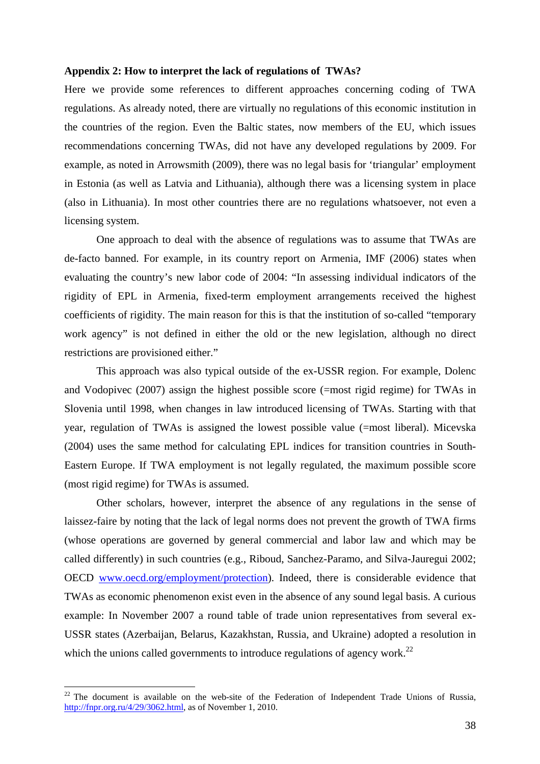**Appendix 2: How to interpret the lack of regulations of TWAs?**

Here we provide some references to different approaches concerning coding of TWA regulations. As already noted, there are virtually no regulations of this economic institution in the countries of the region. Even the Baltic states, now members of the EU, which issues recommendations concerning TWAs, did not have any developed regulations by 2009. For example, as noted in Arrowsmith (2009), there was no legal basis for 'triangular' employment in Estonia (as well as Latvia and Lithuania), although there was a licensing system in place (also in Lithuania). In most other countries there are no regulations whatsoever, not even a licensing system.

One approach to deal with the absence of regulations was to assume that TWAs are de-facto banned. For example, in its country report on Armenia, IMF (2006) states when evaluating the country's new labor code of 2004: "In assessing individual indicators of the rigidity of EPL in Armenia, fixed-term employment arrangements received the highest coefficients of rigidity. The main reason for this is that the institution of so-called "temporary work agency" is not defined in either the old or the new legislation, although no direct restrictions are provisioned either."

This approach was also typical outside of the ex-USSR region. For example, Dolenc and Vodopivec (2007) assign the highest possible score (=most rigid regime) for TWAs in Slovenia until 1998, when changes in law introduced licensing of TWAs. Starting with that year, regulation of TWAs is assigned the lowest possible value (=most liberal). Micevska (2004) uses the same method for calculating EPL indices for transition countries in South-Eastern Europe. If TWA employment is not legally regulated, the maximum possible score (most rigid regime) for TWAs is assumed.

Other scholars, however, interpret the absence of any regulations in the sense of laissez-faire by noting that the lack of legal norms does not prevent the growth of TWA firms (whose operations are governed by general commercial and labor law and which may be called differently) in such countries (e.g., Riboud, Sanchez-Paramo, and Silva-Jauregui 2002; OECD www.oecd.org/employment/protection). Indeed, there is considerable evidence that TWAs as economic phenomenon exist even in the absence of any sound legal basis. A curious example: In November 2007 a round table of trade union representatives from several ex-USSR states (Azerbaijan, Belarus, Kazakhstan, Russia, and Ukraine) adopted a resolution in which the unions called governments to introduce regulations of agency work.[22]

[22] The document is available on the web-site of the Federation of Independent Trade Unions of Russia, http://fnpr.org.ru/4/29/3062.html, as of November 1, 2010.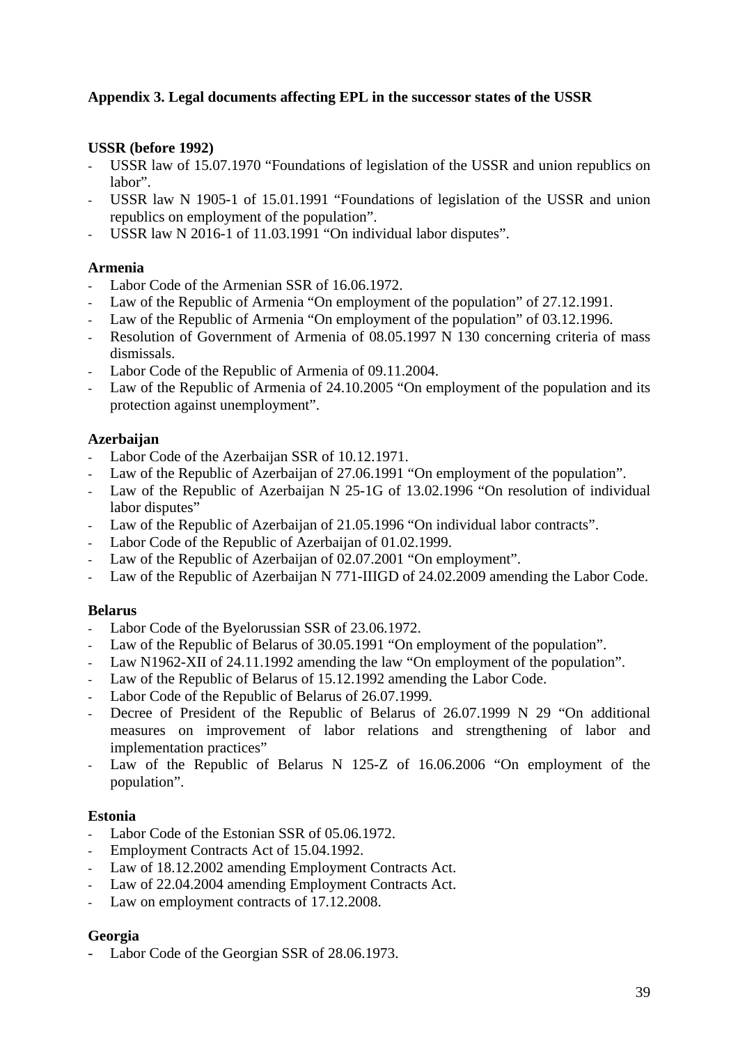## Appendix 3. Legal documents affecting EPL in the successor states of the USSR

### USSR (before 1992)

- USSR law of 15.07.1970 "Foundations of legislation of the USSR and union republics on labor".
- USSR law N 1905-1 of 15.01.1991 "Foundations of legislation of the USSR and union republics on employment of the population".
- USSR law N 2016-1 of 11.03.1991 "On individual labor disputes".

### Armenia

- Labor Code of the Armenian SSR of 16.06.1972.
- Law of the Republic of Armenia "On employment of the population" of 27.12.1991.
- Law of the Republic of Armenia "On employment of the population" of 03.12.1996.
- Resolution of Government of Armenia of 08.05.1997 N 130 concerning criteria of mass dismissals.
- Labor Code of the Republic of Armenia of 09.11.2004.
- Law of the Republic of Armenia of 24.10.2005 "On employment of the population and its protection against unemployment".

### Azerbaijan

- Labor Code of the Azerbaijan SSR of 10.12.1971.
- Law of the Republic of Azerbaijan of 27.06.1991 "On employment of the population".
- Law of the Republic of Azerbaijan N 25-1G of 13.02.1996 "On resolution of individual labor disputes"
- Law of the Republic of Azerbaijan of 21.05.1996 "On individual labor contracts".
- Labor Code of the Republic of Azerbaijan of 01.02.1999.
- Law of the Republic of Azerbaijan of 02.07.2001 "On employment".
- Law of the Republic of Azerbaijan N 771-IIIGD of 24.02.2009 amending the Labor Code.

### Belarus

- Labor Code of the Byelorussian SSR of 23.06.1972.
- Law of the Republic of Belarus of 30.05.1991 "On employment of the population".
- Law N1962-XII of 24.11.1992 amending the law "On employment of the population".
- Law of the Republic of Belarus of 15.12.1992 amending the Labor Code.
- Labor Code of the Republic of Belarus of 26.07.1999.
- Decree of President of the Republic of Belarus of 26.07.1999 N 29 "On additional measures on improvement of labor relations and strengthening of labor and implementation practices"
- Law of the Republic of Belarus N 125-Z of 16.06.2006 "On employment of the population".

### Estonia

- Labor Code of the Estonian SSR of 05.06.1972.
- Employment Contracts Act of 15.04.1992.
- Law of 18.12.2002 amending Employment Contracts Act.
- Law of 22.04.2004 amending Employment Contracts Act.
- Law on employment contracts of 17.12.2008.

### Georgia

- Labor Code of the Georgian SSR of 28.06.1973.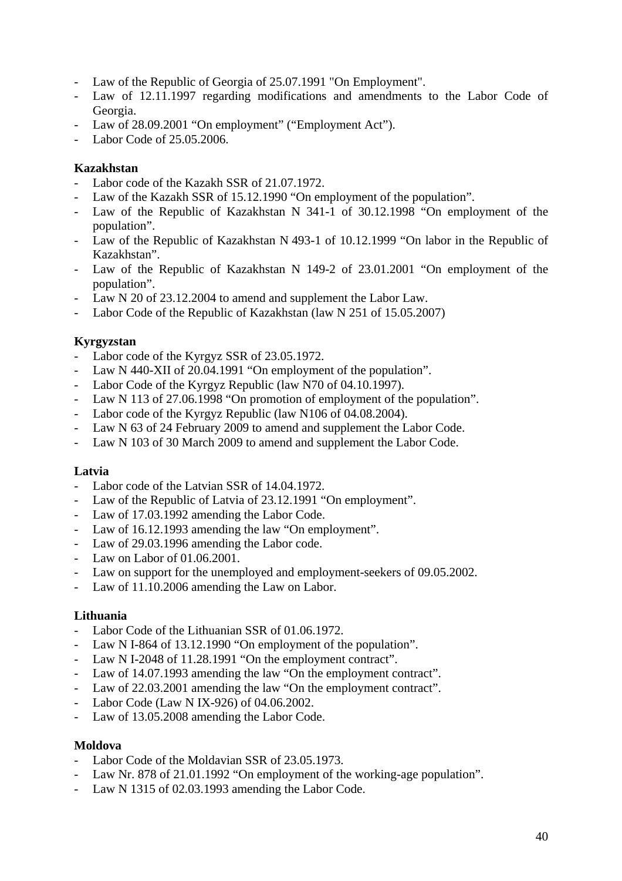- Law of the Republic of Georgia of 25.07.1991 "On Employment".
- Law of 12.11.1997 regarding modifications and amendments to the Labor Code of Georgia.
- Law of 28.09.2001 "On employment" ("Employment Act").
- Labor Code of 25.05.2006.

**Kazakhstan**

- Labor code of the Kazakh SSR of 21.07.1972.
- Law of the Kazakh SSR of 15.12.1990 "On employment of the population".
- Law of the Republic of Kazakhstan N 341-1 of 30.12.1998 "On employment of the population".
- Law of the Republic of Kazakhstan N 493-1 of 10.12.1999 "On labor in the Republic of Kazakhstan".
- Law of the Republic of Kazakhstan N 149-2 of 23.01.2001 "On employment of the population".
- Law N 20 of 23.12.2004 to amend and supplement the Labor Law.
- Labor Code of the Republic of Kazakhstan (law N 251 of 15.05.2007)

**Kyrgyzstan**

- Labor code of the Kyrgyz SSR of 23.05.1972.
- Law N 440-XII of 20.04.1991 "On employment of the population".
- Labor Code of the Kyrgyz Republic (law N70 of 04.10.1997).
- Law N 113 of 27.06.1998 "On promotion of employment of the population".
- Labor code of the Kyrgyz Republic (law N106 of 04.08.2004).
- Law N 63 of 24 February 2009 to amend and supplement the Labor Code.
- Law N 103 of 30 March 2009 to amend and supplement the Labor Code.

**Latvia**

- Labor code of the Latvian SSR of 14.04.1972.
- Law of the Republic of Latvia of 23.12.1991 "On employment".
- Law of 17.03.1992 amending the Labor Code.
- Law of 16.12.1993 amending the law "On employment".
- Law of 29.03.1996 amending the Labor code.
- Law on Labor of 01.06.2001.
- Law on support for the unemployed and employment-seekers of 09.05.2002.
- Law of 11.10.2006 amending the Law on Labor.

**Lithuania**

- Labor Code of the Lithuanian SSR of 01.06.1972.
- Law N I-864 of 13.12.1990 "On employment of the population".
- Law N I-2048 of 11.28.1991 "On the employment contract".
- Law of 14.07.1993 amending the law "On the employment contract".
- Law of 22.03.2001 amending the law "On the employment contract".
- Labor Code (Law N IX-926) of 04.06.2002.
- Law of 13.05.2008 amending the Labor Code.

**Moldova**

- Labor Code of the Moldavian SSR of 23.05.1973.
- Law Nr. 878 of 21.01.1992 "On employment of the working-age population".
- Law N 1315 of 02.03.1993 amending the Labor Code.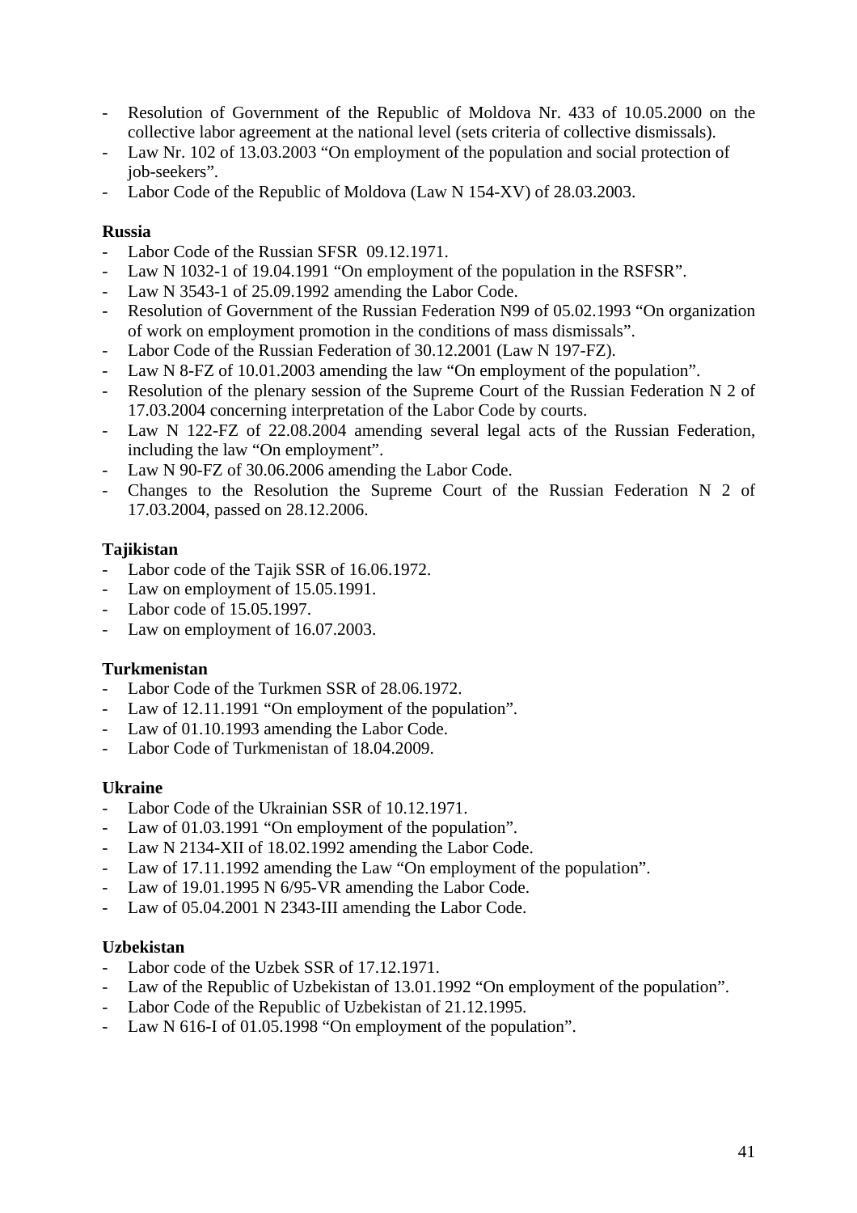- Resolution of Government of the Republic of Moldova Nr. 433 of 10.05.2000 on the collective labor agreement at the national level (sets criteria of collective dismissals).
- Law Nr. 102 of 13.03.2003 "On employment of the population and social protection of job-seekers".
- Labor Code of the Republic of Moldova (Law N 154-XV) of 28.03.2003.

**Russia**

- Labor Code of the Russian SFSR 09.12.1971.
- Law N 1032-1 of 19.04.1991 "On employment of the population in the RSFSR".
- Law N 3543-1 of 25.09.1992 amending the Labor Code.
- Resolution of Government of the Russian Federation N99 of 05.02.1993 "On organization of work on employment promotion in the conditions of mass dismissals".
- Labor Code of the Russian Federation of 30.12.2001 (Law N 197-FZ).
- Law N 8-FZ of 10.01.2003 amending the law "On employment of the population".
- Resolution of the plenary session of the Supreme Court of the Russian Federation N 2 of 17.03.2004 concerning interpretation of the Labor Code by courts.
- Law N 122-FZ of 22.08.2004 amending several legal acts of the Russian Federation, including the law "On employment".
- Law N 90-FZ of 30.06.2006 amending the Labor Code.
- Changes to the Resolution the Supreme Court of the Russian Federation N 2 of 17.03.2004, passed on 28.12.2006.

**Tajikistan**

- Labor code of the Tajik SSR of 16.06.1972.
- Law on employment of 15.05.1991.
- Labor code of 15.05.1997.
- Law on employment of 16.07.2003.

**Turkmenistan**

- Labor Code of the Turkmen SSR of 28.06.1972.
- Law of 12.11.1991 "On employment of the population".
- Law of 01.10.1993 amending the Labor Code.
- Labor Code of Turkmenistan of 18.04.2009.

**Ukraine**

- Labor Code of the Ukrainian SSR of 10.12.1971.
- Law of 01.03.1991 "On employment of the population".
- Law N 2134-XII of 18.02.1992 amending the Labor Code.
- Law of 17.11.1992 amending the Law "On employment of the population".
- Law of 19.01.1995 N 6/95-VR amending the Labor Code.
- Law of 05.04.2001 N 2343-III amending the Labor Code.

**Uzbekistan**

- Labor code of the Uzbek SSR of 17.12.1971.
- Law of the Republic of Uzbekistan of 13.01.1992 "On employment of the population".
- Labor Code of the Republic of Uzbekistan of 21.12.1995.
- Law N 616-I of 01.05.1998 "On employment of the population".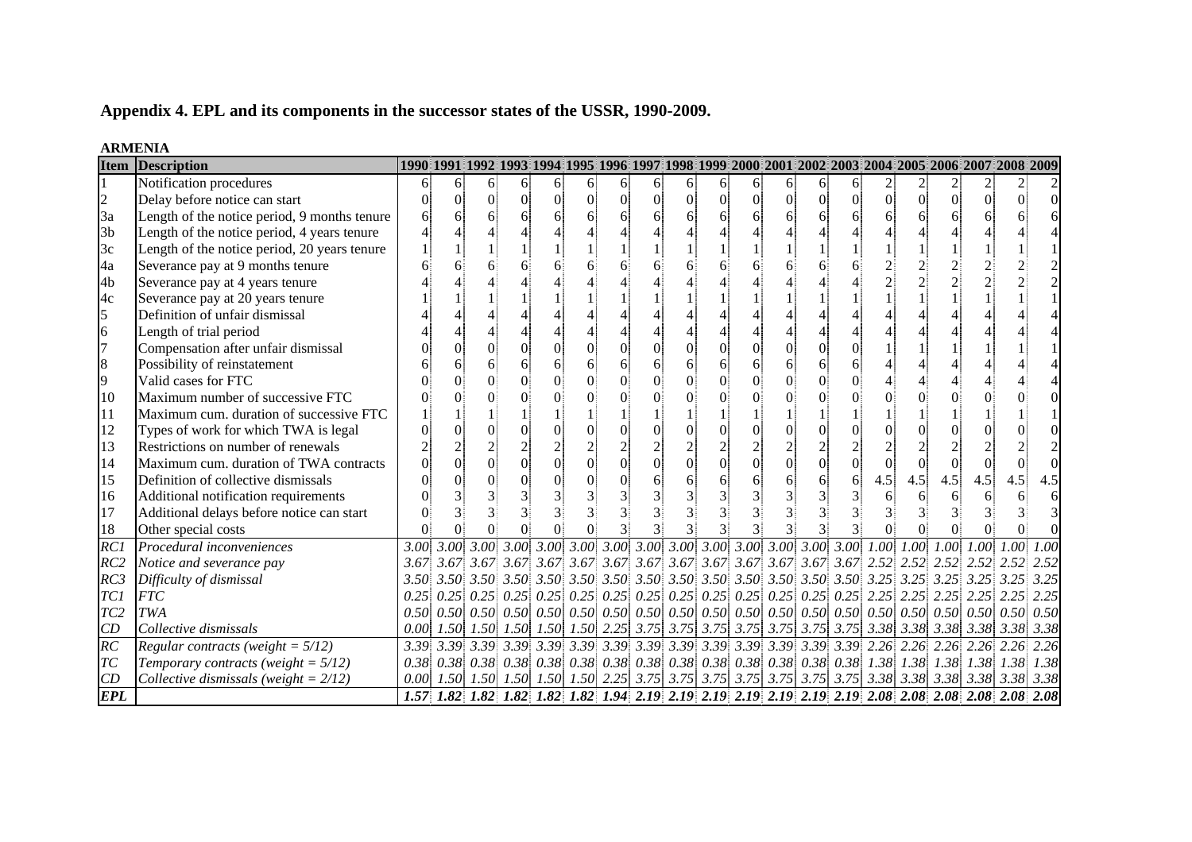## Appendix 4. EPL and its components in the successor states of the USSR, 1990-2009.

**ARMENIA**

| Item | Description | 1990 | 1991 | 1992 | 1993 | 1994 | 1995 | 1996 | 1997 | 1998 | 1999 | 2000 | 2001 | 2002 | 2003 | 2004 | 2005 | 2006 | 2007 | 2008 | 2009 |
|---|---|---|---|---|---|---|---|---|---|---|---|---|---|---|---|---|---|---|---|---|---|
| 1 | Notification procedures | 6 | 6 | 6 | 6 | 6 | 6 | 6 | 6 | 6 | 6 | 6 | 6 | 6 | 6 | 2 | 2 | 2 | 2 | 2 | 2 |
| 2 | Delay before notice can start | 0 | 0 | 0 | 0 | 0 | 0 | 0 | 0 | 0 | 0 | 0 | 0 | 0 | 0 | 0 | 0 | 0 | 0 | 0 | 0 |
| 3a | Length of the notice period, 9 months tenure | 6 | 6 | 6 | 6 | 6 | 6 | 6 | 6 | 6 | 6 | 6 | 6 | 6 | 6 | 6 | 6 | 6 | 6 | 6 | 6 |
| 3b | Length of the notice period, 4 years tenure | 4 | 4 | 4 | 4 | 4 | 4 | 4 | 4 | 4 | 4 | 4 | 4 | 4 | 4 | 4 | 4 | 4 | 4 | 4 | 4 |
| 3c | Length of the notice period, 20 years tenure | 1 | 1 | 1 | 1 | 1 | 1 | 1 | 1 | 1 | 1 | 1 | 1 | 1 | 1 | 1 | 1 | 1 | 1 | 1 | 1 |
| 4a | Severance pay at 9 months tenure | 6 | 6 | 6 | 6 | 6 | 6 | 6 | 6 | 6 | 6 | 6 | 6 | 6 | 6 | 2 | 2 | 2 | 2 | 2 | 2 |
| 4b | Severance pay at 4 years tenure | 4 | 4 | 4 | 4 | 4 | 4 | 4 | 4 | 4 | 4 | 4 | 4 | 4 | 4 | 2 | 2 | 2 | 2 | 2 | 2 |
| 4c | Severance pay at 20 years tenure | 1 | 1 | 1 | 1 | 1 | 1 | 1 | 1 | 1 | 1 | 1 | 1 | 1 | 1 | 1 | 1 | 1 | 1 | 1 | 1 |
| 5 | Definition of unfair dismissal | 4 | 4 | 4 | 4 | 4 | 4 | 4 | 4 | 4 | 4 | 4 | 4 | 4 | 4 | 4 | 4 | 4 | 4 | 4 | 4 |
| 6 | Length of trial period | 4 | 4 | 4 | 4 | 4 | 4 | 4 | 4 | 4 | 4 | 4 | 4 | 4 | 4 | 4 | 4 | 4 | 4 | 4 | 4 |
| 7 | Compensation after unfair dismissal | 0 | 0 | 0 | 0 | 0 | 0 | 0 | 0 | 0 | 0 | 0 | 0 | 0 | 0 | 1 | 1 | 1 | 1 | 1 | 1 |
| 8 | Possibility of reinstatement | 6 | 6 | 6 | 6 | 6 | 6 | 6 | 6 | 6 | 6 | 6 | 6 | 6 | 6 | 4 | 4 | 4 | 4 | 4 | 4 |
| 9 | Valid cases for FTC | 0 | 0 | 0 | 0 | 0 | 0 | 0 | 0 | 0 | 0 | 0 | 0 | 0 | 0 | 4 | 4 | 4 | 4 | 4 | 4 |
| 10 | Maximum number of successive FTC | 0 | 0 | 0 | 0 | 0 | 0 | 0 | 0 | 0 | 0 | 0 | 0 | 0 | 0 | 0 | 0 | 0 | 0 | 0 | 0 |
| 11 | Maximum cum. duration of successive FTC | 1 | 1 | 1 | 1 | 1 | 1 | 1 | 1 | 1 | 1 | 1 | 1 | 1 | 1 | 1 | 1 | 1 | 1 | 1 | 1 |
| 12 | Types of work for which TWA is legal | 0 | 0 | 0 | 0 | 0 | 0 | 0 | 0 | 0 | 0 | 0 | 0 | 0 | 0 | 0 | 0 | 0 | 0 | 0 | 0 |
| 13 | Restrictions on number of renewals | 2 | 2 | 2 | 2 | 2 | 2 | 2 | 2 | 2 | 2 | 2 | 2 | 2 | 2 | 2 | 2 | 2 | 2 | 2 | 2 |
| 14 | Maximum cum. duration of TWA contracts | 0 | 0 | 0 | 0 | 0 | 0 | 0 | 0 | 0 | 0 | 0 | 0 | 0 | 0 | 0 | 0 | 0 | 0 | 0 | 0 |
| 15 | Definition of collective dismissals | 0 | 0 | 0 | 0 | 0 | 0 | 0 | 6 | 6 | 6 | 6 | 6 | 6 | 6 | 4.5 | 4.5 | 4.5 | 4.5 | 4.5 | 4.5 |
| 16 | Additional notification requirements | 0 | 3 | 3 | 3 | 3 | 3 | 3 | 3 | 3 | 3 | 3 | 3 | 3 | 3 | 6 | 6 | 6 | 6 | 6 | 6 |
| 17 | Additional delays before notice can start | 0 | 3 | 3 | 3 | 3 | 3 | 3 | 3 | 3 | 3 | 3 | 3 | 3 | 3 | 3 | 3 | 3 | 3 | 3 | 3 |
| 18 | Other special costs | 0 | 0 | 0 | 0 | 0 | 0 | 3 | 3 | 3 | 3 | 3 | 3 | 3 | 3 | 0 | 0 | 0 | 0 | 0 | 0 |
| *RC1* | *Procedural inconveniences* | *3.00* | *3.00* | *3.00* | *3.00* | *3.00* | *3.00* | *3.00* | *3.00* | *3.00* | *3.00* | *3.00* | *3.00* | *3.00* | *3.00* | *1.00* | *1.00* | *1.00* | *1.00* | *1.00* | *1.00* |
| *RC2* | *Notice and severance pay* | *3.67* | *3.67* | *3.67* | *3.67* | *3.67* | *3.67* | *3.67* | *3.67* | *3.67* | *3.67* | *3.67* | *3.67* | *3.67* | *3.67* | *2.52* | *2.52* | *2.52* | *2.52* | *2.52* | *2.52* |
| *RC3* | *Difficulty of dismissal* | *3.50* | *3.50* | *3.50* | *3.50* | *3.50* | *3.50* | *3.50* | *3.50* | *3.50* | *3.50* | *3.50* | *3.50* | *3.50* | *3.50* | *3.25* | *3.25* | *3.25* | *3.25* | *3.25* | *3.25* |
| *TC1* | *FTC* | *0.25* | *0.25* | *0.25* | *0.25* | *0.25* | *0.25* | *0.25* | *0.25* | *0.25* | *0.25* | *0.25* | *0.25* | *0.25* | *0.25* | *2.25* | *2.25* | *2.25* | *2.25* | *2.25* | *2.25* |
| *TC2* | *TWA* | *0.50* | *0.50* | *0.50* | *0.50* | *0.50* | *0.50* | *0.50* | *0.50* | *0.50* | *0.50* | *0.50* | *0.50* | *0.50* | *0.50* | *0.50* | *0.50* | *0.50* | *0.50* | *0.50* | *0.50* |
| *CD* | *Collective dismissals* | *0.00* | *1.50* | *1.50* | *1.50* | *1.50* | *1.50* | *2.25* | *3.75* | *3.75* | *3.75* | *3.75* | *3.75* | *3.75* | *3.75* | *3.38* | *3.38* | *3.38* | *3.38* | *3.38* | *3.38* |
| *RC* | *Regular contracts (weight = 5/12)* | *3.39* | *3.39* | *3.39* | *3.39* | *3.39* | *3.39* | *3.39* | *3.39* | *3.39* | *3.39* | *3.39* | *3.39* | *3.39* | *3.39* | *2.26* | *2.26* | *2.26* | *2.26* | *2.26* | *2.26* |
| *TC* | *Temporary contracts (weight = 5/12)* | *0.38* | *0.38* | *0.38* | *0.38* | *0.38* | *0.38* | *0.38* | *0.38* | *0.38* | *0.38* | *0.38* | *0.38* | *0.38* | *0.38* | *1.38* | *1.38* | *1.38* | *1.38* | *1.38* | *1.38* |
| *CD* | *Collective dismissals (weight = 2/12)* | *0.00* | *1.50* | *1.50* | *1.50* | *1.50* | *1.50* | *2.25* | *3.75* | *3.75* | *3.75* | *3.75* | *3.75* | *3.75* | *3.75* | *3.38* | *3.38* | *3.38* | *3.38* | *3.38* | *3.38* |
| ***EPL*** | | ***1.57*** | ***1.82*** | ***1.82*** | ***1.82*** | ***1.82*** | ***1.82*** | ***1.94*** | ***2.19*** | ***2.19*** | ***2.19*** | ***2.19*** | ***2.19*** | ***2.19*** | ***2.19*** | ***2.08*** | ***2.08*** | ***2.08*** | ***2.08*** | ***2.08*** | ***2.08*** |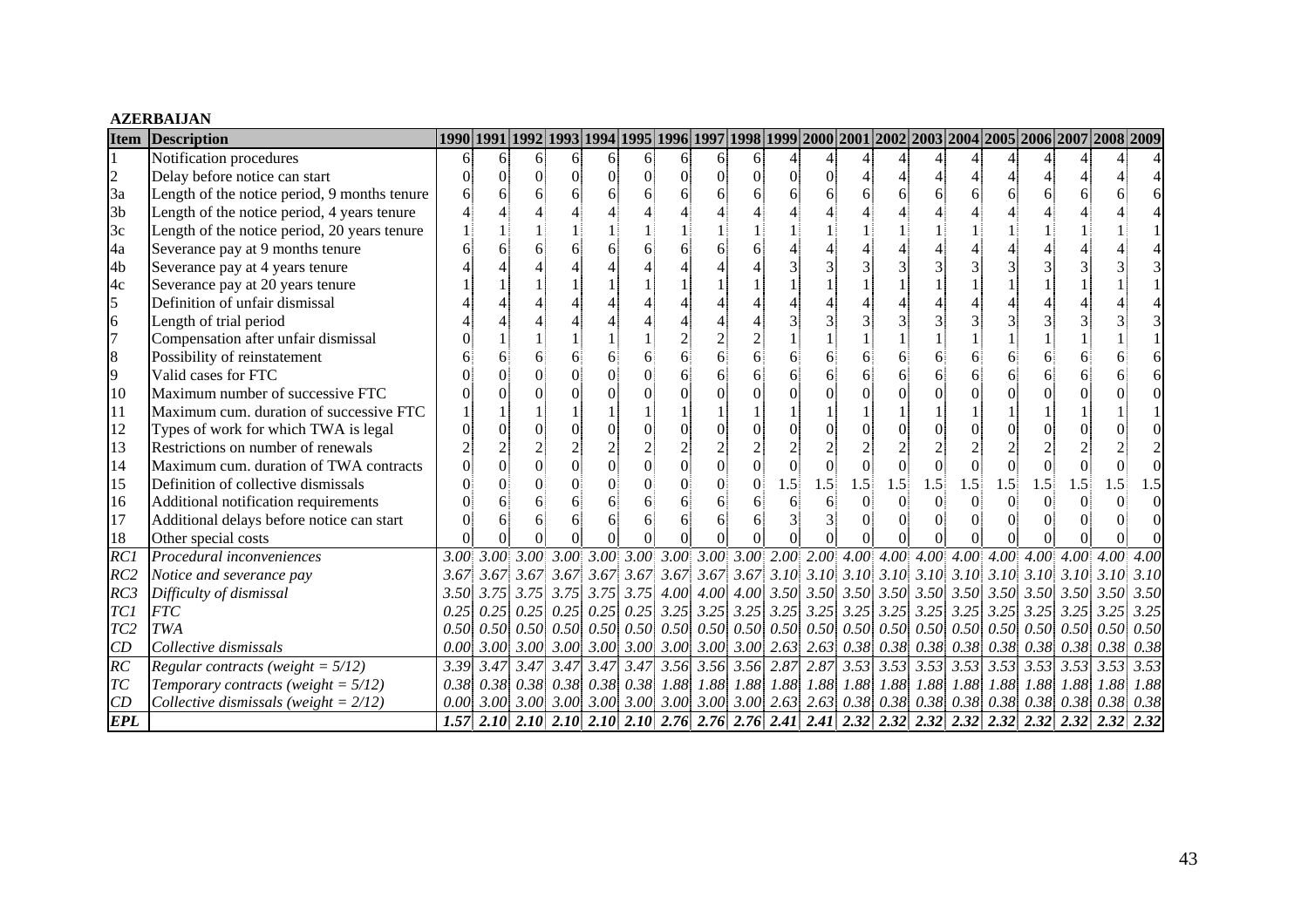**AZERBAIJAN**

| Item | Description | 1990 | 1991 | 1992 | 1993 | 1994 | 1995 | 1996 | 1997 | 1998 | 1999 | 2000 | 2001 | 2002 | 2003 | 2004 | 2005 | 2006 | 2007 | 2008 | 2009 |
|---|---|---|---|---|---|---|---|---|---|---|---|---|---|---|---|---|---|---|---|---|---|
| 1 | Notification procedures | 6 | 6 | 6 | 6 | 6 | 6 | 6 | 6 | 6 | 4 | 4 | 4 | 4 | 4 | 4 | 4 | 4 | 4 | 4 | 4 |
| 2 | Delay before notice can start | 0 | 0 | 0 | 0 | 0 | 0 | 0 | 0 | 0 | 0 | 0 | 4 | 4 | 4 | 4 | 4 | 4 | 4 | 4 | 4 |
| 3a | Length of the notice period, 9 months tenure | 6 | 6 | 6 | 6 | 6 | 6 | 6 | 6 | 6 | 6 | 6 | 6 | 6 | 6 | 6 | 6 | 6 | 6 | 6 | 6 |
| 3b | Length of the notice period, 4 years tenure | 4 | 4 | 4 | 4 | 4 | 4 | 4 | 4 | 4 | 4 | 4 | 4 | 4 | 4 | 4 | 4 | 4 | 4 | 4 | 4 |
| 3c | Length of the notice period, 20 years tenure | 1 | 1 | 1 | 1 | 1 | 1 | 1 | 1 | 1 | 1 | 1 | 1 | 1 | 1 | 1 | 1 | 1 | 1 | 1 | 1 |
| 4a | Severance pay at 9 months tenure | 6 | 6 | 6 | 6 | 6 | 6 | 6 | 6 | 6 | 4 | 4 | 4 | 4 | 4 | 4 | 4 | 4 | 4 | 4 | 4 |
| 4b | Severance pay at 4 years tenure | 4 | 4 | 4 | 4 | 4 | 4 | 4 | 4 | 4 | 3 | 3 | 3 | 3 | 3 | 3 | 3 | 3 | 3 | 3 | 3 |
| 4c | Severance pay at 20 years tenure | 1 | 1 | 1 | 1 | 1 | 1 | 1 | 1 | 1 | 1 | 1 | 1 | 1 | 1 | 1 | 1 | 1 | 1 | 1 | 1 |
| 5 | Definition of unfair dismissal | 4 | 4 | 4 | 4 | 4 | 4 | 4 | 4 | 4 | 4 | 4 | 4 | 4 | 4 | 4 | 4 | 4 | 4 | 4 | 4 |
| 6 | Length of trial period | 4 | 4 | 4 | 4 | 4 | 4 | 4 | 4 | 4 | 3 | 3 | 3 | 3 | 3 | 3 | 3 | 3 | 3 | 3 | 3 |
| 7 | Compensation after unfair dismissal | 0 | 1 | 1 | 1 | 1 | 1 | 2 | 2 | 2 | 1 | 1 | 1 | 1 | 1 | 1 | 1 | 1 | 1 | 1 | 1 |
| 8 | Possibility of reinstatement | 6 | 6 | 6 | 6 | 6 | 6 | 6 | 6 | 6 | 6 | 6 | 6 | 6 | 6 | 6 | 6 | 6 | 6 | 6 | 6 |
| 9 | Valid cases for FTC | 0 | 0 | 0 | 0 | 0 | 0 | 6 | 6 | 6 | 6 | 6 | 6 | 6 | 6 | 6 | 6 | 6 | 6 | 6 | 6 |
| 10 | Maximum number of successive FTC | 0 | 0 | 0 | 0 | 0 | 0 | 0 | 0 | 0 | 0 | 0 | 0 | 0 | 0 | 0 | 0 | 0 | 0 | 0 | 0 |
| 11 | Maximum cum. duration of successive FTC | 1 | 1 | 1 | 1 | 1 | 1 | 1 | 1 | 1 | 1 | 1 | 1 | 1 | 1 | 1 | 1 | 1 | 1 | 1 | 1 |
| 12 | Types of work for which TWA is legal | 0 | 0 | 0 | 0 | 0 | 0 | 0 | 0 | 0 | 0 | 0 | 0 | 0 | 0 | 0 | 0 | 0 | 0 | 0 | 0 |
| 13 | Restrictions on number of renewals | 2 | 2 | 2 | 2 | 2 | 2 | 2 | 2 | 2 | 2 | 2 | 2 | 2 | 2 | 2 | 2 | 2 | 2 | 2 | 2 |
| 14 | Maximum cum. duration of TWA contracts | 0 | 0 | 0 | 0 | 0 | 0 | 0 | 0 | 0 | 0 | 0 | 0 | 0 | 0 | 0 | 0 | 0 | 0 | 0 | 0 |
| 15 | Definition of collective dismissals | 0 | 0 | 0 | 0 | 0 | 0 | 0 | 0 | 0 | 1.5 | 1.5 | 1.5 | 1.5 | 1.5 | 1.5 | 1.5 | 1.5 | 1.5 | 1.5 | 1.5 |
| 16 | Additional notification requirements | 0 | 6 | 6 | 6 | 6 | 6 | 6 | 6 | 6 | 6 | 6 | 0 | 0 | 0 | 0 | 0 | 0 | 0 | 0 | 0 |
| 17 | Additional delays before notice can start | 0 | 6 | 6 | 6 | 6 | 6 | 6 | 6 | 6 | 3 | 3 | 0 | 0 | 0 | 0 | 0 | 0 | 0 | 0 | 0 |
| 18 | Other special costs | 0 | 0 | 0 | 0 | 0 | 0 | 0 | 0 | 0 | 0 | 0 | 0 | 0 | 0 | 0 | 0 | 0 | 0 | 0 | 0 |
| *RC1* | *Procedural inconveniences* | *3.00* | *3.00* | *3.00* | *3.00* | *3.00* | *3.00* | *3.00* | *3.00* | *3.00* | *2.00* | *2.00* | *4.00* | *4.00* | *4.00* | *4.00* | *4.00* | *4.00* | *4.00* | *4.00* | *4.00* |
| *RC2* | *Notice and severance pay* | *3.67* | *3.67* | *3.67* | *3.67* | *3.67* | *3.67* | *3.67* | *3.67* | *3.67* | *3.10* | *3.10* | *3.10* | *3.10* | *3.10* | *3.10* | *3.10* | *3.10* | *3.10* | *3.10* | *3.10* |
| *RC3* | *Difficulty of dismissal* | *3.50* | *3.75* | *3.75* | *3.75* | *3.75* | *3.75* | *4.00* | *4.00* | *4.00* | *3.50* | *3.50* | *3.50* | *3.50* | *3.50* | *3.50* | *3.50* | *3.50* | *3.50* | *3.50* | *3.50* |
| *TC1* | *FTC* | *0.25* | *0.25* | *0.25* | *0.25* | *0.25* | *0.25* | *3.25* | *3.25* | *3.25* | *3.25* | *3.25* | *3.25* | *3.25* | *3.25* | *3.25* | *3.25* | *3.25* | *3.25* | *3.25* | *3.25* |
| *TC2* | *TWA* | *0.50* | *0.50* | *0.50* | *0.50* | *0.50* | *0.50* | *0.50* | *0.50* | *0.50* | *0.50* | *0.50* | *0.50* | *0.50* | *0.50* | *0.50* | *0.50* | *0.50* | *0.50* | *0.50* | *0.50* |
| *CD* | *Collective dismissals* | *0.00* | *3.00* | *3.00* | *3.00* | *3.00* | *3.00* | *3.00* | *3.00* | *3.00* | *2.63* | *2.63* | *0.38* | *0.38* | *0.38* | *0.38* | *0.38* | *0.38* | *0.38* | *0.38* | *0.38* |
| *RC* | *Regular contracts (weight = 5/12)* | *3.39* | *3.47* | *3.47* | *3.47* | *3.47* | *3.47* | *3.56* | *3.56* | *3.56* | *2.87* | *2.87* | *3.53* | *3.53* | *3.53* | *3.53* | *3.53* | *3.53* | *3.53* | *3.53* | *3.53* |
| *TC* | *Temporary contracts (weight = 5/12)* | *0.38* | *0.38* | *0.38* | *0.38* | *0.38* | *0.38* | *1.88* | *1.88* | *1.88* | *1.88* | *1.88* | *1.88* | *1.88* | *1.88* | *1.88* | *1.88* | *1.88* | *1.88* | *1.88* | *1.88* |
| *CD* | *Collective dismissals (weight = 2/12)* | *0.00* | *3.00* | *3.00* | *3.00* | *3.00* | *3.00* | *3.00* | *3.00* | *3.00* | *2.63* | *2.63* | *0.38* | *0.38* | *0.38* | *0.38* | *0.38* | *0.38* | *0.38* | *0.38* | *0.38* |
| ***EPL*** | | ***1.57*** | ***2.10*** | ***2.10*** | ***2.10*** | ***2.10*** | ***2.10*** | ***2.76*** | ***2.76*** | ***2.76*** | ***2.41*** | ***2.41*** | ***2.32*** | ***2.32*** | ***2.32*** | ***2.32*** | ***2.32*** | ***2.32*** | ***2.32*** | ***2.32*** | ***2.32*** |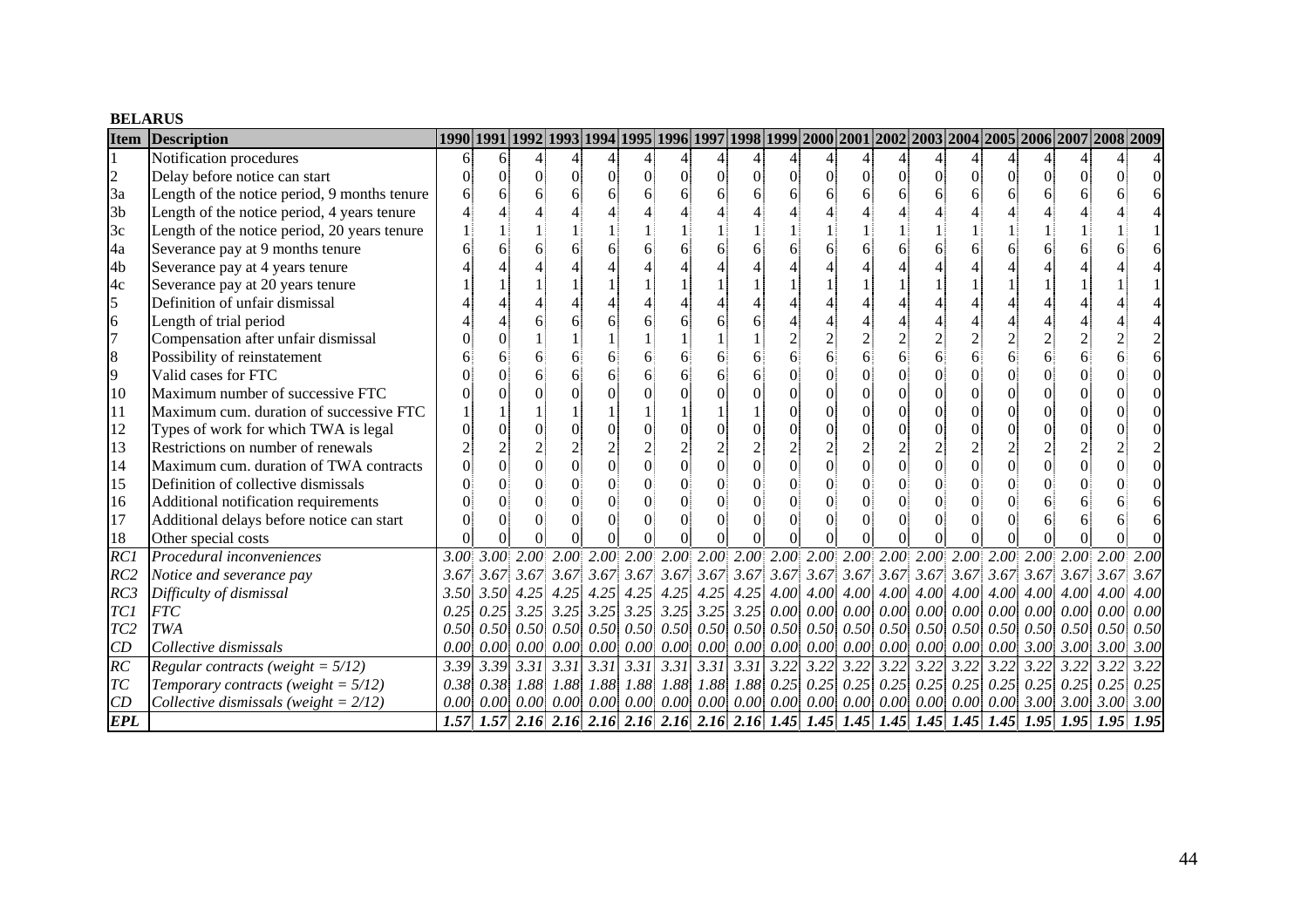**BELARUS**

| Item | Description | 1990 | 1991 | 1992 | 1993 | 1994 | 1995 | 1996 | 1997 | 1998 | 1999 | 2000 | 2001 | 2002 | 2003 | 2004 | 2005 | 2006 | 2007 | 2008 | 2009 |
|---|---|---|---|---|---|---|---|---|---|---|---|---|---|---|---|---|---|---|---|---|---|
| 1 | Notification procedures | 6 | 6 | 4 | 4 | 4 | 4 | 4 | 4 | 4 | 4 | 4 | 4 | 4 | 4 | 4 | 4 | 4 | 4 | 4 | 4 |
| 2 | Delay before notice can start | 0 | 0 | 0 | 0 | 0 | 0 | 0 | 0 | 0 | 0 | 0 | 0 | 0 | 0 | 0 | 0 | 0 | 0 | 0 | 0 |
| 3a | Length of the notice period, 9 months tenure | 6 | 6 | 6 | 6 | 6 | 6 | 6 | 6 | 6 | 6 | 6 | 6 | 6 | 6 | 6 | 6 | 6 | 6 | 6 | 6 |
| 3b | Length of the notice period, 4 years tenure | 4 | 4 | 4 | 4 | 4 | 4 | 4 | 4 | 4 | 4 | 4 | 4 | 4 | 4 | 4 | 4 | 4 | 4 | 4 | 4 |
| 3c | Length of the notice period, 20 years tenure | 1 | 1 | 1 | 1 | 1 | 1 | 1 | 1 | 1 | 1 | 1 | 1 | 1 | 1 | 1 | 1 | 1 | 1 | 1 | 1 |
| 4a | Severance pay at 9 months tenure | 6 | 6 | 6 | 6 | 6 | 6 | 6 | 6 | 6 | 6 | 6 | 6 | 6 | 6 | 6 | 6 | 6 | 6 | 6 | 6 |
| 4b | Severance pay at 4 years tenure | 4 | 4 | 4 | 4 | 4 | 4 | 4 | 4 | 4 | 4 | 4 | 4 | 4 | 4 | 4 | 4 | 4 | 4 | 4 | 4 |
| 4c | Severance pay at 20 years tenure | 1 | 1 | 1 | 1 | 1 | 1 | 1 | 1 | 1 | 1 | 1 | 1 | 1 | 1 | 1 | 1 | 1 | 1 | 1 | 1 |
| 5 | Definition of unfair dismissal | 4 | 4 | 4 | 4 | 4 | 4 | 4 | 4 | 4 | 4 | 4 | 4 | 4 | 4 | 4 | 4 | 4 | 4 | 4 | 4 |
| 6 | Length of trial period | 4 | 4 | 6 | 6 | 6 | 6 | 6 | 6 | 6 | 4 | 4 | 4 | 4 | 4 | 4 | 4 | 4 | 4 | 4 | 4 |
| 7 | Compensation after unfair dismissal | 0 | 0 | 1 | 1 | 1 | 1 | 1 | 1 | 1 | 2 | 2 | 2 | 2 | 2 | 2 | 2 | 2 | 2 | 2 | 2 |
| 8 | Possibility of reinstatement | 6 | 6 | 6 | 6 | 6 | 6 | 6 | 6 | 6 | 6 | 6 | 6 | 6 | 6 | 6 | 6 | 6 | 6 | 6 | 6 |
| 9 | Valid cases for FTC | 0 | 0 | 6 | 6 | 6 | 6 | 6 | 6 | 6 | 0 | 0 | 0 | 0 | 0 | 0 | 0 | 0 | 0 | 0 | 0 |
| 10 | Maximum number of successive FTC | 0 | 0 | 0 | 0 | 0 | 0 | 0 | 0 | 0 | 0 | 0 | 0 | 0 | 0 | 0 | 0 | 0 | 0 | 0 | 0 |
| 11 | Maximum cum. duration of successive FTC | 1 | 1 | 1 | 1 | 1 | 1 | 1 | 1 | 1 | 0 | 0 | 0 | 0 | 0 | 0 | 0 | 0 | 0 | 0 | 0 |
| 12 | Types of work for which TWA is legal | 0 | 0 | 0 | 0 | 0 | 0 | 0 | 0 | 0 | 0 | 0 | 0 | 0 | 0 | 0 | 0 | 0 | 0 | 0 | 0 |
| 13 | Restrictions on number of renewals | 2 | 2 | 2 | 2 | 2 | 2 | 2 | 2 | 2 | 2 | 2 | 2 | 2 | 2 | 2 | 2 | 2 | 2 | 2 | 2 |
| 14 | Maximum cum. duration of TWA contracts | 0 | 0 | 0 | 0 | 0 | 0 | 0 | 0 | 0 | 0 | 0 | 0 | 0 | 0 | 0 | 0 | 0 | 0 | 0 | 0 |
| 15 | Definition of collective dismissals | 0 | 0 | 0 | 0 | 0 | 0 | 0 | 0 | 0 | 0 | 0 | 0 | 0 | 0 | 0 | 0 | 0 | 0 | 0 | 0 |
| 16 | Additional notification requirements | 0 | 0 | 0 | 0 | 0 | 0 | 0 | 0 | 0 | 0 | 0 | 0 | 0 | 0 | 0 | 0 | 6 | 6 | 6 | 6 |
| 17 | Additional delays before notice can start | 0 | 0 | 0 | 0 | 0 | 0 | 0 | 0 | 0 | 0 | 0 | 0 | 0 | 0 | 0 | 0 | 6 | 6 | 6 | 6 |
| 18 | Other special costs | 0 | 0 | 0 | 0 | 0 | 0 | 0 | 0 | 0 | 0 | 0 | 0 | 0 | 0 | 0 | 0 | 0 | 0 | 0 | 0 |
| *RC1* | *Procedural inconveniences* | *3.00* | *3.00* | *2.00* | *2.00* | *2.00* | *2.00* | *2.00* | *2.00* | *2.00* | *2.00* | *2.00* | *2.00* | *2.00* | *2.00* | *2.00* | *2.00* | *2.00* | *2.00* | *2.00* | *2.00* |
| *RC2* | *Notice and severance pay* | *3.67* | *3.67* | *3.67* | *3.67* | *3.67* | *3.67* | *3.67* | *3.67* | *3.67* | *3.67* | *3.67* | *3.67* | *3.67* | *3.67* | *3.67* | *3.67* | *3.67* | *3.67* | *3.67* | *3.67* |
| *RC3* | *Difficulty of dismissal* | *3.50* | *3.50* | *4.25* | *4.25* | *4.25* | *4.25* | *4.25* | *4.25* | *4.25* | *4.00* | *4.00* | *4.00* | *4.00* | *4.00* | *4.00* | *4.00* | *4.00* | *4.00* | *4.00* | *4.00* |
| *TC1* | *FTC* | *0.25* | *0.25* | *3.25* | *3.25* | *3.25* | *3.25* | *3.25* | *3.25* | *3.25* | *0.00* | *0.00* | *0.00* | *0.00* | *0.00* | *0.00* | *0.00* | *0.00* | *0.00* | *0.00* | *0.00* |
| *TC2* | *TWA* | *0.50* | *0.50* | *0.50* | *0.50* | *0.50* | *0.50* | *0.50* | *0.50* | *0.50* | *0.50* | *0.50* | *0.50* | *0.50* | *0.50* | *0.50* | *0.50* | *0.50* | *0.50* | *0.50* | *0.50* |
| *CD* | *Collective dismissals* | *0.00* | *0.00* | *0.00* | *0.00* | *0.00* | *0.00* | *0.00* | *0.00* | *0.00* | *0.00* | *0.00* | *0.00* | *0.00* | *0.00* | *0.00* | *0.00* | *3.00* | *3.00* | *3.00* | *3.00* |
| *RC* | *Regular contracts (weight = 5/12)* | *3.39* | *3.39* | *3.31* | *3.31* | *3.31* | *3.31* | *3.31* | *3.31* | *3.31* | *3.22* | *3.22* | *3.22* | *3.22* | *3.22* | *3.22* | *3.22* | *3.22* | *3.22* | *3.22* | *3.22* |
| *TC* | *Temporary contracts (weight = 5/12)* | *0.38* | *0.38* | *1.88* | *1.88* | *1.88* | *1.88* | *1.88* | *1.88* | *1.88* | *0.25* | *0.25* | *0.25* | *0.25* | *0.25* | *0.25* | *0.25* | *0.25* | *0.25* | *0.25* | *0.25* |
| *CD* | *Collective dismissals (weight = 2/12)* | *0.00* | *0.00* | *0.00* | *0.00* | *0.00* | *0.00* | *0.00* | *0.00* | *0.00* | *0.00* | *0.00* | *0.00* | *0.00* | *0.00* | *0.00* | *0.00* | *3.00* | *3.00* | *3.00* | *3.00* |
| ***EPL*** | | ***1.57*** | ***1.57*** | ***2.16*** | ***2.16*** | ***2.16*** | ***2.16*** | ***2.16*** | ***2.16*** | ***2.16*** | ***1.45*** | ***1.45*** | ***1.45*** | ***1.45*** | ***1.45*** | ***1.45*** | ***1.45*** | ***1.95*** | ***1.95*** | ***1.95*** | ***1.95*** |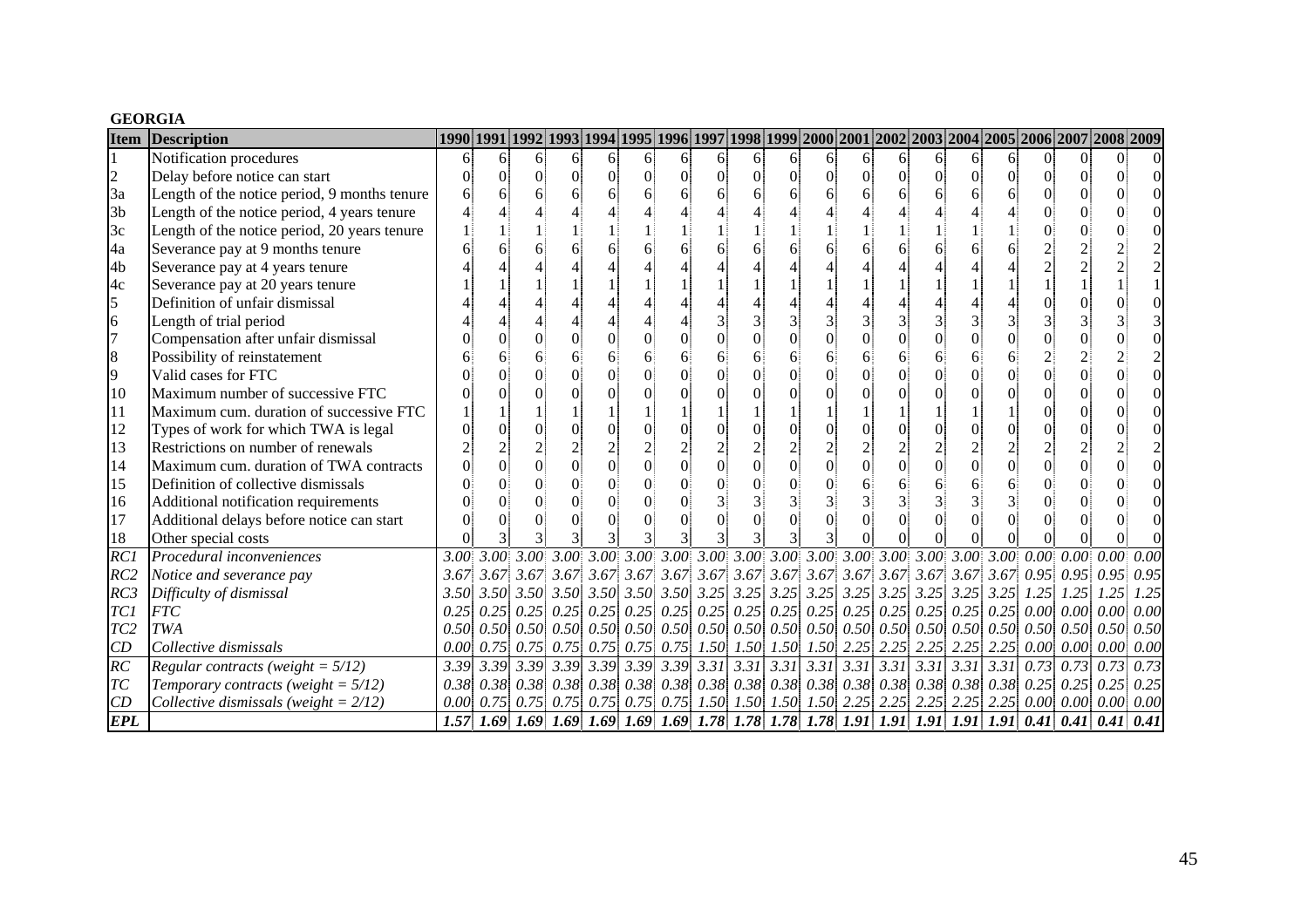**GEORGIA**

| Item | Description | 1990 | 1991 | 1992 | 1993 | 1994 | 1995 | 1996 | 1997 | 1998 | 1999 | 2000 | 2001 | 2002 | 2003 | 2004 | 2005 | 2006 | 2007 | 2008 | 2009 |
|---|---|---|---|---|---|---|---|---|---|---|---|---|---|---|---|---|---|---|---|---|---|
| 1 | Notification procedures | 6 | 6 | 6 | 6 | 6 | 6 | 6 | 6 | 6 | 6 | 6 | 6 | 6 | 6 | 6 | 6 | 0 | 0 | 0 | 0 |
| 2 | Delay before notice can start | 0 | 0 | 0 | 0 | 0 | 0 | 0 | 0 | 0 | 0 | 0 | 0 | 0 | 0 | 0 | 0 | 0 | 0 | 0 | 0 |
| 3a | Length of the notice period, 9 months tenure | 6 | 6 | 6 | 6 | 6 | 6 | 6 | 6 | 6 | 6 | 6 | 6 | 6 | 6 | 6 | 6 | 0 | 0 | 0 | 0 |
| 3b | Length of the notice period, 4 years tenure | 4 | 4 | 4 | 4 | 4 | 4 | 4 | 4 | 4 | 4 | 4 | 4 | 4 | 4 | 4 | 4 | 0 | 0 | 0 | 0 |
| 3c | Length of the notice period, 20 years tenure | 1 | 1 | 1 | 1 | 1 | 1 | 1 | 1 | 1 | 1 | 1 | 1 | 1 | 1 | 1 | 1 | 0 | 0 | 0 | 0 |
| 4a | Severance pay at 9 months tenure | 6 | 6 | 6 | 6 | 6 | 6 | 6 | 6 | 6 | 6 | 6 | 6 | 6 | 6 | 6 | 6 | 2 | 2 | 2 | 2 |
| 4b | Severance pay at 4 years tenure | 4 | 4 | 4 | 4 | 4 | 4 | 4 | 4 | 4 | 4 | 4 | 4 | 4 | 4 | 4 | 4 | 2 | 2 | 2 | 2 |
| 4c | Severance pay at 20 years tenure | 1 | 1 | 1 | 1 | 1 | 1 | 1 | 1 | 1 | 1 | 1 | 1 | 1 | 1 | 1 | 1 | 1 | 1 | 1 | 1 |
| 5 | Definition of unfair dismissal | 4 | 4 | 4 | 4 | 4 | 4 | 4 | 4 | 4 | 4 | 4 | 4 | 4 | 4 | 4 | 4 | 0 | 0 | 0 | 0 |
| 6 | Length of trial period | 4 | 4 | 4 | 4 | 4 | 4 | 4 | 3 | 3 | 3 | 3 | 3 | 3 | 3 | 3 | 3 | 3 | 3 | 3 | 3 |
| 7 | Compensation after unfair dismissal | 0 | 0 | 0 | 0 | 0 | 0 | 0 | 0 | 0 | 0 | 0 | 0 | 0 | 0 | 0 | 0 | 0 | 0 | 0 | 0 |
| 8 | Possibility of reinstatement | 6 | 6 | 6 | 6 | 6 | 6 | 6 | 6 | 6 | 6 | 6 | 6 | 6 | 6 | 6 | 6 | 2 | 2 | 2 | 2 |
| 9 | Valid cases for FTC | 0 | 0 | 0 | 0 | 0 | 0 | 0 | 0 | 0 | 0 | 0 | 0 | 0 | 0 | 0 | 0 | 0 | 0 | 0 | 0 |
| 10 | Maximum number of successive FTC | 0 | 0 | 0 | 0 | 0 | 0 | 0 | 0 | 0 | 0 | 0 | 0 | 0 | 0 | 0 | 0 | 0 | 0 | 0 | 0 |
| 11 | Maximum cum. duration of successive FTC | 1 | 1 | 1 | 1 | 1 | 1 | 1 | 1 | 1 | 1 | 1 | 1 | 1 | 1 | 1 | 1 | 0 | 0 | 0 | 0 |
| 12 | Types of work for which TWA is legal | 0 | 0 | 0 | 0 | 0 | 0 | 0 | 0 | 0 | 0 | 0 | 0 | 0 | 0 | 0 | 0 | 0 | 0 | 0 | 0 |
| 13 | Restrictions on number of renewals | 2 | 2 | 2 | 2 | 2 | 2 | 2 | 2 | 2 | 2 | 2 | 2 | 2 | 2 | 2 | 2 | 2 | 2 | 2 | 2 |
| 14 | Maximum cum. duration of TWA contracts | 0 | 0 | 0 | 0 | 0 | 0 | 0 | 0 | 0 | 0 | 0 | 0 | 0 | 0 | 0 | 0 | 0 | 0 | 0 | 0 |
| 15 | Definition of collective dismissals | 0 | 0 | 0 | 0 | 0 | 0 | 0 | 0 | 0 | 0 | 0 | 6 | 6 | 6 | 6 | 6 | 0 | 0 | 0 | 0 |
| 16 | Additional notification requirements | 0 | 0 | 0 | 0 | 0 | 0 | 0 | 3 | 3 | 3 | 3 | 3 | 3 | 3 | 3 | 3 | 0 | 0 | 0 | 0 |
| 17 | Additional delays before notice can start | 0 | 0 | 0 | 0 | 0 | 0 | 0 | 0 | 0 | 0 | 0 | 0 | 0 | 0 | 0 | 0 | 0 | 0 | 0 | 0 |
| 18 | Other special costs | 0 | 3 | 3 | 3 | 3 | 3 | 3 | 3 | 3 | 3 | 3 | 0 | 0 | 0 | 0 | 0 | 0 | 0 | 0 | 0 |
| *RC1* | *Procedural inconveniences* | *3.00* | *3.00* | *3.00* | *3.00* | *3.00* | *3.00* | *3.00* | *3.00* | *3.00* | *3.00* | *3.00* | *3.00* | *3.00* | *3.00* | *3.00* | *3.00* | *0.00* | *0.00* | *0.00* | *0.00* |
| *RC2* | *Notice and severance pay* | *3.67* | *3.67* | *3.67* | *3.67* | *3.67* | *3.67* | *3.67* | *3.67* | *3.67* | *3.67* | *3.67* | *3.67* | *3.67* | *3.67* | *3.67* | *3.67* | *0.95* | *0.95* | *0.95* | *0.95* |
| *RC3* | *Difficulty of dismissal* | *3.50* | *3.50* | *3.50* | *3.50* | *3.50* | *3.50* | *3.50* | *3.25* | *3.25* | *3.25* | *3.25* | *3.25* | *3.25* | *3.25* | *3.25* | *3.25* | *1.25* | *1.25* | *1.25* | *1.25* |
| *TC1* | *FTC* | *0.25* | *0.25* | *0.25* | *0.25* | *0.25* | *0.25* | *0.25* | *0.25* | *0.25* | *0.25* | *0.25* | *0.25* | *0.25* | *0.25* | *0.25* | *0.25* | *0.00* | *0.00* | *0.00* | *0.00* |
| *TC2* | *TWA* | *0.50* | *0.50* | *0.50* | *0.50* | *0.50* | *0.50* | *0.50* | *0.50* | *0.50* | *0.50* | *0.50* | *0.50* | *0.50* | *0.50* | *0.50* | *0.50* | *0.50* | *0.50* | *0.50* | *0.50* |
| *CD* | *Collective dismissals* | *0.00* | *0.75* | *0.75* | *0.75* | *0.75* | *0.75* | *0.75* | *1.50* | *1.50* | *1.50* | *1.50* | *2.25* | *2.25* | *2.25* | *2.25* | *2.25* | *0.00* | *0.00* | *0.00* | *0.00* |
| *RC* | *Regular contracts (weight = 5/12)* | *3.39* | *3.39* | *3.39* | *3.39* | *3.39* | *3.39* | *3.39* | *3.31* | *3.31* | *3.31* | *3.31* | *3.31* | *3.31* | *3.31* | *3.31* | *3.31* | *0.73* | *0.73* | *0.73* | *0.73* |
| *TC* | *Temporary contracts (weight = 5/12)* | *0.38* | *0.38* | *0.38* | *0.38* | *0.38* | *0.38* | *0.38* | *0.38* | *0.38* | *0.38* | *0.38* | *0.38* | *0.38* | *0.38* | *0.38* | *0.38* | *0.25* | *0.25* | *0.25* | *0.25* |
| *CD* | *Collective dismissals (weight = 2/12)* | *0.00* | *0.75* | *0.75* | *0.75* | *0.75* | *0.75* | *0.75* | *1.50* | *1.50* | *1.50* | *1.50* | *2.25* | *2.25* | *2.25* | *2.25* | *2.25* | *0.00* | *0.00* | *0.00* | *0.00* |
| ***EPL*** | | ***1.57*** | ***1.69*** | ***1.69*** | ***1.69*** | ***1.69*** | ***1.69*** | ***1.69*** | ***1.78*** | ***1.78*** | ***1.78*** | ***1.78*** | ***1.91*** | ***1.91*** | ***1.91*** | ***1.91*** | ***1.91*** | ***0.41*** | ***0.41*** | ***0.41*** | ***0.41*** |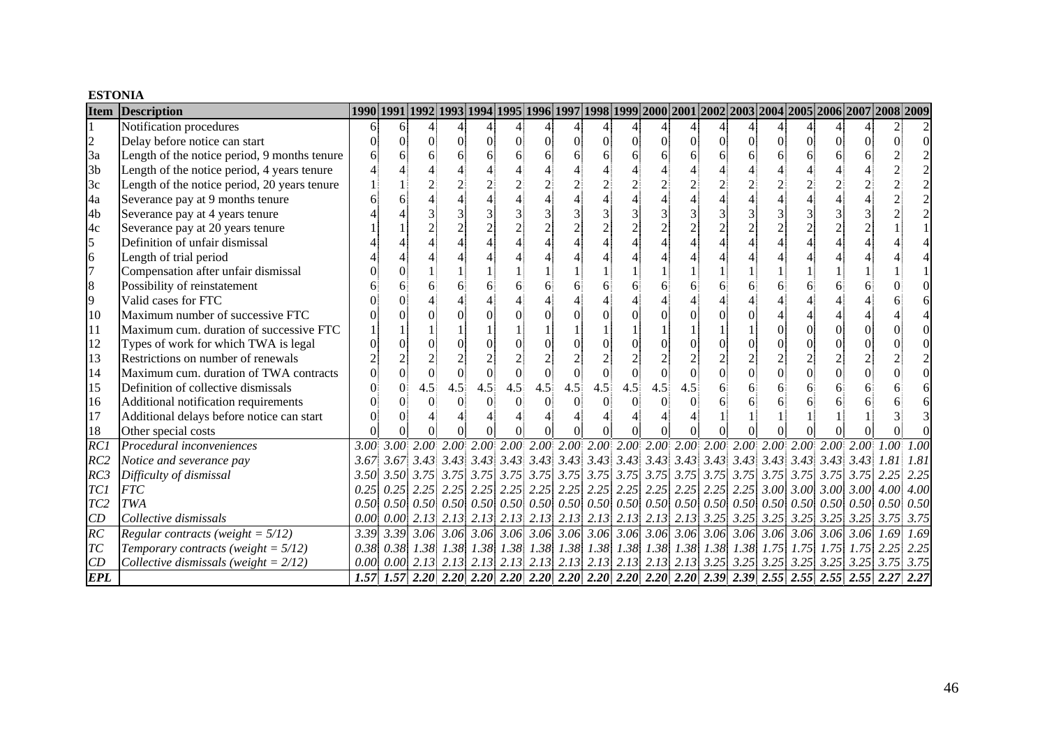**ESTONIA**

| Item | Description | 1990 | 1991 | 1992 | 1993 | 1994 | 1995 | 1996 | 1997 | 1998 | 1999 | 2000 | 2001 | 2002 | 2003 | 2004 | 2005 | 2006 | 2007 | 2008 | 2009 |
|---|---|---|---|---|---|---|---|---|---|---|---|---|---|---|---|---|---|---|---|---|---|
| 1 | Notification procedures | 6 | 6 | 4 | 4 | 4 | 4 | 4 | 4 | 4 | 4 | 4 | 4 | 4 | 4 | 4 | 4 | 4 | 4 | 2 | 2 |
| 2 | Delay before notice can start | 0 | 0 | 0 | 0 | 0 | 0 | 0 | 0 | 0 | 0 | 0 | 0 | 0 | 0 | 0 | 0 | 0 | 0 | 0 | 0 |
| 3a | Length of the notice period, 9 months tenure | 6 | 6 | 6 | 6 | 6 | 6 | 6 | 6 | 6 | 6 | 6 | 6 | 6 | 6 | 6 | 6 | 6 | 6 | 2 | 2 |
| 3b | Length of the notice period, 4 years tenure | 4 | 4 | 4 | 4 | 4 | 4 | 4 | 4 | 4 | 4 | 4 | 4 | 4 | 4 | 4 | 4 | 4 | 4 | 2 | 2 |
| 3c | Length of the notice period, 20 years tenure | 1 | 1 | 2 | 2 | 2 | 2 | 2 | 2 | 2 | 2 | 2 | 2 | 2 | 2 | 2 | 2 | 2 | 2 | 2 | 2 |
| 4a | Severance pay at 9 months tenure | 6 | 6 | 4 | 4 | 4 | 4 | 4 | 4 | 4 | 4 | 4 | 4 | 4 | 4 | 4 | 4 | 4 | 4 | 2 | 2 |
| 4b | Severance pay at 4 years tenure | 4 | 4 | 3 | 3 | 3 | 3 | 3 | 3 | 3 | 3 | 3 | 3 | 3 | 3 | 3 | 3 | 3 | 3 | 2 | 2 |
| 4c | Severance pay at 20 years tenure | 1 | 1 | 2 | 2 | 2 | 2 | 2 | 2 | 2 | 2 | 2 | 2 | 2 | 2 | 2 | 2 | 2 | 2 | 1 | 1 |
| 5 | Definition of unfair dismissal | 4 | 4 | 4 | 4 | 4 | 4 | 4 | 4 | 4 | 4 | 4 | 4 | 4 | 4 | 4 | 4 | 4 | 4 | 4 | 4 |
| 6 | Length of trial period | 4 | 4 | 4 | 4 | 4 | 4 | 4 | 4 | 4 | 4 | 4 | 4 | 4 | 4 | 4 | 4 | 4 | 4 | 4 | 4 |
| 7 | Compensation after unfair dismissal | 0 | 0 | 1 | 1 | 1 | 1 | 1 | 1 | 1 | 1 | 1 | 1 | 1 | 1 | 1 | 1 | 1 | 1 | 1 | 1 |
| 8 | Possibility of reinstatement | 6 | 6 | 6 | 6 | 6 | 6 | 6 | 6 | 6 | 6 | 6 | 6 | 6 | 6 | 6 | 6 | 6 | 6 | 0 | 0 |
| 9 | Valid cases for FTC | 0 | 0 | 4 | 4 | 4 | 4 | 4 | 4 | 4 | 4 | 4 | 4 | 4 | 4 | 4 | 4 | 4 | 4 | 6 | 6 |
| 10 | Maximum number of successive FTC | 0 | 0 | 0 | 0 | 0 | 0 | 0 | 0 | 0 | 0 | 0 | 0 | 0 | 0 | 4 | 4 | 4 | 4 | 4 | 4 |
| 11 | Maximum cum. duration of successive FTC | 1 | 1 | 1 | 1 | 1 | 1 | 1 | 1 | 1 | 1 | 1 | 1 | 1 | 1 | 0 | 0 | 0 | 0 | 0 | 0 |
| 12 | Types of work for which TWA is legal | 0 | 0 | 0 | 0 | 0 | 0 | 0 | 0 | 0 | 0 | 0 | 0 | 0 | 0 | 0 | 0 | 0 | 0 | 0 | 0 |
| 13 | Restrictions on number of renewals | 2 | 2 | 2 | 2 | 2 | 2 | 2 | 2 | 2 | 2 | 2 | 2 | 2 | 2 | 2 | 2 | 2 | 2 | 2 | 2 |
| 14 | Maximum cum. duration of TWA contracts | 0 | 0 | 0 | 0 | 0 | 0 | 0 | 0 | 0 | 0 | 0 | 0 | 0 | 0 | 0 | 0 | 0 | 0 | 0 | 0 |
| 15 | Definition of collective dismissals | 0 | 0 | 4.5 | 4.5 | 4.5 | 4.5 | 4.5 | 4.5 | 4.5 | 4.5 | 4.5 | 4.5 | 6 | 6 | 6 | 6 | 6 | 6 | 6 | 6 |
| 16 | Additional notification requirements | 0 | 0 | 0 | 0 | 0 | 0 | 0 | 0 | 0 | 0 | 0 | 0 | 6 | 6 | 6 | 6 | 6 | 6 | 6 | 6 |
| 17 | Additional delays before notice can start | 0 | 0 | 4 | 4 | 4 | 4 | 4 | 4 | 4 | 4 | 4 | 4 | 1 | 1 | 1 | 1 | 1 | 1 | 3 | 3 |
| 18 | Other special costs | 0 | 0 | 0 | 0 | 0 | 0 | 0 | 0 | 0 | 0 | 0 | 0 | 0 | 0 | 0 | 0 | 0 | 0 | 0 | 0 |
| *RC1* | *Procedural inconveniences* | *3.00* | *3.00* | *2.00* | *2.00* | *2.00* | *2.00* | *2.00* | *2.00* | *2.00* | *2.00* | *2.00* | *2.00* | *2.00* | *2.00* | *2.00* | *2.00* | *2.00* | *2.00* | *1.00* | *1.00* |
| *RC2* | *Notice and severance pay* | *3.67* | *3.67* | *3.43* | *3.43* | *3.43* | *3.43* | *3.43* | *3.43* | *3.43* | *3.43* | *3.43* | *3.43* | *3.43* | *3.43* | *3.43* | *3.43* | *3.43* | *3.43* | *1.81* | *1.81* |
| *RC3* | *Difficulty of dismissal* | *3.50* | *3.50* | *3.75* | *3.75* | *3.75* | *3.75* | *3.75* | *3.75* | *3.75* | *3.75* | *3.75* | *3.75* | *3.75* | *3.75* | *3.75* | *3.75* | *3.75* | *3.75* | *2.25* | *2.25* |
| *TC1* | *FTC* | *0.25* | *0.25* | *2.25* | *2.25* | *2.25* | *2.25* | *2.25* | *2.25* | *2.25* | *2.25* | *2.25* | *2.25* | *2.25* | *2.25* | *3.00* | *3.00* | *3.00* | *3.00* | *4.00* | *4.00* |
| *TC2* | *TWA* | *0.50* | *0.50* | *0.50* | *0.50* | *0.50* | *0.50* | *0.50* | *0.50* | *0.50* | *0.50* | *0.50* | *0.50* | *0.50* | *0.50* | *0.50* | *0.50* | *0.50* | *0.50* | *0.50* | *0.50* |
| *CD* | *Collective dismissals* | *0.00* | *0.00* | *2.13* | *2.13* | *2.13* | *2.13* | *2.13* | *2.13* | *2.13* | *2.13* | *2.13* | *2.13* | *3.25* | *3.25* | *3.25* | *3.25* | *3.25* | *3.25* | *3.75* | *3.75* |
| *RC* | *Regular contracts (weight = 5/12)* | *3.39* | *3.39* | *3.06* | *3.06* | *3.06* | *3.06* | *3.06* | *3.06* | *3.06* | *3.06* | *3.06* | *3.06* | *3.06* | *3.06* | *3.06* | *3.06* | *3.06* | *3.06* | *1.69* | *1.69* |
| *TC* | *Temporary contracts (weight = 5/12)* | *0.38* | *0.38* | *1.38* | *1.38* | *1.38* | *1.38* | *1.38* | *1.38* | *1.38* | *1.38* | *1.38* | *1.38* | *1.38* | *1.38* | *1.75* | *1.75* | *1.75* | *1.75* | *2.25* | *2.25* |
| *CD* | *Collective dismissals (weight = 2/12)* | *0.00* | *0.00* | *2.13* | *2.13* | *2.13* | *2.13* | *2.13* | *2.13* | *2.13* | *2.13* | *2.13* | *2.13* | *3.25* | *3.25* | *3.25* | *3.25* | *3.25* | *3.25* | *3.75* | *3.75* |
| ***EPL*** | | ***1.57*** | ***1.57*** | ***2.20*** | ***2.20*** | ***2.20*** | ***2.20*** | ***2.20*** | ***2.20*** | ***2.20*** | ***2.20*** | ***2.20*** | ***2.20*** | ***2.39*** | ***2.39*** | ***2.55*** | ***2.55*** | ***2.55*** | ***2.55*** | ***2.27*** | ***2.27*** |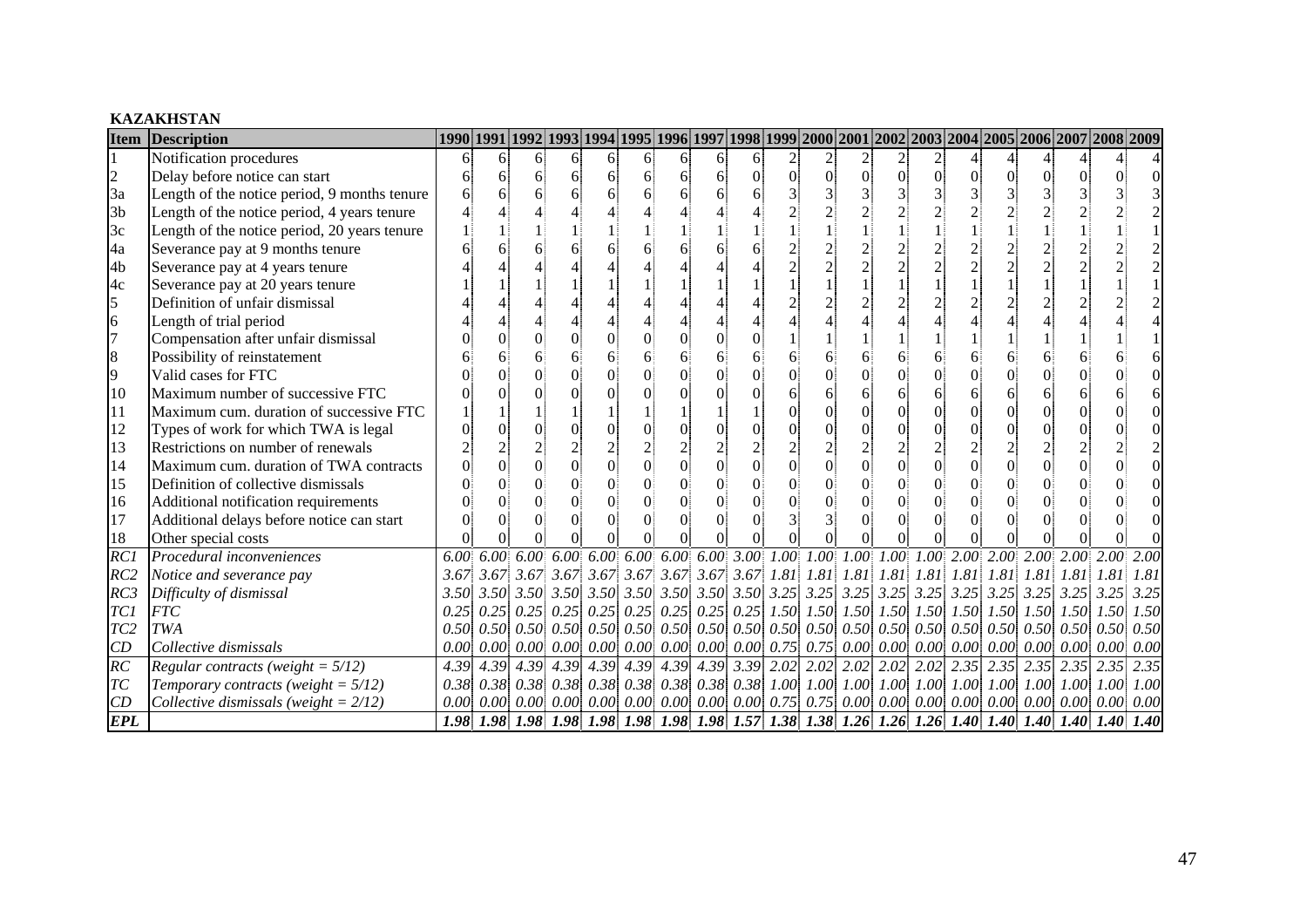**KAZAKHSTAN**

| Item | Description | 1990 | 1991 | 1992 | 1993 | 1994 | 1995 | 1996 | 1997 | 1998 | 1999 | 2000 | 2001 | 2002 | 2003 | 2004 | 2005 | 2006 | 2007 | 2008 | 2009 |
|---|---|---|---|---|---|---|---|---|---|---|---|---|---|---|---|---|---|---|---|---|---|
| 1 | Notification procedures | 6 | 6 | 6 | 6 | 6 | 6 | 6 | 6 | 6 | 2 | 2 | 2 | 2 | 2 | 4 | 4 | 4 | 4 | 4 | 4 |
| 2 | Delay before notice can start | 6 | 6 | 6 | 6 | 6 | 6 | 6 | 6 | 0 | 0 | 0 | 0 | 0 | 0 | 0 | 0 | 0 | 0 | 0 | 0 |
| 3a | Length of the notice period, 9 months tenure | 6 | 6 | 6 | 6 | 6 | 6 | 6 | 6 | 6 | 3 | 3 | 3 | 3 | 3 | 3 | 3 | 3 | 3 | 3 | 3 |
| 3b | Length of the notice period, 4 years tenure | 4 | 4 | 4 | 4 | 4 | 4 | 4 | 4 | 4 | 2 | 2 | 2 | 2 | 2 | 2 | 2 | 2 | 2 | 2 | 2 |
| 3c | Length of the notice period, 20 years tenure | 1 | 1 | 1 | 1 | 1 | 1 | 1 | 1 | 1 | 1 | 1 | 1 | 1 | 1 | 1 | 1 | 1 | 1 | 1 | 1 |
| 4a | Severance pay at 9 months tenure | 6 | 6 | 6 | 6 | 6 | 6 | 6 | 6 | 6 | 2 | 2 | 2 | 2 | 2 | 2 | 2 | 2 | 2 | 2 | 2 |
| 4b | Severance pay at 4 years tenure | 4 | 4 | 4 | 4 | 4 | 4 | 4 | 4 | 4 | 2 | 2 | 2 | 2 | 2 | 2 | 2 | 2 | 2 | 2 | 2 |
| 4c | Severance pay at 20 years tenure | 1 | 1 | 1 | 1 | 1 | 1 | 1 | 1 | 1 | 1 | 1 | 1 | 1 | 1 | 1 | 1 | 1 | 1 | 1 | 1 |
| 5 | Definition of unfair dismissal | 4 | 4 | 4 | 4 | 4 | 4 | 4 | 4 | 4 | 2 | 2 | 2 | 2 | 2 | 2 | 2 | 2 | 2 | 2 | 2 |
| 6 | Length of trial period | 4 | 4 | 4 | 4 | 4 | 4 | 4 | 4 | 4 | 4 | 4 | 4 | 4 | 4 | 4 | 4 | 4 | 4 | 4 | 4 |
| 7 | Compensation after unfair dismissal | 0 | 0 | 0 | 0 | 0 | 0 | 0 | 0 | 0 | 1 | 1 | 1 | 1 | 1 | 1 | 1 | 1 | 1 | 1 | 1 |
| 8 | Possibility of reinstatement | 6 | 6 | 6 | 6 | 6 | 6 | 6 | 6 | 6 | 6 | 6 | 6 | 6 | 6 | 6 | 6 | 6 | 6 | 6 | 6 |
| 9 | Valid cases for FTC | 0 | 0 | 0 | 0 | 0 | 0 | 0 | 0 | 0 | 0 | 0 | 0 | 0 | 0 | 0 | 0 | 0 | 0 | 0 | 0 |
| 10 | Maximum number of successive FTC | 0 | 0 | 0 | 0 | 0 | 0 | 0 | 0 | 0 | 6 | 6 | 6 | 6 | 6 | 6 | 6 | 6 | 6 | 6 | 6 |
| 11 | Maximum cum. duration of successive FTC | 1 | 1 | 1 | 1 | 1 | 1 | 1 | 1 | 1 | 0 | 0 | 0 | 0 | 0 | 0 | 0 | 0 | 0 | 0 | 0 |
| 12 | Types of work for which TWA is legal | 0 | 0 | 0 | 0 | 0 | 0 | 0 | 0 | 0 | 0 | 0 | 0 | 0 | 0 | 0 | 0 | 0 | 0 | 0 | 0 |
| 13 | Restrictions on number of renewals | 2 | 2 | 2 | 2 | 2 | 2 | 2 | 2 | 2 | 2 | 2 | 2 | 2 | 2 | 2 | 2 | 2 | 2 | 2 | 2 |
| 14 | Maximum cum. duration of TWA contracts | 0 | 0 | 0 | 0 | 0 | 0 | 0 | 0 | 0 | 0 | 0 | 0 | 0 | 0 | 0 | 0 | 0 | 0 | 0 | 0 |
| 15 | Definition of collective dismissals | 0 | 0 | 0 | 0 | 0 | 0 | 0 | 0 | 0 | 0 | 0 | 0 | 0 | 0 | 0 | 0 | 0 | 0 | 0 | 0 |
| 16 | Additional notification requirements | 0 | 0 | 0 | 0 | 0 | 0 | 0 | 0 | 0 | 0 | 0 | 0 | 0 | 0 | 0 | 0 | 0 | 0 | 0 | 0 |
| 17 | Additional delays before notice can start | 0 | 0 | 0 | 0 | 0 | 0 | 0 | 0 | 0 | 3 | 3 | 0 | 0 | 0 | 0 | 0 | 0 | 0 | 0 | 0 |
| 18 | Other special costs | 0 | 0 | 0 | 0 | 0 | 0 | 0 | 0 | 0 | 0 | 0 | 0 | 0 | 0 | 0 | 0 | 0 | 0 | 0 | 0 |
| *RC1* | *Procedural inconveniences* | *6.00* | *6.00* | *6.00* | *6.00* | *6.00* | *6.00* | *6.00* | *6.00* | *3.00* | *1.00* | *1.00* | *1.00* | *1.00* | *1.00* | *2.00* | *2.00* | *2.00* | *2.00* | *2.00* | *2.00* |
| *RC2* | *Notice and severance pay* | *3.67* | *3.67* | *3.67* | *3.67* | *3.67* | *3.67* | *3.67* | *3.67* | *3.67* | *1.81* | *1.81* | *1.81* | *1.81* | *1.81* | *1.81* | *1.81* | *1.81* | *1.81* | *1.81* | *1.81* |
| *RC3* | *Difficulty of dismissal* | *3.50* | *3.50* | *3.50* | *3.50* | *3.50* | *3.50* | *3.50* | *3.50* | *3.50* | *3.25* | *3.25* | *3.25* | *3.25* | *3.25* | *3.25* | *3.25* | *3.25* | *3.25* | *3.25* | *3.25* |
| *TC1* | *FTC* | *0.25* | *0.25* | *0.25* | *0.25* | *0.25* | *0.25* | *0.25* | *0.25* | *0.25* | *1.50* | *1.50* | *1.50* | *1.50* | *1.50* | *1.50* | *1.50* | *1.50* | *1.50* | *1.50* | *1.50* |
| *TC2* | *TWA* | *0.50* | *0.50* | *0.50* | *0.50* | *0.50* | *0.50* | *0.50* | *0.50* | *0.50* | *0.50* | *0.50* | *0.50* | *0.50* | *0.50* | *0.50* | *0.50* | *0.50* | *0.50* | *0.50* | *0.50* |
| *CD* | *Collective dismissals* | *0.00* | *0.00* | *0.00* | *0.00* | *0.00* | *0.00* | *0.00* | *0.00* | *0.00* | *0.75* | *0.75* | *0.00* | *0.00* | *0.00* | *0.00* | *0.00* | *0.00* | *0.00* | *0.00* | *0.00* |
| *RC* | *Regular contracts (weight = 5/12)* | *4.39* | *4.39* | *4.39* | *4.39* | *4.39* | *4.39* | *4.39* | *4.39* | *3.39* | *2.02* | *2.02* | *2.02* | *2.02* | *2.02* | *2.35* | *2.35* | *2.35* | *2.35* | *2.35* | *2.35* |
| *TC* | *Temporary contracts (weight = 5/12)* | *0.38* | *0.38* | *0.38* | *0.38* | *0.38* | *0.38* | *0.38* | *0.38* | *0.38* | *1.00* | *1.00* | *1.00* | *1.00* | *1.00* | *1.00* | *1.00* | *1.00* | *1.00* | *1.00* | *1.00* |
| *CD* | *Collective dismissals (weight = 2/12)* | *0.00* | *0.00* | *0.00* | *0.00* | *0.00* | *0.00* | *0.00* | *0.00* | *0.00* | *0.75* | *0.75* | *0.00* | *0.00* | *0.00* | *0.00* | *0.00* | *0.00* | *0.00* | *0.00* | *0.00* |
| ***EPL*** | | ***1.98*** | ***1.98*** | ***1.98*** | ***1.98*** | ***1.98*** | ***1.98*** | ***1.98*** | ***1.98*** | ***1.57*** | ***1.38*** | ***1.38*** | ***1.26*** | ***1.26*** | ***1.26*** | ***1.40*** | ***1.40*** | ***1.40*** | ***1.40*** | ***1.40*** | ***1.40*** |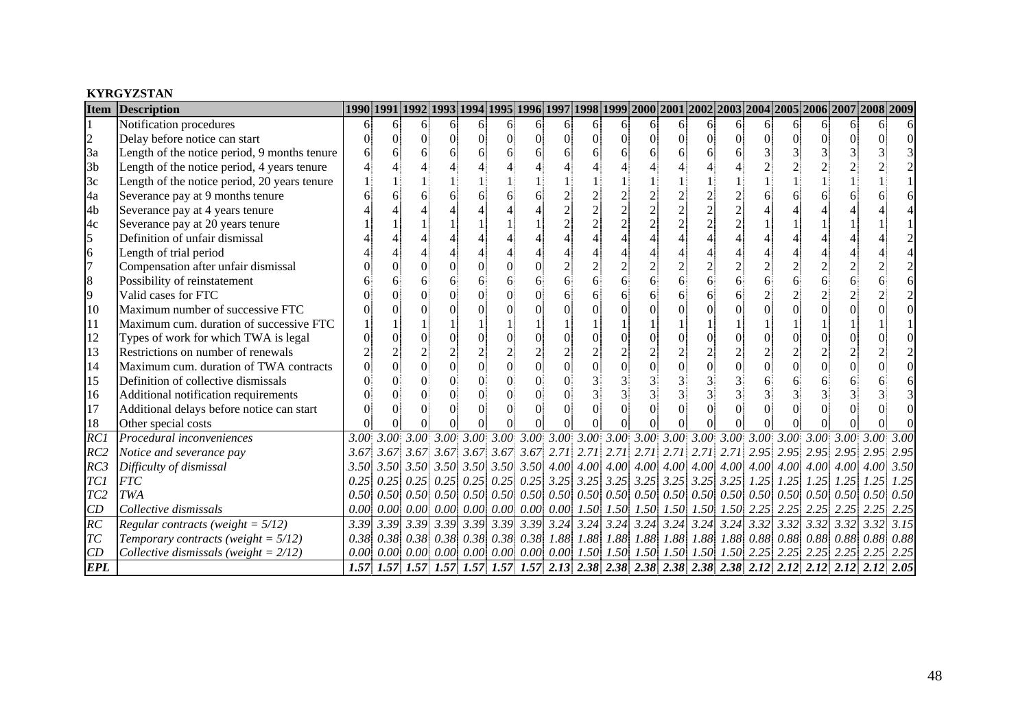**KYRGYZSTAN**

| Item | Description | 1990 | 1991 | 1992 | 1993 | 1994 | 1995 | 1996 | 1997 | 1998 | 1999 | 2000 | 2001 | 2002 | 2003 | 2004 | 2005 | 2006 | 2007 | 2008 | 2009 |
|---|---|---|---|---|---|---|---|---|---|---|---|---|---|---|---|---|---|---|---|---|---|
| 1 | Notification procedures | 6 | 6 | 6 | 6 | 6 | 6 | 6 | 6 | 6 | 6 | 6 | 6 | 6 | 6 | 6 | 6 | 6 | 6 | 6 | 6 |
| 2 | Delay before notice can start | 0 | 0 | 0 | 0 | 0 | 0 | 0 | 0 | 0 | 0 | 0 | 0 | 0 | 0 | 0 | 0 | 0 | 0 | 0 | 0 |
| 3a | Length of the notice period, 9 months tenure | 6 | 6 | 6 | 6 | 6 | 6 | 6 | 6 | 6 | 6 | 6 | 6 | 6 | 6 | 3 | 3 | 3 | 3 | 3 | 3 |
| 3b | Length of the notice period, 4 years tenure | 4 | 4 | 4 | 4 | 4 | 4 | 4 | 4 | 4 | 4 | 4 | 4 | 4 | 4 | 2 | 2 | 2 | 2 | 2 | 2 |
| 3c | Length of the notice period, 20 years tenure | 1 | 1 | 1 | 1 | 1 | 1 | 1 | 1 | 1 | 1 | 1 | 1 | 1 | 1 | 1 | 1 | 1 | 1 | 1 | 1 |
| 4a | Severance pay at 9 months tenure | 6 | 6 | 6 | 6 | 6 | 6 | 6 | 2 | 2 | 2 | 2 | 2 | 2 | 2 | 6 | 6 | 6 | 6 | 6 | 6 |
| 4b | Severance pay at 4 years tenure | 4 | 4 | 4 | 4 | 4 | 4 | 4 | 2 | 2 | 2 | 2 | 2 | 2 | 2 | 4 | 4 | 4 | 4 | 4 | 4 |
| 4c | Severance pay at 20 years tenure | 1 | 1 | 1 | 1 | 1 | 1 | 1 | 2 | 2 | 2 | 2 | 2 | 2 | 2 | 1 | 1 | 1 | 1 | 1 | 1 |
| 5 | Definition of unfair dismissal | 4 | 4 | 4 | 4 | 4 | 4 | 4 | 4 | 4 | 4 | 4 | 4 | 4 | 4 | 4 | 4 | 4 | 4 | 4 | 2 |
| 6 | Length of trial period | 4 | 4 | 4 | 4 | 4 | 4 | 4 | 4 | 4 | 4 | 4 | 4 | 4 | 4 | 4 | 4 | 4 | 4 | 4 | 4 |
| 7 | Compensation after unfair dismissal | 0 | 0 | 0 | 0 | 0 | 0 | 0 | 2 | 2 | 2 | 2 | 2 | 2 | 2 | 2 | 2 | 2 | 2 | 2 | 2 |
| 8 | Possibility of reinstatement | 6 | 6 | 6 | 6 | 6 | 6 | 6 | 6 | 6 | 6 | 6 | 6 | 6 | 6 | 6 | 6 | 6 | 6 | 6 | 6 |
| 9 | Valid cases for FTC | 0 | 0 | 0 | 0 | 0 | 0 | 0 | 6 | 6 | 6 | 6 | 6 | 6 | 6 | 2 | 2 | 2 | 2 | 2 | 2 |
| 10 | Maximum number of successive FTC | 0 | 0 | 0 | 0 | 0 | 0 | 0 | 0 | 0 | 0 | 0 | 0 | 0 | 0 | 0 | 0 | 0 | 0 | 0 | 0 |
| 11 | Maximum cum. duration of successive FTC | 1 | 1 | 1 | 1 | 1 | 1 | 1 | 1 | 1 | 1 | 1 | 1 | 1 | 1 | 1 | 1 | 1 | 1 | 1 | 1 |
| 12 | Types of work for which TWA is legal | 0 | 0 | 0 | 0 | 0 | 0 | 0 | 0 | 0 | 0 | 0 | 0 | 0 | 0 | 0 | 0 | 0 | 0 | 0 | 0 |
| 13 | Restrictions on number of renewals | 2 | 2 | 2 | 2 | 2 | 2 | 2 | 2 | 2 | 2 | 2 | 2 | 2 | 2 | 2 | 2 | 2 | 2 | 2 | 2 |
| 14 | Maximum cum. duration of TWA contracts | 0 | 0 | 0 | 0 | 0 | 0 | 0 | 0 | 0 | 0 | 0 | 0 | 0 | 0 | 0 | 0 | 0 | 0 | 0 | 0 |
| 15 | Definition of collective dismissals | 0 | 0 | 0 | 0 | 0 | 0 | 0 | 0 | 3 | 3 | 3 | 3 | 3 | 3 | 6 | 6 | 6 | 6 | 6 | 6 |
| 16 | Additional notification requirements | 0 | 0 | 0 | 0 | 0 | 0 | 0 | 0 | 3 | 3 | 3 | 3 | 3 | 3 | 3 | 3 | 3 | 3 | 3 | 3 |
| 17 | Additional delays before notice can start | 0 | 0 | 0 | 0 | 0 | 0 | 0 | 0 | 0 | 0 | 0 | 0 | 0 | 0 | 0 | 0 | 0 | 0 | 0 | 0 |
| 18 | Other special costs | 0 | 0 | 0 | 0 | 0 | 0 | 0 | 0 | 0 | 0 | 0 | 0 | 0 | 0 | 0 | 0 | 0 | 0 | 0 | 0 |
| *RC1* | *Procedural inconveniences* | *3.00* | *3.00* | *3.00* | *3.00* | *3.00* | *3.00* | *3.00* | *3.00* | *3.00* | *3.00* | *3.00* | *3.00* | *3.00* | *3.00* | *3.00* | *3.00* | *3.00* | *3.00* | *3.00* | *3.00* |
| *RC2* | *Notice and severance pay* | *3.67* | *3.67* | *3.67* | *3.67* | *3.67* | *3.67* | *3.67* | *2.71* | *2.71* | *2.71* | *2.71* | *2.71* | *2.71* | *2.71* | *2.95* | *2.95* | *2.95* | *2.95* | *2.95* | *2.95* |
| *RC3* | *Difficulty of dismissal* | *3.50* | *3.50* | *3.50* | *3.50* | *3.50* | *3.50* | *3.50* | *4.00* | *4.00* | *4.00* | *4.00* | *4.00* | *4.00* | *4.00* | *4.00* | *4.00* | *4.00* | *4.00* | *4.00* | *3.50* |
| *TC1* | *FTC* | *0.25* | *0.25* | *0.25* | *0.25* | *0.25* | *0.25* | *0.25* | *3.25* | *3.25* | *3.25* | *3.25* | *3.25* | *3.25* | *3.25* | *1.25* | *1.25* | *1.25* | *1.25* | *1.25* | *1.25* |
| *TC2* | *TWA* | *0.50* | *0.50* | *0.50* | *0.50* | *0.50* | *0.50* | *0.50* | *0.50* | *0.50* | *0.50* | *0.50* | *0.50* | *0.50* | *0.50* | *0.50* | *0.50* | *0.50* | *0.50* | *0.50* | *0.50* |
| *CD* | *Collective dismissals* | *0.00* | *0.00* | *0.00* | *0.00* | *0.00* | *0.00* | *0.00* | *0.00* | *1.50* | *1.50* | *1.50* | *1.50* | *1.50* | *1.50* | *2.25* | *2.25* | *2.25* | *2.25* | *2.25* | *2.25* |
| *RC* | *Regular contracts (weight = 5/12)* | *3.39* | *3.39* | *3.39* | *3.39* | *3.39* | *3.39* | *3.39* | *3.24* | *3.24* | *3.24* | *3.24* | *3.24* | *3.24* | *3.24* | *3.32* | *3.32* | *3.32* | *3.32* | *3.32* | *3.15* |
| *TC* | *Temporary contracts (weight = 5/12)* | *0.38* | *0.38* | *0.38* | *0.38* | *0.38* | *0.38* | *0.38* | *1.88* | *1.88* | *1.88* | *1.88* | *1.88* | *1.88* | *1.88* | *0.88* | *0.88* | *0.88* | *0.88* | *0.88* | *0.88* |
| *CD* | *Collective dismissals (weight = 2/12)* | *0.00* | *0.00* | *0.00* | *0.00* | *0.00* | *0.00* | *0.00* | *0.00* | *1.50* | *1.50* | *1.50* | *1.50* | *1.50* | *1.50* | *2.25* | *2.25* | *2.25* | *2.25* | *2.25* | *2.25* |
| ***EPL*** | | ***1.57*** | ***1.57*** | ***1.57*** | ***1.57*** | ***1.57*** | ***1.57*** | ***1.57*** | ***2.13*** | ***2.38*** | ***2.38*** | ***2.38*** | ***2.38*** | ***2.38*** | ***2.38*** | ***2.12*** | ***2.12*** | ***2.12*** | ***2.12*** | ***2.12*** | ***2.05*** |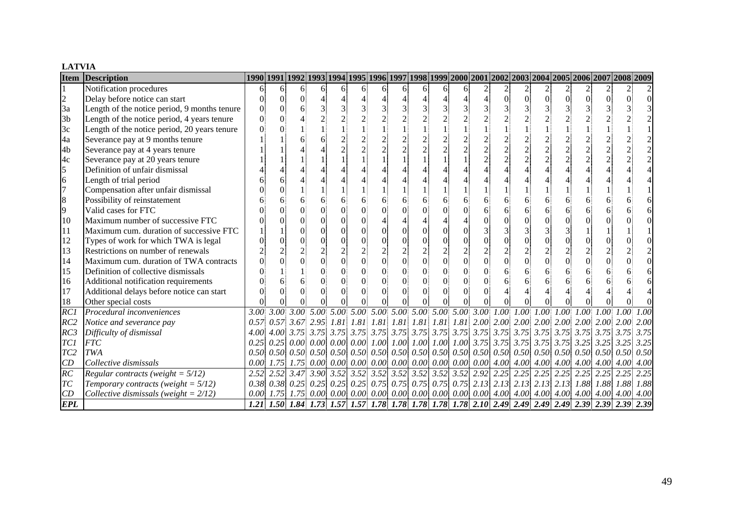**LATVIA**

| Item | Description | 1990 | 1991 | 1992 | 1993 | 1994 | 1995 | 1996 | 1997 | 1998 | 1999 | 2000 | 2001 | 2002 | 2003 | 2004 | 2005 | 2006 | 2007 | 2008 | 2009 |
|---|---|---|---|---|---|---|---|---|---|---|---|---|---|---|---|---|---|---|---|---|---|
| 1 | Notification procedures | 6 | 6 | 6 | 6 | 6 | 6 | 6 | 6 | 6 | 6 | 6 | 2 | 2 | 2 | 2 | 2 | 2 | 2 | 2 | 2 |
| 2 | Delay before notice can start | 0 | 0 | 4 | 4 | 4 | 4 | 4 | 4 | 4 | 4 | 4 | 4 | 0 | 0 | 0 | 0 | 0 | 0 | 0 | 0 |
| 3a | Length of the notice period, 9 months tenure | 0 | 0 | 6 | 3 | 3 | 3 | 3 | 3 | 3 | 3 | 3 | 3 | 3 | 3 | 3 | 3 | 3 | 3 | 3 | 3 |
| 3b | Length of the notice period, 4 years tenure | 0 | 0 | 4 | 2 | 2 | 2 | 2 | 2 | 2 | 2 | 2 | 2 | 2 | 2 | 2 | 2 | 2 | 2 | 2 | 2 |
| 3c | Length of the notice period, 20 years tenure | 0 | 0 | 1 | 1 | 1 | 1 | 1 | 1 | 1 | 1 | 1 | 1 | 1 | 1 | 1 | 1 | 1 | 1 | 1 | 1 |
| 4a | Severance pay at 9 months tenure | 1 | 1 | 6 | 6 | 2 | 2 | 2 | 2 | 2 | 2 | 2 | 2 | 2 | 2 | 2 | 2 | 2 | 2 | 2 | 2 |
| 4b | Severance pay at 4 years tenure | 1 | 1 | 4 | 4 | 2 | 2 | 2 | 2 | 2 | 2 | 2 | 2 | 2 | 2 | 2 | 2 | 2 | 2 | 2 | 2 |
| 4c | Severance pay at 20 years tenure | 1 | 1 | 1 | 1 | 1 | 1 | 1 | 1 | 1 | 1 | 1 | 2 | 2 | 2 | 2 | 2 | 2 | 2 | 2 | 2 |
| 5 | Definition of unfair dismissal | 4 | 4 | 4 | 4 | 4 | 4 | 4 | 4 | 4 | 4 | 4 | 4 | 4 | 4 | 4 | 4 | 4 | 4 | 4 | 4 |
| 6 | Length of trial period | 6 | 6 | 4 | 4 | 4 | 4 | 4 | 4 | 4 | 4 | 4 | 4 | 4 | 4 | 4 | 4 | 4 | 4 | 4 | 4 |
| 7 | Compensation after unfair dismissal | 0 | 0 | 1 | 1 | 1 | 1 | 1 | 1 | 1 | 1 | 1 | 1 | 1 | 1 | 1 | 1 | 1 | 1 | 1 | 1 |
| 8 | Possibility of reinstatement | 6 | 6 | 6 | 6 | 6 | 6 | 6 | 6 | 6 | 6 | 6 | 6 | 6 | 6 | 6 | 6 | 6 | 6 | 6 | 6 |
| 9 | Valid cases for FTC | 0 | 0 | 0 | 0 | 0 | 0 | 0 | 0 | 0 | 0 | 0 | 6 | 6 | 6 | 6 | 6 | 6 | 6 | 6 | 6 |
| 10 | Maximum number of successive FTC | 0 | 0 | 0 | 0 | 0 | 0 | 4 | 4 | 4 | 4 | 4 | 0 | 0 | 0 | 0 | 0 | 0 | 0 | 0 | 0 |
| 11 | Maximum cum. duration of successive FTC | 1 | 1 | 0 | 0 | 0 | 0 | 0 | 0 | 0 | 0 | 0 | 3 | 3 | 3 | 3 | 3 | 1 | 1 | 1 | 1 |
| 12 | Types of work for which TWA is legal | 0 | 0 | 0 | 0 | 0 | 0 | 0 | 0 | 0 | 0 | 0 | 0 | 0 | 0 | 0 | 0 | 0 | 0 | 0 | 0 |
| 13 | Restrictions on number of renewals | 2 | 2 | 2 | 2 | 2 | 2 | 2 | 2 | 2 | 2 | 2 | 2 | 2 | 2 | 2 | 2 | 2 | 2 | 2 | 2 |
| 14 | Maximum cum. duration of TWA contracts | 0 | 0 | 0 | 0 | 0 | 0 | 0 | 0 | 0 | 0 | 0 | 0 | 0 | 0 | 0 | 0 | 0 | 0 | 0 | 0 |
| 15 | Definition of collective dismissals | 0 | 1 | 1 | 0 | 0 | 0 | 0 | 0 | 0 | 0 | 0 | 0 | 6 | 6 | 6 | 6 | 6 | 6 | 6 | 6 |
| 16 | Additional notification requirements | 0 | 6 | 6 | 0 | 0 | 0 | 0 | 0 | 0 | 0 | 0 | 0 | 6 | 6 | 6 | 6 | 6 | 6 | 6 | 6 |
| 17 | Additional delays before notice can start | 0 | 0 | 0 | 0 | 0 | 0 | 0 | 0 | 0 | 0 | 0 | 0 | 4 | 4 | 4 | 4 | 4 | 4 | 4 | 4 |
| 18 | Other special costs | 0 | 0 | 0 | 0 | 0 | 0 | 0 | 0 | 0 | 0 | 0 | 0 | 0 | 0 | 0 | 0 | 0 | 0 | 0 | 0 |
| *RC1* | *Procedural inconveniences* | *3.00* | *3.00* | *3.00* | *5.00* | *5.00* | *5.00* | *5.00* | *5.00* | *5.00* | *5.00* | *5.00* | *3.00* | *1.00* | *1.00* | *1.00* | *1.00* | *1.00* | *1.00* | *1.00* | *1.00* |
| *RC2* | *Notice and severance pay* | *0.57* | *0.57* | *3.67* | *2.95* | *1.81* | *1.81* | *1.81* | *1.81* | *1.81* | *1.81* | *1.81* | *2.00* | *2.00* | *2.00* | *2.00* | *2.00* | *2.00* | *2.00* | *2.00* | *2.00* |
| *RC3* | *Difficulty of dismissal* | *4.00* | *4.00* | *3.75* | *3.75* | *3.75* | *3.75* | *3.75* | *3.75* | *3.75* | *3.75* | *3.75* | *3.75* | *3.75* | *3.75* | *3.75* | *3.75* | *3.75* | *3.75* | *3.75* | *3.75* |
| *TC1* | *FTC* | *0.25* | *0.25* | *0.00* | *0.00* | *0.00* | *0.00* | *1.00* | *1.00* | *1.00* | *1.00* | *1.00* | *3.75* | *3.75* | *3.75* | *3.75* | *3.75* | *3.25* | *3.25* | *3.25* | *3.25* |
| *TC2* | *TWA* | *0.50* | *0.50* | *0.50* | *0.50* | *0.50* | *0.50* | *0.50* | *0.50* | *0.50* | *0.50* | *0.50* | *0.50* | *0.50* | *0.50* | *0.50* | *0.50* | *0.50* | *0.50* | *0.50* | *0.50* |
| *CD* | *Collective dismissals* | *0.00* | *1.75* | *1.75* | *0.00* | *0.00* | *0.00* | *0.00* | *0.00* | *0.00* | *0.00* | *0.00* | *0.00* | *4.00* | *4.00* | *4.00* | *4.00* | *4.00* | *4.00* | *4.00* | *4.00* |
| *RC* | *Regular contracts (weight = 5/12)* | *2.52* | *2.52* | *3.47* | *3.90* | *3.52* | *3.52* | *3.52* | *3.52* | *3.52* | *3.52* | *3.52* | *2.92* | *2.25* | *2.25* | *2.25* | *2.25* | *2.25* | *2.25* | *2.25* | *2.25* |
| *TC* | *Temporary contracts (weight = 5/12)* | *0.38* | *0.38* | *0.25* | *0.25* | *0.25* | *0.25* | *0.75* | *0.75* | *0.75* | *0.75* | *0.75* | *2.13* | *2.13* | *2.13* | *2.13* | *2.13* | *1.88* | *1.88* | *1.88* | *1.88* |
| *CD* | *Collective dismissals (weight = 2/12)* | *0.00* | *1.75* | *1.75* | *0.00* | *0.00* | *0.00* | *0.00* | *0.00* | *0.00* | *0.00* | *0.00* | *0.00* | *4.00* | *4.00* | *4.00* | *4.00* | *4.00* | *4.00* | *4.00* | *4.00* |
| ***EPL*** | | ***1.21*** | ***1.50*** | ***1.84*** | ***1.73*** | ***1.57*** | ***1.57*** | ***1.78*** | ***1.78*** | ***1.78*** | ***1.78*** | ***1.78*** | ***2.10*** | ***2.49*** | ***2.49*** | ***2.49*** | ***2.49*** | ***2.39*** | ***2.39*** | ***2.39*** | ***2.39*** |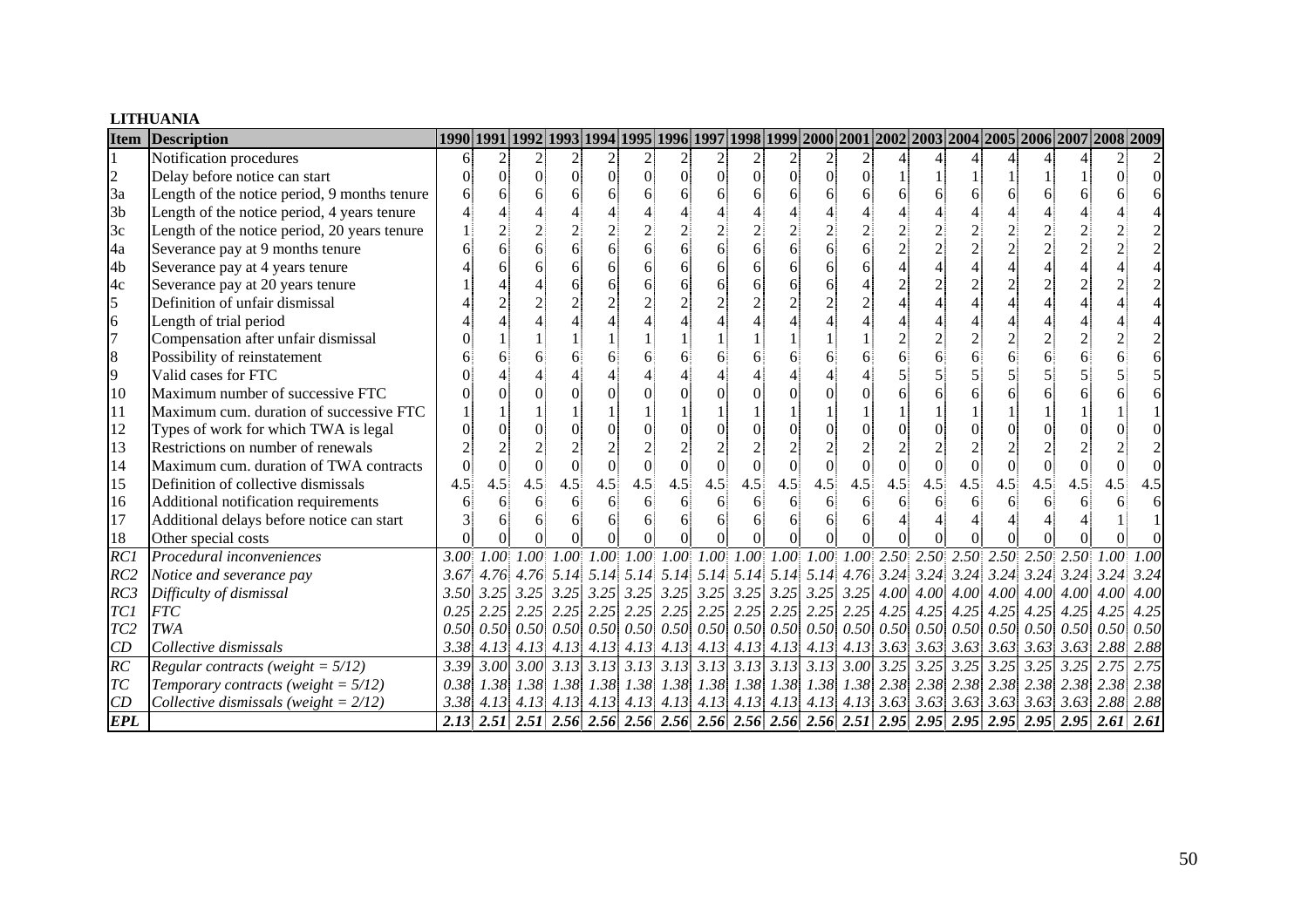**LITHUANIA**

| Item | Description | 1990 | 1991 | 1992 | 1993 | 1994 | 1995 | 1996 | 1997 | 1998 | 1999 | 2000 | 2001 | 2002 | 2003 | 2004 | 2005 | 2006 | 2007 | 2008 | 2009 |
|---|---|---|---|---|---|---|---|---|---|---|---|---|---|---|---|---|---|---|---|---|---|
| 1 | Notification procedures | 6 | 2 | 2 | 2 | 2 | 2 | 2 | 2 | 2 | 2 | 2 | 2 | 4 | 4 | 4 | 4 | 4 | 4 | 2 | 2 |
| 2 | Delay before notice can start | 0 | 0 | 0 | 0 | 0 | 0 | 0 | 0 | 0 | 0 | 0 | 0 | 1 | 1 | 1 | 1 | 1 | 1 | 0 | 0 |
| 3a | Length of the notice period, 9 months tenure | 6 | 6 | 6 | 6 | 6 | 6 | 6 | 6 | 6 | 6 | 6 | 6 | 6 | 6 | 6 | 6 | 6 | 6 | 6 | 6 |
| 3b | Length of the notice period, 4 years tenure | 4 | 4 | 4 | 4 | 4 | 4 | 4 | 4 | 4 | 4 | 4 | 4 | 4 | 4 | 4 | 4 | 4 | 4 | 4 | 4 |
| 3c | Length of the notice period, 20 years tenure | 1 | 2 | 2 | 2 | 2 | 2 | 2 | 2 | 2 | 2 | 2 | 2 | 2 | 2 | 2 | 2 | 2 | 2 | 2 | 2 |
| 4a | Severance pay at 9 months tenure | 6 | 6 | 6 | 6 | 6 | 6 | 6 | 6 | 6 | 6 | 6 | 6 | 2 | 2 | 2 | 2 | 2 | 2 | 2 | 2 |
| 4b | Severance pay at 4 years tenure | 4 | 6 | 6 | 6 | 6 | 6 | 6 | 6 | 6 | 6 | 6 | 6 | 4 | 4 | 4 | 4 | 4 | 4 | 4 | 4 |
| 4c | Severance pay at 20 years tenure | 1 | 4 | 4 | 6 | 6 | 6 | 6 | 6 | 6 | 6 | 6 | 4 | 2 | 2 | 2 | 2 | 2 | 2 | 2 | 2 |
| 5 | Definition of unfair dismissal | 4 | 2 | 2 | 2 | 2 | 2 | 2 | 2 | 2 | 2 | 2 | 2 | 4 | 4 | 4 | 4 | 4 | 4 | 4 | 4 |
| 6 | Length of trial period | 4 | 4 | 4 | 4 | 4 | 4 | 4 | 4 | 4 | 4 | 4 | 4 | 4 | 4 | 4 | 4 | 4 | 4 | 4 | 4 |
| 7 | Compensation after unfair dismissal | 0 | 1 | 1 | 1 | 1 | 1 | 1 | 1 | 1 | 1 | 1 | 1 | 2 | 2 | 2 | 2 | 2 | 2 | 2 | 2 |
| 8 | Possibility of reinstatement | 6 | 6 | 6 | 6 | 6 | 6 | 6 | 6 | 6 | 6 | 6 | 6 | 6 | 6 | 6 | 6 | 6 | 6 | 6 | 6 |
| 9 | Valid cases for FTC | 0 | 4 | 4 | 4 | 4 | 4 | 4 | 4 | 4 | 4 | 4 | 4 | 5 | 5 | 5 | 5 | 5 | 5 | 5 | 5 |
| 10 | Maximum number of successive FTC | 0 | 0 | 0 | 0 | 0 | 0 | 0 | 0 | 0 | 0 | 0 | 0 | 6 | 6 | 6 | 6 | 6 | 6 | 6 | 6 |
| 11 | Maximum cum. duration of successive FTC | 1 | 1 | 1 | 1 | 1 | 1 | 1 | 1 | 1 | 1 | 1 | 1 | 1 | 1 | 1 | 1 | 1 | 1 | 1 | 1 |
| 12 | Types of work for which TWA is legal | 0 | 0 | 0 | 0 | 0 | 0 | 0 | 0 | 0 | 0 | 0 | 0 | 0 | 0 | 0 | 0 | 0 | 0 | 0 | 0 |
| 13 | Restrictions on number of renewals | 2 | 2 | 2 | 2 | 2 | 2 | 2 | 2 | 2 | 2 | 2 | 2 | 2 | 2 | 2 | 2 | 2 | 2 | 2 | 2 |
| 14 | Maximum cum. duration of TWA contracts | 0 | 0 | 0 | 0 | 0 | 0 | 0 | 0 | 0 | 0 | 0 | 0 | 0 | 0 | 0 | 0 | 0 | 0 | 0 | 0 |
| 15 | Definition of collective dismissals | 4.5 | 4.5 | 4.5 | 4.5 | 4.5 | 4.5 | 4.5 | 4.5 | 4.5 | 4.5 | 4.5 | 4.5 | 4.5 | 4.5 | 4.5 | 4.5 | 4.5 | 4.5 | 4.5 | 4.5 |
| 16 | Additional notification requirements | 6 | 6 | 6 | 6 | 6 | 6 | 6 | 6 | 6 | 6 | 6 | 6 | 6 | 6 | 6 | 6 | 6 | 6 | 6 | 6 |
| 17 | Additional delays before notice can start | 3 | 6 | 6 | 6 | 6 | 6 | 6 | 6 | 6 | 6 | 6 | 6 | 4 | 4 | 4 | 4 | 4 | 4 | 1 | 1 |
| 18 | Other special costs | 0 | 0 | 0 | 0 | 0 | 0 | 0 | 0 | 0 | 0 | 0 | 0 | 0 | 0 | 0 | 0 | 0 | 0 | 0 | 0 |
| *RC1* | *Procedural inconveniences* | *3.00* | *1.00* | *1.00* | *1.00* | *1.00* | *1.00* | *1.00* | *1.00* | *1.00* | *1.00* | *1.00* | *1.00* | *2.50* | *2.50* | *2.50* | *2.50* | *2.50* | *2.50* | *1.00* | *1.00* |
| *RC2* | *Notice and severance pay* | *3.67* | *4.76* | *4.76* | *5.14* | *5.14* | *5.14* | *5.14* | *5.14* | *5.14* | *5.14* | *5.14* | *4.76* | *3.24* | *3.24* | *3.24* | *3.24* | *3.24* | *3.24* | *3.24* | *3.24* |
| *RC3* | *Difficulty of dismissal* | *3.50* | *3.25* | *3.25* | *3.25* | *3.25* | *3.25* | *3.25* | *3.25* | *3.25* | *3.25* | *3.25* | *3.25* | *4.00* | *4.00* | *4.00* | *4.00* | *4.00* | *4.00* | *4.00* | *4.00* |
| *TC1* | *FTC* | *0.25* | *2.25* | *2.25* | *2.25* | *2.25* | *2.25* | *2.25* | *2.25* | *2.25* | *2.25* | *2.25* | *2.25* | *4.25* | *4.25* | *4.25* | *4.25* | *4.25* | *4.25* | *4.25* | *4.25* |
| *TC2* | *TWA* | *0.50* | *0.50* | *0.50* | *0.50* | *0.50* | *0.50* | *0.50* | *0.50* | *0.50* | *0.50* | *0.50* | *0.50* | *0.50* | *0.50* | *0.50* | *0.50* | *0.50* | *0.50* | *0.50* | *0.50* |
| *CD* | *Collective dismissals* | *3.38* | *4.13* | *4.13* | *4.13* | *4.13* | *4.13* | *4.13* | *4.13* | *4.13* | *4.13* | *4.13* | *4.13* | *3.63* | *3.63* | *3.63* | *3.63* | *3.63* | *3.63* | *2.88* | *2.88* |
| *RC* | *Regular contracts (weight = 5/12)* | *3.39* | *3.00* | *3.00* | *3.13* | *3.13* | *3.13* | *3.13* | *3.13* | *3.13* | *3.13* | *3.13* | *3.00* | *3.25* | *3.25* | *3.25* | *3.25* | *3.25* | *3.25* | *2.75* | *2.75* |
| *TC* | *Temporary contracts (weight = 5/12)* | *0.38* | *1.38* | *1.38* | *1.38* | *1.38* | *1.38* | *1.38* | *1.38* | *1.38* | *1.38* | *1.38* | *1.38* | *2.38* | *2.38* | *2.38* | *2.38* | *2.38* | *2.38* | *2.38* | *2.38* |
| *CD* | *Collective dismissals (weight = 2/12)* | *3.38* | *4.13* | *4.13* | *4.13* | *4.13* | *4.13* | *4.13* | *4.13* | *4.13* | *4.13* | *4.13* | *4.13* | *3.63* | *3.63* | *3.63* | *3.63* | *3.63* | *3.63* | *2.88* | *2.88* |
| ***EPL*** | | ***2.13*** | ***2.51*** | ***2.51*** | ***2.56*** | ***2.56*** | ***2.56*** | ***2.56*** | ***2.56*** | ***2.56*** | ***2.56*** | ***2.56*** | ***2.51*** | ***2.95*** | ***2.95*** | ***2.95*** | ***2.95*** | ***2.95*** | ***2.95*** | ***2.61*** | ***2.61*** |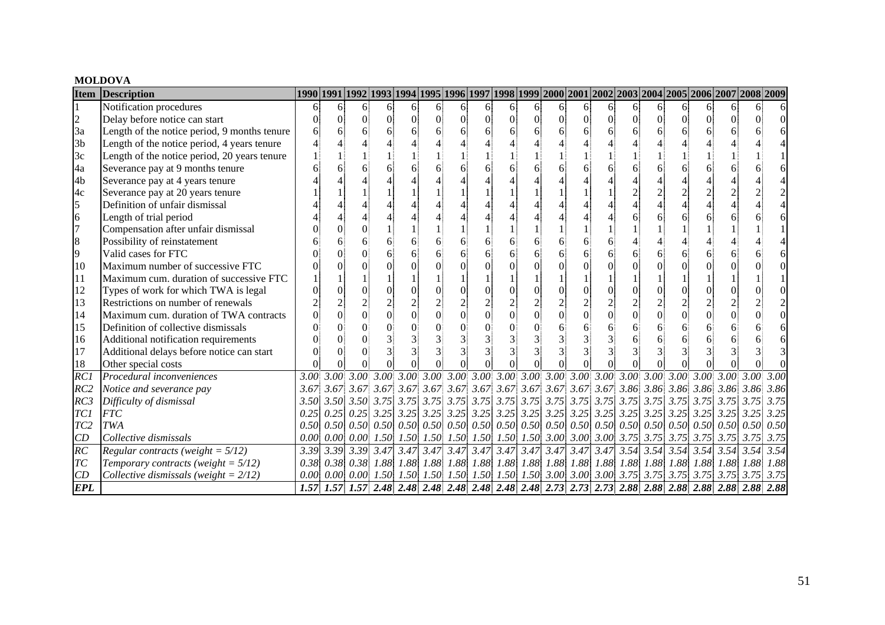**MOLDOVA**

| Item | Description | 1990 | 1991 | 1992 | 1993 | 1994 | 1995 | 1996 | 1997 | 1998 | 1999 | 2000 | 2001 | 2002 | 2003 | 2004 | 2005 | 2006 | 2007 | 2008 | 2009 |
|---|---|---|---|---|---|---|---|---|---|---|---|---|---|---|---|---|---|---|---|---|---|
| 1 | Notification procedures | 6 | 6 | 6 | 6 | 6 | 6 | 6 | 6 | 6 | 6 | 6 | 6 | 6 | 6 | 6 | 6 | 6 | 6 | 6 | 6 |
| 2 | Delay before notice can start | 0 | 0 | 0 | 0 | 0 | 0 | 0 | 0 | 0 | 0 | 0 | 0 | 0 | 0 | 0 | 0 | 0 | 0 | 0 | 0 |
| 3a | Length of the notice period, 9 months tenure | 6 | 6 | 6 | 6 | 6 | 6 | 6 | 6 | 6 | 6 | 6 | 6 | 6 | 6 | 6 | 6 | 6 | 6 | 6 | 6 |
| 3b | Length of the notice period, 4 years tenure | 4 | 4 | 4 | 4 | 4 | 4 | 4 | 4 | 4 | 4 | 4 | 4 | 4 | 4 | 4 | 4 | 4 | 4 | 4 | 4 |
| 3c | Length of the notice period, 20 years tenure | 1 | 1 | 1 | 1 | 1 | 1 | 1 | 1 | 1 | 1 | 1 | 1 | 1 | 1 | 1 | 1 | 1 | 1 | 1 | 1 |
| 4a | Severance pay at 9 months tenure | 6 | 6 | 6 | 6 | 6 | 6 | 6 | 6 | 6 | 6 | 6 | 6 | 6 | 6 | 6 | 6 | 6 | 6 | 6 | 6 |
| 4b | Severance pay at 4 years tenure | 4 | 4 | 4 | 4 | 4 | 4 | 4 | 4 | 4 | 4 | 4 | 4 | 4 | 4 | 4 | 4 | 4 | 4 | 4 | 4 |
| 4c | Severance pay at 20 years tenure | 1 | 1 | 1 | 1 | 1 | 1 | 1 | 1 | 1 | 1 | 1 | 1 | 1 | 2 | 2 | 2 | 2 | 2 | 2 | 2 |
| 5 | Definition of unfair dismissal | 4 | 4 | 4 | 4 | 4 | 4 | 4 | 4 | 4 | 4 | 4 | 4 | 4 | 4 | 4 | 4 | 4 | 4 | 4 | 4 |
| 6 | Length of trial period | 4 | 4 | 4 | 4 | 4 | 4 | 4 | 4 | 4 | 4 | 4 | 4 | 4 | 6 | 6 | 6 | 6 | 6 | 6 | 6 |
| 7 | Compensation after unfair dismissal | 0 | 0 | 0 | 1 | 1 | 1 | 1 | 1 | 1 | 1 | 1 | 1 | 1 | 1 | 1 | 1 | 1 | 1 | 1 | 1 |
| 8 | Possibility of reinstatement | 6 | 6 | 6 | 6 | 6 | 6 | 6 | 6 | 6 | 6 | 6 | 6 | 6 | 4 | 4 | 4 | 4 | 4 | 4 | 4 |
| 9 | Valid cases for FTC | 0 | 0 | 0 | 6 | 6 | 6 | 6 | 6 | 6 | 6 | 6 | 6 | 6 | 6 | 6 | 6 | 6 | 6 | 6 | 6 |
| 10 | Maximum number of successive FTC | 0 | 0 | 0 | 0 | 0 | 0 | 0 | 0 | 0 | 0 | 0 | 0 | 0 | 0 | 0 | 0 | 0 | 0 | 0 | 0 |
| 11 | Maximum cum. duration of successive FTC | 1 | 1 | 1 | 1 | 1 | 1 | 1 | 1 | 1 | 1 | 1 | 1 | 1 | 1 | 1 | 1 | 1 | 1 | 1 | 1 |
| 12 | Types of work for which TWA is legal | 0 | 0 | 0 | 0 | 0 | 0 | 0 | 0 | 0 | 0 | 0 | 0 | 0 | 0 | 0 | 0 | 0 | 0 | 0 | 0 |
| 13 | Restrictions on number of renewals | 2 | 2 | 2 | 2 | 2 | 2 | 2 | 2 | 2 | 2 | 2 | 2 | 2 | 2 | 2 | 2 | 2 | 2 | 2 | 2 |
| 14 | Maximum cum. duration of TWA contracts | 0 | 0 | 0 | 0 | 0 | 0 | 0 | 0 | 0 | 0 | 0 | 0 | 0 | 0 | 0 | 0 | 0 | 0 | 0 | 0 |
| 15 | Definition of collective dismissals | 0 | 0 | 0 | 0 | 0 | 0 | 0 | 0 | 0 | 0 | 6 | 6 | 6 | 6 | 6 | 6 | 6 | 6 | 6 | 6 |
| 16 | Additional notification requirements | 0 | 0 | 0 | 3 | 3 | 3 | 3 | 3 | 3 | 3 | 3 | 3 | 3 | 6 | 6 | 6 | 6 | 6 | 6 | 6 |
| 17 | Additional delays before notice can start | 0 | 0 | 0 | 3 | 3 | 3 | 3 | 3 | 3 | 3 | 3 | 3 | 3 | 3 | 3 | 3 | 3 | 3 | 3 | 3 |
| 18 | Other special costs | 0 | 0 | 0 | 0 | 0 | 0 | 0 | 0 | 0 | 0 | 0 | 0 | 0 | 0 | 0 | 0 | 0 | 0 | 0 | 0 |
| *RC1* | *Procedural inconveniences* | *3.00* | *3.00* | *3.00* | *3.00* | *3.00* | *3.00* | *3.00* | *3.00* | *3.00* | *3.00* | *3.00* | *3.00* | *3.00* | *3.00* | *3.00* | *3.00* | *3.00* | *3.00* | *3.00* | *3.00* |
| *RC2* | *Notice and severance pay* | *3.67* | *3.67* | *3.67* | *3.67* | *3.67* | *3.67* | *3.67* | *3.67* | *3.67* | *3.67* | *3.67* | *3.67* | *3.67* | *3.86* | *3.86* | *3.86* | *3.86* | *3.86* | *3.86* | *3.86* |
| *RC3* | *Difficulty of dismissal* | *3.50* | *3.50* | *3.50* | *3.75* | *3.75* | *3.75* | *3.75* | *3.75* | *3.75* | *3.75* | *3.75* | *3.75* | *3.75* | *3.75* | *3.75* | *3.75* | *3.75* | *3.75* | *3.75* | *3.75* |
| *TC1* | *FTC* | *0.25* | *0.25* | *0.25* | *3.25* | *3.25* | *3.25* | *3.25* | *3.25* | *3.25* | *3.25* | *3.25* | *3.25* | *3.25* | *3.25* | *3.25* | *3.25* | *3.25* | *3.25* | *3.25* | *3.25* |
| *TC2* | *TWA* | *0.50* | *0.50* | *0.50* | *0.50* | *0.50* | *0.50* | *0.50* | *0.50* | *0.50* | *0.50* | *0.50* | *0.50* | *0.50* | *0.50* | *0.50* | *0.50* | *0.50* | *0.50* | *0.50* | *0.50* |
| *CD* | *Collective dismissals* | *0.00* | *0.00* | *0.00* | *1.50* | *1.50* | *1.50* | *1.50* | *1.50* | *1.50* | *1.50* | *3.00* | *3.00* | *3.00* | *3.75* | *3.75* | *3.75* | *3.75* | *3.75* | *3.75* | *3.75* |
| *RC* | *Regular contracts (weight = 5/12)* | *3.39* | *3.39* | *3.39* | *3.47* | *3.47* | *3.47* | *3.47* | *3.47* | *3.47* | *3.47* | *3.47* | *3.47* | *3.47* | *3.54* | *3.54* | *3.54* | *3.54* | *3.54* | *3.54* | *3.54* |
| *TC* | *Temporary contracts (weight = 5/12)* | *0.38* | *0.38* | *0.38* | *1.88* | *1.88* | *1.88* | *1.88* | *1.88* | *1.88* | *1.88* | *1.88* | *1.88* | *1.88* | *1.88* | *1.88* | *1.88* | *1.88* | *1.88* | *1.88* | *1.88* |
| *CD* | *Collective dismissals (weight = 2/12)* | *0.00* | *0.00* | *0.00* | *1.50* | *1.50* | *1.50* | *1.50* | *1.50* | *1.50* | *1.50* | *3.00* | *3.00* | *3.00* | *3.75* | *3.75* | *3.75* | *3.75* | *3.75* | *3.75* | *3.75* |
| ***EPL*** | | ***1.57*** | ***1.57*** | ***1.57*** | ***2.48*** | ***2.48*** | ***2.48*** | ***2.48*** | ***2.48*** | ***2.48*** | ***2.48*** | ***2.73*** | ***2.73*** | ***2.73*** | ***2.88*** | ***2.88*** | ***2.88*** | ***2.88*** | ***2.88*** | ***2.88*** | ***2.88*** |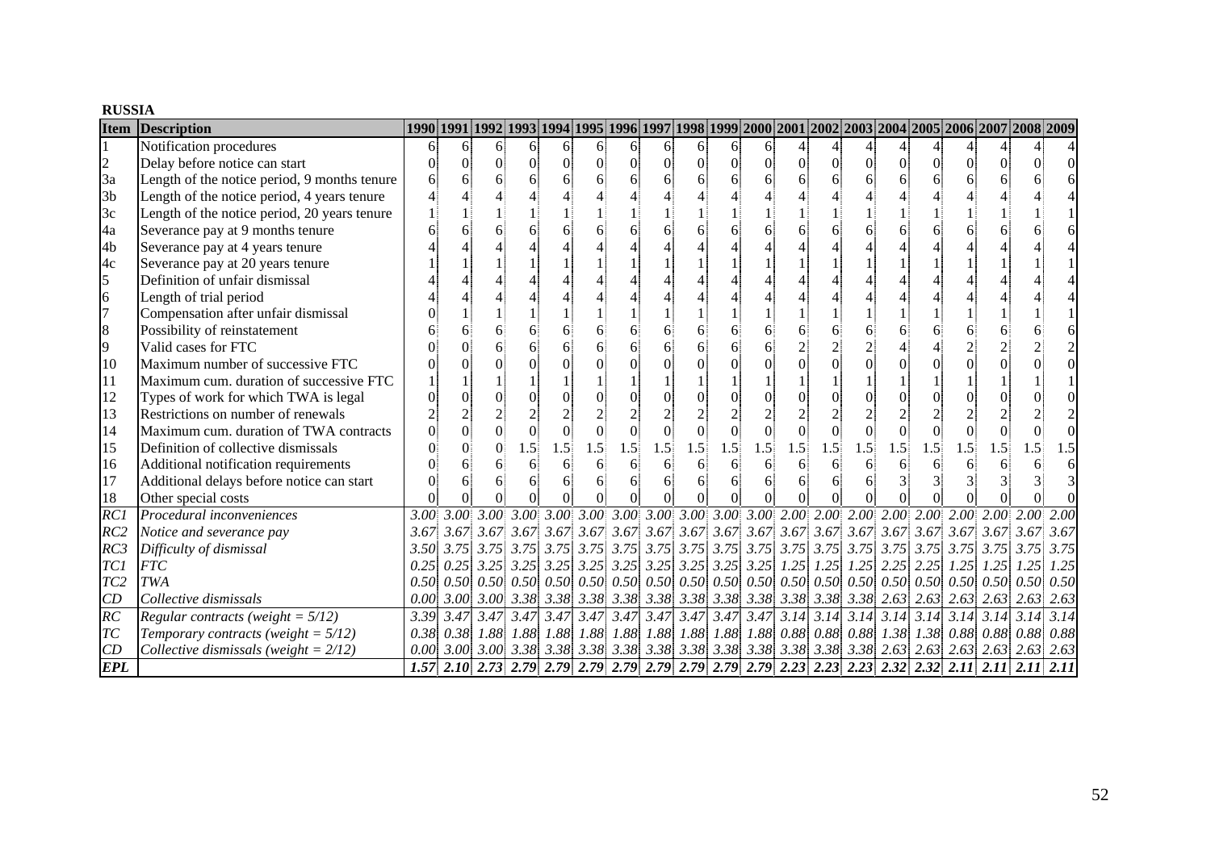**RUSSIA**

| Item | Description | 1990 | 1991 | 1992 | 1993 | 1994 | 1995 | 1996 | 1997 | 1998 | 1999 | 2000 | 2001 | 2002 | 2003 | 2004 | 2005 | 2006 | 2007 | 2008 | 2009 |
|---|---|---|---|---|---|---|---|---|---|---|---|---|---|---|---|---|---|---|---|---|---|
| 1 | Notification procedures | 6 | 6 | 6 | 6 | 6 | 6 | 6 | 6 | 6 | 6 | 6 | 4 | 4 | 4 | 4 | 4 | 4 | 4 | 4 | 4 |
| 2 | Delay before notice can start | 0 | 0 | 0 | 0 | 0 | 0 | 0 | 0 | 0 | 0 | 0 | 0 | 0 | 0 | 0 | 0 | 0 | 0 | 0 | 0 |
| 3a | Length of the notice period, 9 months tenure | 6 | 6 | 6 | 6 | 6 | 6 | 6 | 6 | 6 | 6 | 6 | 6 | 6 | 6 | 6 | 6 | 6 | 6 | 6 | 6 |
| 3b | Length of the notice period, 4 years tenure | 4 | 4 | 4 | 4 | 4 | 4 | 4 | 4 | 4 | 4 | 4 | 4 | 4 | 4 | 4 | 4 | 4 | 4 | 4 | 4 |
| 3c | Length of the notice period, 20 years tenure | 1 | 1 | 1 | 1 | 1 | 1 | 1 | 1 | 1 | 1 | 1 | 1 | 1 | 1 | 1 | 1 | 1 | 1 | 1 | 1 |
| 4a | Severance pay at 9 months tenure | 6 | 6 | 6 | 6 | 6 | 6 | 6 | 6 | 6 | 6 | 6 | 6 | 6 | 6 | 6 | 6 | 6 | 6 | 6 | 6 |
| 4b | Severance pay at 4 years tenure | 4 | 4 | 4 | 4 | 4 | 4 | 4 | 4 | 4 | 4 | 4 | 4 | 4 | 4 | 4 | 4 | 4 | 4 | 4 | 4 |
| 4c | Severance pay at 20 years tenure | 1 | 1 | 1 | 1 | 1 | 1 | 1 | 1 | 1 | 1 | 1 | 1 | 1 | 1 | 1 | 1 | 1 | 1 | 1 | 1 |
| 5 | Definition of unfair dismissal | 4 | 4 | 4 | 4 | 4 | 4 | 4 | 4 | 4 | 4 | 4 | 4 | 4 | 4 | 4 | 4 | 4 | 4 | 4 | 4 |
| 6 | Length of trial period | 4 | 4 | 4 | 4 | 4 | 4 | 4 | 4 | 4 | 4 | 4 | 4 | 4 | 4 | 4 | 4 | 4 | 4 | 4 | 4 |
| 7 | Compensation after unfair dismissal | 0 | 1 | 1 | 1 | 1 | 1 | 1 | 1 | 1 | 1 | 1 | 1 | 1 | 1 | 1 | 1 | 1 | 1 | 1 | 1 |
| 8 | Possibility of reinstatement | 6 | 6 | 6 | 6 | 6 | 6 | 6 | 6 | 6 | 6 | 6 | 6 | 6 | 6 | 6 | 6 | 6 | 6 | 6 | 6 |
| 9 | Valid cases for FTC | 0 | 0 | 6 | 6 | 6 | 6 | 6 | 6 | 6 | 6 | 6 | 2 | 2 | 2 | 4 | 4 | 2 | 2 | 2 | 2 |
| 10 | Maximum number of successive FTC | 0 | 0 | 0 | 0 | 0 | 0 | 0 | 0 | 0 | 0 | 0 | 0 | 0 | 0 | 0 | 0 | 0 | 0 | 0 | 0 |
| 11 | Maximum cum. duration of successive FTC | 1 | 1 | 1 | 1 | 1 | 1 | 1 | 1 | 1 | 1 | 1 | 1 | 1 | 1 | 1 | 1 | 1 | 1 | 1 | 1 |
| 12 | Types of work for which TWA is legal | 0 | 0 | 0 | 0 | 0 | 0 | 0 | 0 | 0 | 0 | 0 | 0 | 0 | 0 | 0 | 0 | 0 | 0 | 0 | 0 |
| 13 | Restrictions on number of renewals | 2 | 2 | 2 | 2 | 2 | 2 | 2 | 2 | 2 | 2 | 2 | 2 | 2 | 2 | 2 | 2 | 2 | 2 | 2 | 2 |
| 14 | Maximum cum. duration of TWA contracts | 0 | 0 | 0 | 0 | 0 | 0 | 0 | 0 | 0 | 0 | 0 | 0 | 0 | 0 | 0 | 0 | 0 | 0 | 0 | 0 |
| 15 | Definition of collective dismissals | 0 | 0 | 0 | 1.5 | 1.5 | 1.5 | 1.5 | 1.5 | 1.5 | 1.5 | 1.5 | 1.5 | 1.5 | 1.5 | 1.5 | 1.5 | 1.5 | 1.5 | 1.5 | 1.5 |
| 16 | Additional notification requirements | 0 | 6 | 6 | 6 | 6 | 6 | 6 | 6 | 6 | 6 | 6 | 6 | 6 | 6 | 6 | 6 | 6 | 6 | 6 | 6 |
| 17 | Additional delays before notice can start | 0 | 6 | 6 | 6 | 6 | 6 | 6 | 6 | 6 | 6 | 6 | 6 | 6 | 6 | 3 | 3 | 3 | 3 | 3 | 3 |
| 18 | Other special costs | 0 | 0 | 0 | 0 | 0 | 0 | 0 | 0 | 0 | 0 | 0 | 0 | 0 | 0 | 0 | 0 | 0 | 0 | 0 | 0 |
| *RC1* | *Procedural inconveniences* | *3.00* | *3.00* | *3.00* | *3.00* | *3.00* | *3.00* | *3.00* | *3.00* | *3.00* | *3.00* | *3.00* | *2.00* | *2.00* | *2.00* | *2.00* | *2.00* | *2.00* | *2.00* | *2.00* | *2.00* |
| *RC2* | *Notice and severance pay* | *3.67* | *3.67* | *3.67* | *3.67* | *3.67* | *3.67* | *3.67* | *3.67* | *3.67* | *3.67* | *3.67* | *3.67* | *3.67* | *3.67* | *3.67* | *3.67* | *3.67* | *3.67* | *3.67* | *3.67* |
| *RC3* | *Difficulty of dismissal* | *3.50* | *3.75* | *3.75* | *3.75* | *3.75* | *3.75* | *3.75* | *3.75* | *3.75* | *3.75* | *3.75* | *3.75* | *3.75* | *3.75* | *3.75* | *3.75* | *3.75* | *3.75* | *3.75* | *3.75* |
| *TC1* | *FTC* | *0.25* | *0.25* | *3.25* | *3.25* | *3.25* | *3.25* | *3.25* | *3.25* | *3.25* | *3.25* | *3.25* | *1.25* | *1.25* | *1.25* | *2.25* | *2.25* | *1.25* | *1.25* | *1.25* | *1.25* |
| *TC2* | *TWA* | *0.50* | *0.50* | *0.50* | *0.50* | *0.50* | *0.50* | *0.50* | *0.50* | *0.50* | *0.50* | *0.50* | *0.50* | *0.50* | *0.50* | *0.50* | *0.50* | *0.50* | *0.50* | *0.50* | *0.50* |
| *CD* | *Collective dismissals* | *0.00* | *3.00* | *3.00* | *3.38* | *3.38* | *3.38* | *3.38* | *3.38* | *3.38* | *3.38* | *3.38* | *3.38* | *3.38* | *3.38* | *2.63* | *2.63* | *2.63* | *2.63* | *2.63* | *2.63* |
| *RC* | *Regular contracts (weight = 5/12)* | *3.39* | *3.47* | *3.47* | *3.47* | *3.47* | *3.47* | *3.47* | *3.47* | *3.47* | *3.47* | *3.47* | *3.14* | *3.14* | *3.14* | *3.14* | *3.14* | *3.14* | *3.14* | *3.14* | *3.14* |
| *TC* | *Temporary contracts (weight = 5/12)* | *0.38* | *0.38* | *1.88* | *1.88* | *1.88* | *1.88* | *1.88* | *1.88* | *1.88* | *1.88* | *1.88* | *0.88* | *0.88* | *0.88* | *1.38* | *1.38* | *0.88* | *0.88* | *0.88* | *0.88* |
| *CD* | *Collective dismissals (weight = 2/12)* | *0.00* | *3.00* | *3.00* | *3.38* | *3.38* | *3.38* | *3.38* | *3.38* | *3.38* | *3.38* | *3.38* | *3.38* | *3.38* | *3.38* | *2.63* | *2.63* | *2.63* | *2.63* | *2.63* | *2.63* |
| ***EPL*** | | ***1.57*** | ***2.10*** | ***2.73*** | ***2.79*** | ***2.79*** | ***2.79*** | ***2.79*** | ***2.79*** | ***2.79*** | ***2.79*** | ***2.79*** | ***2.23*** | ***2.23*** | ***2.23*** | ***2.32*** | ***2.32*** | ***2.11*** | ***2.11*** | ***2.11*** | ***2.11*** |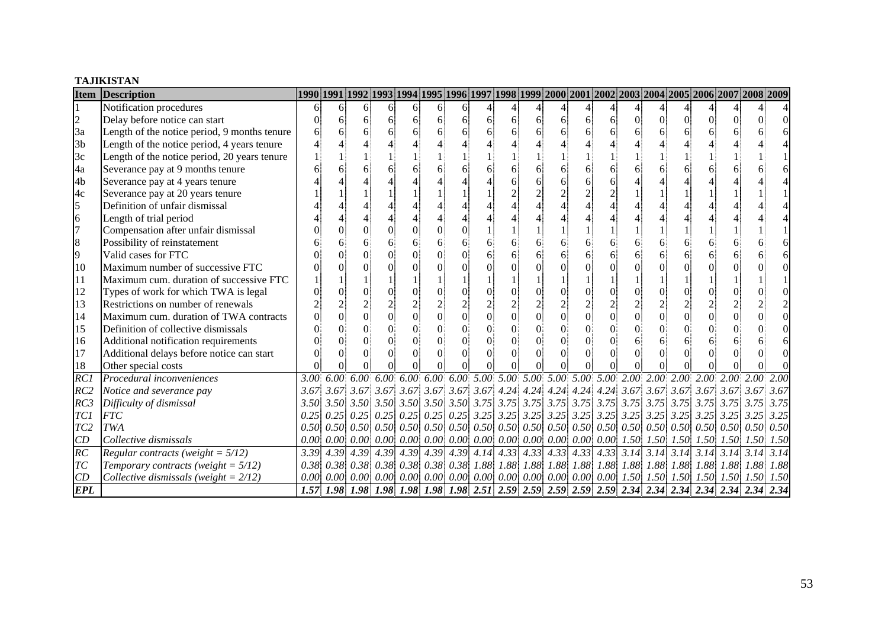**TAJIKISTAN**

| Item | Description | 1990 | 1991 | 1992 | 1993 | 1994 | 1995 | 1996 | 1997 | 1998 | 1999 | 2000 | 2001 | 2002 | 2003 | 2004 | 2005 | 2006 | 2007 | 2008 | 2009 |
|---|---|---|---|---|---|---|---|---|---|---|---|---|---|---|---|---|---|---|---|---|---|
| 1 | Notification procedures | 6 | 6 | 6 | 6 | 6 | 6 | 6 | 4 | 4 | 4 | 4 | 4 | 4 | 4 | 4 | 4 | 4 | 4 | 4 | 4 |
| 2 | Delay before notice can start | 0 | 6 | 6 | 6 | 6 | 6 | 6 | 6 | 6 | 6 | 6 | 6 | 6 | 0 | 0 | 0 | 0 | 0 | 0 | 0 |
| 3a | Length of the notice period, 9 months tenure | 6 | 6 | 6 | 6 | 6 | 6 | 6 | 6 | 6 | 6 | 6 | 6 | 6 | 6 | 6 | 6 | 6 | 6 | 6 | 6 |
| 3b | Length of the notice period, 4 years tenure | 4 | 4 | 4 | 4 | 4 | 4 | 4 | 4 | 4 | 4 | 4 | 4 | 4 | 4 | 4 | 4 | 4 | 4 | 4 | 4 |
| 3c | Length of the notice period, 20 years tenure | 1 | 1 | 1 | 1 | 1 | 1 | 1 | 1 | 1 | 1 | 1 | 1 | 1 | 1 | 1 | 1 | 1 | 1 | 1 | 1 |
| 4a | Severance pay at 9 months tenure | 6 | 6 | 6 | 6 | 6 | 6 | 6 | 6 | 6 | 6 | 6 | 6 | 6 | 6 | 6 | 6 | 6 | 6 | 6 | 6 |
| 4b | Severance pay at 4 years tenure | 4 | 4 | 4 | 4 | 4 | 4 | 4 | 4 | 6 | 6 | 6 | 6 | 6 | 4 | 4 | 4 | 4 | 4 | 4 | 4 |
| 4c | Severance pay at 20 years tenure | 1 | 1 | 1 | 1 | 1 | 1 | 1 | 1 | 2 | 2 | 2 | 2 | 2 | 1 | 1 | 1 | 1 | 1 | 1 | 1 |
| 5 | Definition of unfair dismissal | 4 | 4 | 4 | 4 | 4 | 4 | 4 | 4 | 4 | 4 | 4 | 4 | 4 | 4 | 4 | 4 | 4 | 4 | 4 | 4 |
| 6 | Length of trial period | 4 | 4 | 4 | 4 | 4 | 4 | 4 | 4 | 4 | 4 | 4 | 4 | 4 | 4 | 4 | 4 | 4 | 4 | 4 | 4 |
| 7 | Compensation after unfair dismissal | 0 | 0 | 0 | 0 | 0 | 0 | 0 | 1 | 1 | 1 | 1 | 1 | 1 | 1 | 1 | 1 | 1 | 1 | 1 | 1 |
| 8 | Possibility of reinstatement | 6 | 6 | 6 | 6 | 6 | 6 | 6 | 6 | 6 | 6 | 6 | 6 | 6 | 6 | 6 | 6 | 6 | 6 | 6 | 6 |
| 9 | Valid cases for FTC | 0 | 0 | 0 | 0 | 0 | 0 | 0 | 6 | 6 | 6 | 6 | 6 | 6 | 6 | 6 | 6 | 6 | 6 | 6 | 6 |
| 10 | Maximum number of successive FTC | 0 | 0 | 0 | 0 | 0 | 0 | 0 | 0 | 0 | 0 | 0 | 0 | 0 | 0 | 0 | 0 | 0 | 0 | 0 | 0 |
| 11 | Maximum cum. duration of successive FTC | 1 | 1 | 1 | 1 | 1 | 1 | 1 | 1 | 1 | 1 | 1 | 1 | 1 | 1 | 1 | 1 | 1 | 1 | 1 | 1 |
| 12 | Types of work for which TWA is legal | 0 | 0 | 0 | 0 | 0 | 0 | 0 | 0 | 0 | 0 | 0 | 0 | 0 | 0 | 0 | 0 | 0 | 0 | 0 | 0 |
| 13 | Restrictions on number of renewals | 2 | 2 | 2 | 2 | 2 | 2 | 2 | 2 | 2 | 2 | 2 | 2 | 2 | 2 | 2 | 2 | 2 | 2 | 2 | 2 |
| 14 | Maximum cum. duration of TWA contracts | 0 | 0 | 0 | 0 | 0 | 0 | 0 | 0 | 0 | 0 | 0 | 0 | 0 | 0 | 0 | 0 | 0 | 0 | 0 | 0 |
| 15 | Definition of collective dismissals | 0 | 0 | 0 | 0 | 0 | 0 | 0 | 0 | 0 | 0 | 0 | 0 | 0 | 0 | 0 | 0 | 0 | 0 | 0 | 0 |
| 16 | Additional notification requirements | 0 | 0 | 0 | 0 | 0 | 0 | 0 | 0 | 0 | 0 | 0 | 0 | 0 | 6 | 6 | 6 | 6 | 6 | 6 | 6 |
| 17 | Additional delays before notice can start | 0 | 0 | 0 | 0 | 0 | 0 | 0 | 0 | 0 | 0 | 0 | 0 | 0 | 0 | 0 | 0 | 0 | 0 | 0 | 0 |
| 18 | Other special costs | 0 | 0 | 0 | 0 | 0 | 0 | 0 | 0 | 0 | 0 | 0 | 0 | 0 | 0 | 0 | 0 | 0 | 0 | 0 | 0 |
| *RC1* | *Procedural inconveniences* | *3.00* | *6.00* | *6.00* | *6.00* | *6.00* | *6.00* | *6.00* | *5.00* | *5.00* | *5.00* | *5.00* | *5.00* | *5.00* | *2.00* | *2.00* | *2.00* | *2.00* | *2.00* | *2.00* | *2.00* |
| *RC2* | *Notice and severance pay* | *3.67* | *3.67* | *3.67* | *3.67* | *3.67* | *3.67* | *3.67* | *3.67* | *4.24* | *4.24* | *4.24* | *4.24* | *4.24* | *3.67* | *3.67* | *3.67* | *3.67* | *3.67* | *3.67* | *3.67* |
| *RC3* | *Difficulty of dismissal* | *3.50* | *3.50* | *3.50* | *3.50* | *3.50* | *3.50* | *3.50* | *3.75* | *3.75* | *3.75* | *3.75* | *3.75* | *3.75* | *3.75* | *3.75* | *3.75* | *3.75* | *3.75* | *3.75* | *3.75* |
| *TC1* | *FTC* | *0.25* | *0.25* | *0.25* | *0.25* | *0.25* | *0.25* | *0.25* | *3.25* | *3.25* | *3.25* | *3.25* | *3.25* | *3.25* | *3.25* | *3.25* | *3.25* | *3.25* | *3.25* | *3.25* | *3.25* |
| *TC2* | *TWA* | *0.50* | *0.50* | *0.50* | *0.50* | *0.50* | *0.50* | *0.50* | *0.50* | *0.50* | *0.50* | *0.50* | *0.50* | *0.50* | *0.50* | *0.50* | *0.50* | *0.50* | *0.50* | *0.50* | *0.50* |
| *CD* | *Collective dismissals* | *0.00* | *0.00* | *0.00* | *0.00* | *0.00* | *0.00* | *0.00* | *0.00* | *0.00* | *0.00* | *0.00* | *0.00* | *0.00* | *1.50* | *1.50* | *1.50* | *1.50* | *1.50* | *1.50* | *1.50* |
| *RC* | *Regular contracts (weight = 5/12)* | *3.39* | *4.39* | *4.39* | *4.39* | *4.39* | *4.39* | *4.39* | *4.14* | *4.33* | *4.33* | *4.33* | *4.33* | *4.33* | *3.14* | *3.14* | *3.14* | *3.14* | *3.14* | *3.14* | *3.14* |
| *TC* | *Temporary contracts (weight = 5/12)* | *0.38* | *0.38* | *0.38* | *0.38* | *0.38* | *0.38* | *0.38* | *1.88* | *1.88* | *1.88* | *1.88* | *1.88* | *1.88* | *1.88* | *1.88* | *1.88* | *1.88* | *1.88* | *1.88* | *1.88* |
| *CD* | *Collective dismissals (weight = 2/12)* | *0.00* | *0.00* | *0.00* | *0.00* | *0.00* | *0.00* | *0.00* | *0.00* | *0.00* | *0.00* | *0.00* | *0.00* | *0.00* | *1.50* | *1.50* | *1.50* | *1.50* | *1.50* | *1.50* | *1.50* |
| ***EPL*** | | ***1.57*** | ***1.98*** | ***1.98*** | ***1.98*** | ***1.98*** | ***1.98*** | ***1.98*** | ***2.51*** | ***2.59*** | ***2.59*** | ***2.59*** | ***2.59*** | ***2.59*** | ***2.34*** | ***2.34*** | ***2.34*** | ***2.34*** | ***2.34*** | ***2.34*** | ***2.34*** |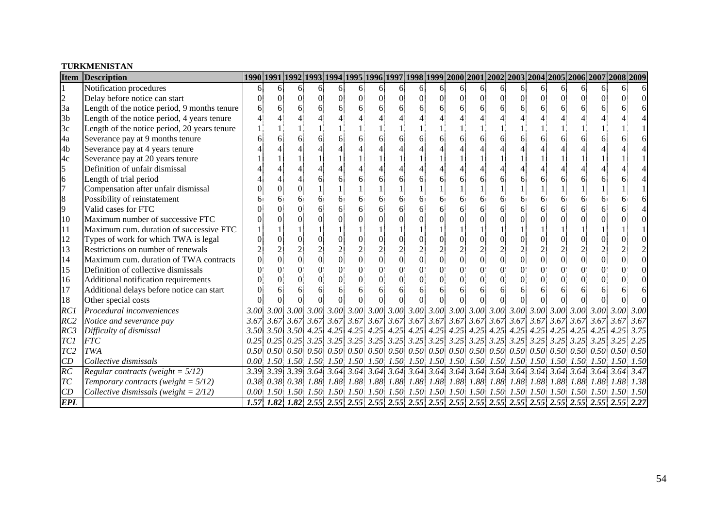**TURKMENISTAN**

| Item | Description | 1990 | 1991 | 1992 | 1993 | 1994 | 1995 | 1996 | 1997 | 1998 | 1999 | 2000 | 2001 | 2002 | 2003 | 2004 | 2005 | 2006 | 2007 | 2008 | 2009 |
|---|---|---|---|---|---|---|---|---|---|---|---|---|---|---|---|---|---|---|---|---|---|
| 1 | Notification procedures | 6 | 6 | 6 | 6 | 6 | 6 | 6 | 6 | 6 | 6 | 6 | 6 | 6 | 6 | 6 | 6 | 6 | 6 | 6 | 6 |
| 2 | Delay before notice can start | 0 | 0 | 0 | 0 | 0 | 0 | 0 | 0 | 0 | 0 | 0 | 0 | 0 | 0 | 0 | 0 | 0 | 0 | 0 | 0 |
| 3a | Length of the notice period, 9 months tenure | 6 | 6 | 6 | 6 | 6 | 6 | 6 | 6 | 6 | 6 | 6 | 6 | 6 | 6 | 6 | 6 | 6 | 6 | 6 | 6 |
| 3b | Length of the notice period, 4 years tenure | 4 | 4 | 4 | 4 | 4 | 4 | 4 | 4 | 4 | 4 | 4 | 4 | 4 | 4 | 4 | 4 | 4 | 4 | 4 | 4 |
| 3c | Length of the notice period, 20 years tenure | 1 | 1 | 1 | 1 | 1 | 1 | 1 | 1 | 1 | 1 | 1 | 1 | 1 | 1 | 1 | 1 | 1 | 1 | 1 | 1 |
| 4a | Severance pay at 9 months tenure | 6 | 6 | 6 | 6 | 6 | 6 | 6 | 6 | 6 | 6 | 6 | 6 | 6 | 6 | 6 | 6 | 6 | 6 | 6 | 6 |
| 4b | Severance pay at 4 years tenure | 4 | 4 | 4 | 4 | 4 | 4 | 4 | 4 | 4 | 4 | 4 | 4 | 4 | 4 | 4 | 4 | 4 | 4 | 4 | 4 |
| 4c | Severance pay at 20 years tenure | 1 | 1 | 1 | 1 | 1 | 1 | 1 | 1 | 1 | 1 | 1 | 1 | 1 | 1 | 1 | 1 | 1 | 1 | 1 | 1 |
| 5 | Definition of unfair dismissal | 4 | 4 | 4 | 4 | 4 | 4 | 4 | 4 | 4 | 4 | 4 | 4 | 4 | 4 | 4 | 4 | 4 | 4 | 4 | 4 |
| 6 | Length of trial period | 4 | 4 | 4 | 6 | 6 | 6 | 6 | 6 | 6 | 6 | 6 | 6 | 6 | 6 | 6 | 6 | 6 | 6 | 6 | 4 |
| 7 | Compensation after unfair dismissal | 0 | 0 | 0 | 1 | 1 | 1 | 1 | 1 | 1 | 1 | 1 | 1 | 1 | 1 | 1 | 1 | 1 | 1 | 1 | 1 |
| 8 | Possibility of reinstatement | 6 | 6 | 6 | 6 | 6 | 6 | 6 | 6 | 6 | 6 | 6 | 6 | 6 | 6 | 6 | 6 | 6 | 6 | 6 | 6 |
| 9 | Valid cases for FTC | 0 | 0 | 0 | 6 | 6 | 6 | 6 | 6 | 6 | 6 | 6 | 6 | 6 | 6 | 6 | 6 | 6 | 6 | 6 | 4 |
| 10 | Maximum number of successive FTC | 0 | 0 | 0 | 0 | 0 | 0 | 0 | 0 | 0 | 0 | 0 | 0 | 0 | 0 | 0 | 0 | 0 | 0 | 0 | 0 |
| 11 | Maximum cum. duration of successive FTC | 1 | 1 | 1 | 1 | 1 | 1 | 1 | 1 | 1 | 1 | 1 | 1 | 1 | 1 | 1 | 1 | 1 | 1 | 1 | 1 |
| 12 | Types of work for which TWA is legal | 0 | 0 | 0 | 0 | 0 | 0 | 0 | 0 | 0 | 0 | 0 | 0 | 0 | 0 | 0 | 0 | 0 | 0 | 0 | 0 |
| 13 | Restrictions on number of renewals | 2 | 2 | 2 | 2 | 2 | 2 | 2 | 2 | 2 | 2 | 2 | 2 | 2 | 2 | 2 | 2 | 2 | 2 | 2 | 2 |
| 14 | Maximum cum. duration of TWA contracts | 0 | 0 | 0 | 0 | 0 | 0 | 0 | 0 | 0 | 0 | 0 | 0 | 0 | 0 | 0 | 0 | 0 | 0 | 0 | 0 |
| 15 | Definition of collective dismissals | 0 | 0 | 0 | 0 | 0 | 0 | 0 | 0 | 0 | 0 | 0 | 0 | 0 | 0 | 0 | 0 | 0 | 0 | 0 | 0 |
| 16 | Additional notification requirements | 0 | 0 | 0 | 0 | 0 | 0 | 0 | 0 | 0 | 0 | 0 | 0 | 0 | 0 | 0 | 0 | 0 | 0 | 0 | 0 |
| 17 | Additional delays before notice can start | 0 | 6 | 6 | 6 | 6 | 6 | 6 | 6 | 6 | 6 | 6 | 6 | 6 | 6 | 6 | 6 | 6 | 6 | 6 | 6 |
| 18 | Other special costs | 0 | 0 | 0 | 0 | 0 | 0 | 0 | 0 | 0 | 0 | 0 | 0 | 0 | 0 | 0 | 0 | 0 | 0 | 0 | 0 |
| *RC1* | *Procedural inconveniences* | *3.00* | *3.00* | *3.00* | *3.00* | *3.00* | *3.00* | *3.00* | *3.00* | *3.00* | *3.00* | *3.00* | *3.00* | *3.00* | *3.00* | *3.00* | *3.00* | *3.00* | *3.00* | *3.00* | *3.00* |
| *RC2* | *Notice and severance pay* | *3.67* | *3.67* | *3.67* | *3.67* | *3.67* | *3.67* | *3.67* | *3.67* | *3.67* | *3.67* | *3.67* | *3.67* | *3.67* | *3.67* | *3.67* | *3.67* | *3.67* | *3.67* | *3.67* | *3.67* |
| *RC3* | *Difficulty of dismissal* | *3.50* | *3.50* | *3.50* | *4.25* | *4.25* | *4.25* | *4.25* | *4.25* | *4.25* | *4.25* | *4.25* | *4.25* | *4.25* | *4.25* | *4.25* | *4.25* | *4.25* | *4.25* | *4.25* | *3.75* |
| *TC1* | *FTC* | *0.25* | *0.25* | *0.25* | *3.25* | *3.25* | *3.25* | *3.25* | *3.25* | *3.25* | *3.25* | *3.25* | *3.25* | *3.25* | *3.25* | *3.25* | *3.25* | *3.25* | *3.25* | *3.25* | *2.25* |
| *TC2* | *TWA* | *0.50* | *0.50* | *0.50* | *0.50* | *0.50* | *0.50* | *0.50* | *0.50* | *0.50* | *0.50* | *0.50* | *0.50* | *0.50* | *0.50* | *0.50* | *0.50* | *0.50* | *0.50* | *0.50* | *0.50* |
| *CD* | *Collective dismissals* | *0.00* | *1.50* | *1.50* | *1.50* | *1.50* | *1.50* | *1.50* | *1.50* | *1.50* | *1.50* | *1.50* | *1.50* | *1.50* | *1.50* | *1.50* | *1.50* | *1.50* | *1.50* | *1.50* | *1.50* |
| *RC* | *Regular contracts (weight = 5/12)* | *3.39* | *3.39* | *3.39* | *3.64* | *3.64* | *3.64* | *3.64* | *3.64* | *3.64* | *3.64* | *3.64* | *3.64* | *3.64* | *3.64* | *3.64* | *3.64* | *3.64* | *3.64* | *3.64* | *3.47* |
| *TC* | *Temporary contracts (weight = 5/12)* | *0.38* | *0.38* | *0.38* | *1.88* | *1.88* | *1.88* | *1.88* | *1.88* | *1.88* | *1.88* | *1.88* | *1.88* | *1.88* | *1.88* | *1.88* | *1.88* | *1.88* | *1.88* | *1.88* | *1.38* |
| *CD* | *Collective dismissals (weight = 2/12)* | *0.00* | *1.50* | *1.50* | *1.50* | *1.50* | *1.50* | *1.50* | *1.50* | *1.50* | *1.50* | *1.50* | *1.50* | *1.50* | *1.50* | *1.50* | *1.50* | *1.50* | *1.50* | *1.50* | *1.50* |
| ***EPL*** | | ***1.57*** | ***1.82*** | ***1.82*** | ***2.55*** | ***2.55*** | ***2.55*** | ***2.55*** | ***2.55*** | ***2.55*** | ***2.55*** | ***2.55*** | ***2.55*** | ***2.55*** | ***2.55*** | ***2.55*** | ***2.55*** | ***2.55*** | ***2.55*** | ***2.55*** | ***2.27*** |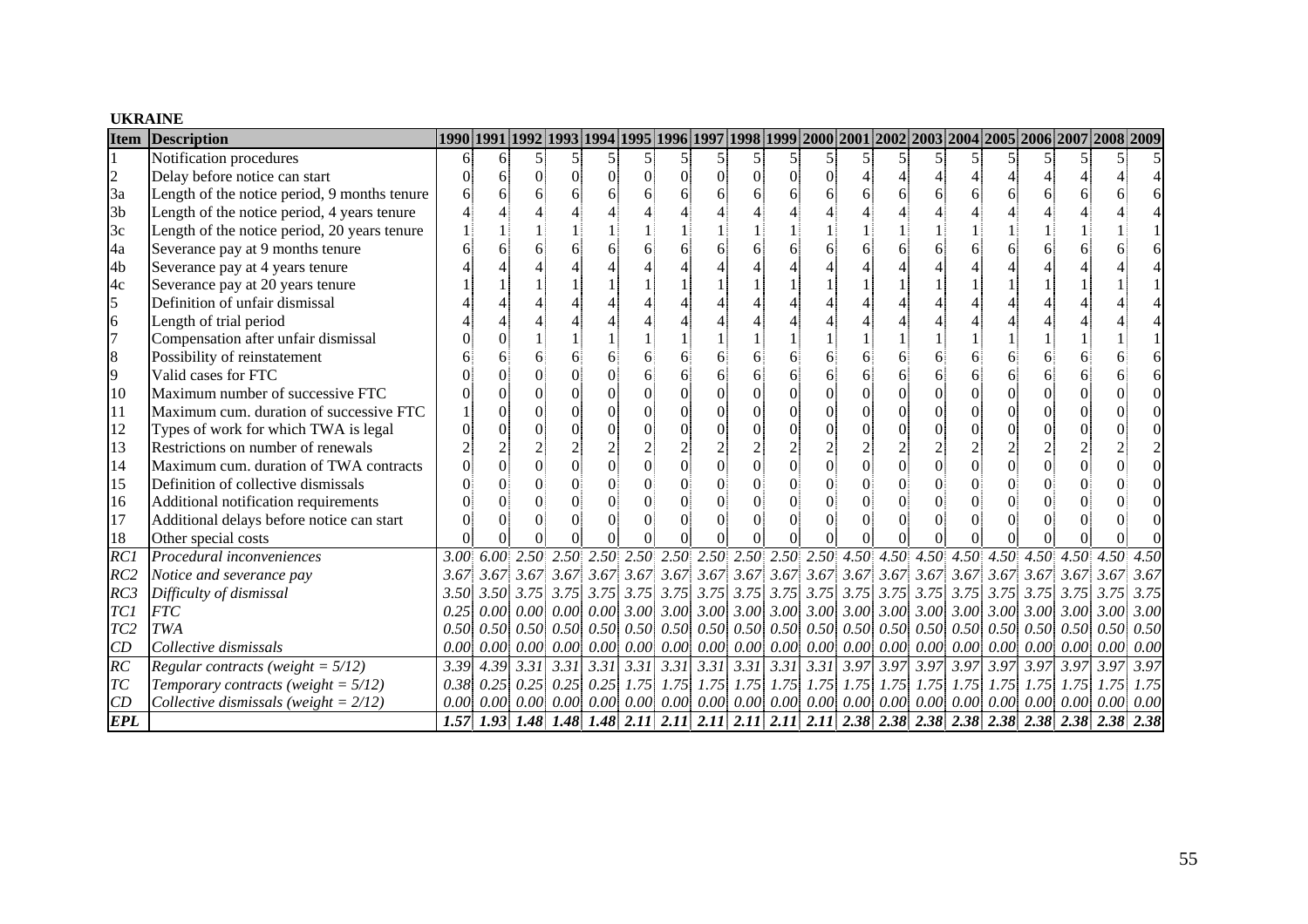**UKRAINE**

| Item | Description | 1990 | 1991 | 1992 | 1993 | 1994 | 1995 | 1996 | 1997 | 1998 | 1999 | 2000 | 2001 | 2002 | 2003 | 2004 | 2005 | 2006 | 2007 | 2008 | 2009 |
|---|---|---|---|---|---|---|---|---|---|---|---|---|---|---|---|---|---|---|---|---|---|
| 1 | Notification procedures | 6 | 6 | 5 | 5 | 5 | 5 | 5 | 5 | 5 | 5 | 5 | 5 | 5 | 5 | 5 | 5 | 5 | 5 | 5 | 5 |
| 2 | Delay before notice can start | 0 | 6 | 0 | 0 | 0 | 0 | 0 | 0 | 0 | 0 | 0 | 4 | 4 | 4 | 4 | 4 | 4 | 4 | 4 | 4 |
| 3a | Length of the notice period, 9 months tenure | 6 | 6 | 6 | 6 | 6 | 6 | 6 | 6 | 6 | 6 | 6 | 6 | 6 | 6 | 6 | 6 | 6 | 6 | 6 | 6 |
| 3b | Length of the notice period, 4 years tenure | 4 | 4 | 4 | 4 | 4 | 4 | 4 | 4 | 4 | 4 | 4 | 4 | 4 | 4 | 4 | 4 | 4 | 4 | 4 | 4 |
| 3c | Length of the notice period, 20 years tenure | 1 | 1 | 1 | 1 | 1 | 1 | 1 | 1 | 1 | 1 | 1 | 1 | 1 | 1 | 1 | 1 | 1 | 1 | 1 | 1 |
| 4a | Severance pay at 9 months tenure | 6 | 6 | 6 | 6 | 6 | 6 | 6 | 6 | 6 | 6 | 6 | 6 | 6 | 6 | 6 | 6 | 6 | 6 | 6 | 6 |
| 4b | Severance pay at 4 years tenure | 4 | 4 | 4 | 4 | 4 | 4 | 4 | 4 | 4 | 4 | 4 | 4 | 4 | 4 | 4 | 4 | 4 | 4 | 4 | 4 |
| 4c | Severance pay at 20 years tenure | 1 | 1 | 1 | 1 | 1 | 1 | 1 | 1 | 1 | 1 | 1 | 1 | 1 | 1 | 1 | 1 | 1 | 1 | 1 | 1 |
| 5 | Definition of unfair dismissal | 4 | 4 | 4 | 4 | 4 | 4 | 4 | 4 | 4 | 4 | 4 | 4 | 4 | 4 | 4 | 4 | 4 | 4 | 4 | 4 |
| 6 | Length of trial period | 4 | 4 | 4 | 4 | 4 | 4 | 4 | 4 | 4 | 4 | 4 | 4 | 4 | 4 | 4 | 4 | 4 | 4 | 4 | 4 |
| 7 | Compensation after unfair dismissal | 0 | 0 | 1 | 1 | 1 | 1 | 1 | 1 | 1 | 1 | 1 | 1 | 1 | 1 | 1 | 1 | 1 | 1 | 1 | 1 |
| 8 | Possibility of reinstatement | 6 | 6 | 6 | 6 | 6 | 6 | 6 | 6 | 6 | 6 | 6 | 6 | 6 | 6 | 6 | 6 | 6 | 6 | 6 | 6 |
| 9 | Valid cases for FTC | 0 | 0 | 0 | 0 | 0 | 6 | 6 | 6 | 6 | 6 | 6 | 6 | 6 | 6 | 6 | 6 | 6 | 6 | 6 | 6 |
| 10 | Maximum number of successive FTC | 0 | 0 | 0 | 0 | 0 | 0 | 0 | 0 | 0 | 0 | 0 | 0 | 0 | 0 | 0 | 0 | 0 | 0 | 0 | 0 |
| 11 | Maximum cum. duration of successive FTC | 1 | 0 | 0 | 0 | 0 | 0 | 0 | 0 | 0 | 0 | 0 | 0 | 0 | 0 | 0 | 0 | 0 | 0 | 0 | 0 |
| 12 | Types of work for which TWA is legal | 0 | 0 | 0 | 0 | 0 | 0 | 0 | 0 | 0 | 0 | 0 | 0 | 0 | 0 | 0 | 0 | 0 | 0 | 0 | 0 |
| 13 | Restrictions on number of renewals | 2 | 2 | 2 | 2 | 2 | 2 | 2 | 2 | 2 | 2 | 2 | 2 | 2 | 2 | 2 | 2 | 2 | 2 | 2 | 2 |
| 14 | Maximum cum. duration of TWA contracts | 0 | 0 | 0 | 0 | 0 | 0 | 0 | 0 | 0 | 0 | 0 | 0 | 0 | 0 | 0 | 0 | 0 | 0 | 0 | 0 |
| 15 | Definition of collective dismissals | 0 | 0 | 0 | 0 | 0 | 0 | 0 | 0 | 0 | 0 | 0 | 0 | 0 | 0 | 0 | 0 | 0 | 0 | 0 | 0 |
| 16 | Additional notification requirements | 0 | 0 | 0 | 0 | 0 | 0 | 0 | 0 | 0 | 0 | 0 | 0 | 0 | 0 | 0 | 0 | 0 | 0 | 0 | 0 |
| 17 | Additional delays before notice can start | 0 | 0 | 0 | 0 | 0 | 0 | 0 | 0 | 0 | 0 | 0 | 0 | 0 | 0 | 0 | 0 | 0 | 0 | 0 | 0 |
| 18 | Other special costs | 0 | 0 | 0 | 0 | 0 | 0 | 0 | 0 | 0 | 0 | 0 | 0 | 0 | 0 | 0 | 0 | 0 | 0 | 0 | 0 |
| *RC1* | *Procedural inconveniences* | *3.00* | *6.00* | *2.50* | *2.50* | *2.50* | *2.50* | *2.50* | *2.50* | *2.50* | *2.50* | *2.50* | *4.50* | *4.50* | *4.50* | *4.50* | *4.50* | *4.50* | *4.50* | *4.50* | *4.50* |
| *RC2* | *Notice and severance pay* | *3.67* | *3.67* | *3.67* | *3.67* | *3.67* | *3.67* | *3.67* | *3.67* | *3.67* | *3.67* | *3.67* | *3.67* | *3.67* | *3.67* | *3.67* | *3.67* | *3.67* | *3.67* | *3.67* | *3.67* |
| *RC3* | *Difficulty of dismissal* | *3.50* | *3.50* | *3.75* | *3.75* | *3.75* | *3.75* | *3.75* | *3.75* | *3.75* | *3.75* | *3.75* | *3.75* | *3.75* | *3.75* | *3.75* | *3.75* | *3.75* | *3.75* | *3.75* | *3.75* |
| *TC1* | *FTC* | *0.25* | *0.00* | *0.00* | *0.00* | *0.00* | *3.00* | *3.00* | *3.00* | *3.00* | *3.00* | *3.00* | *3.00* | *3.00* | *3.00* | *3.00* | *3.00* | *3.00* | *3.00* | *3.00* | *3.00* |
| *TC2* | *TWA* | *0.50* | *0.50* | *0.50* | *0.50* | *0.50* | *0.50* | *0.50* | *0.50* | *0.50* | *0.50* | *0.50* | *0.50* | *0.50* | *0.50* | *0.50* | *0.50* | *0.50* | *0.50* | *0.50* | *0.50* |
| *CD* | *Collective dismissals* | *0.00* | *0.00* | *0.00* | *0.00* | *0.00* | *0.00* | *0.00* | *0.00* | *0.00* | *0.00* | *0.00* | *0.00* | *0.00* | *0.00* | *0.00* | *0.00* | *0.00* | *0.00* | *0.00* | *0.00* |
| *RC* | *Regular contracts (weight = 5/12)* | *3.39* | *4.39* | *3.31* | *3.31* | *3.31* | *3.31* | *3.31* | *3.31* | *3.31* | *3.31* | *3.31* | *3.97* | *3.97* | *3.97* | *3.97* | *3.97* | *3.97* | *3.97* | *3.97* | *3.97* |
| *TC* | *Temporary contracts (weight = 5/12)* | *0.38* | *0.25* | *0.25* | *0.25* | *0.25* | *1.75* | *1.75* | *1.75* | *1.75* | *1.75* | *1.75* | *1.75* | *1.75* | *1.75* | *1.75* | *1.75* | *1.75* | *1.75* | *1.75* | *1.75* |
| *CD* | *Collective dismissals (weight = 2/12)* | *0.00* | *0.00* | *0.00* | *0.00* | *0.00* | *0.00* | *0.00* | *0.00* | *0.00* | *0.00* | *0.00* | *0.00* | *0.00* | *0.00* | *0.00* | *0.00* | *0.00* | *0.00* | *0.00* | *0.00* |
| ***EPL*** | | ***1.57*** | ***1.93*** | ***1.48*** | ***1.48*** | ***1.48*** | ***2.11*** | ***2.11*** | ***2.11*** | ***2.11*** | ***2.11*** | ***2.11*** | ***2.38*** | ***2.38*** | ***2.38*** | ***2.38*** | ***2.38*** | ***2.38*** | ***2.38*** | ***2.38*** | ***2.38*** |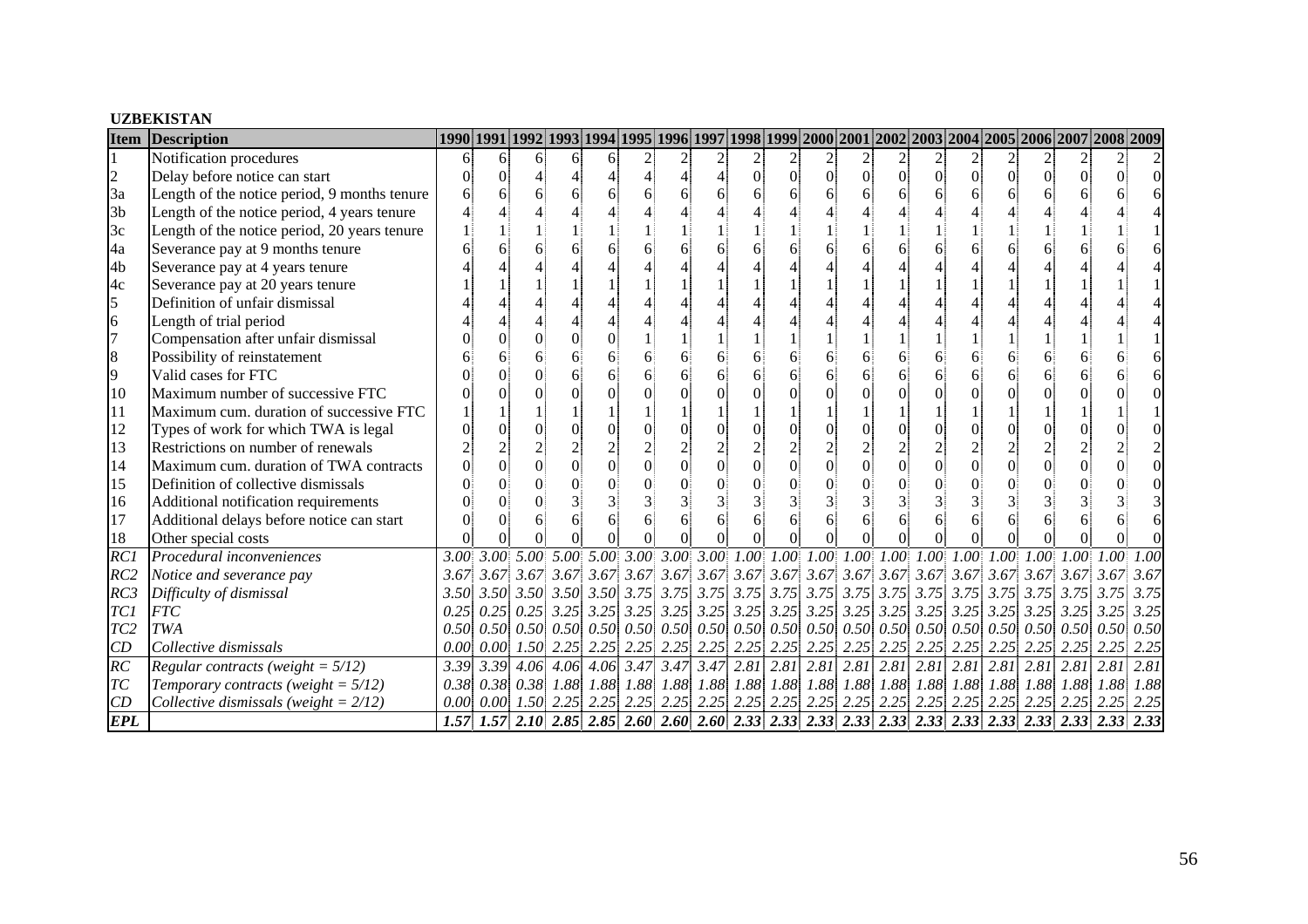**UZBEKISTAN**

| Item | Description | 1990 | 1991 | 1992 | 1993 | 1994 | 1995 | 1996 | 1997 | 1998 | 1999 | 2000 | 2001 | 2002 | 2003 | 2004 | 2005 | 2006 | 2007 | 2008 | 2009 |
|---|---|---|---|---|---|---|---|---|---|---|---|---|---|---|---|---|---|---|---|---|---|
| 1 | Notification procedures | 6 | 6 | 6 | 6 | 6 | 2 | 2 | 2 | 2 | 2 | 2 | 2 | 2 | 2 | 2 | 2 | 2 | 2 | 2 | 2 |
| 2 | Delay before notice can start | 0 | 0 | 4 | 4 | 4 | 4 | 4 | 4 | 0 | 0 | 0 | 0 | 0 | 0 | 0 | 0 | 0 | 0 | 0 | 0 |
| 3a | Length of the notice period, 9 months tenure | 6 | 6 | 6 | 6 | 6 | 6 | 6 | 6 | 6 | 6 | 6 | 6 | 6 | 6 | 6 | 6 | 6 | 6 | 6 | 6 |
| 3b | Length of the notice period, 4 years tenure | 4 | 4 | 4 | 4 | 4 | 4 | 4 | 4 | 4 | 4 | 4 | 4 | 4 | 4 | 4 | 4 | 4 | 4 | 4 | 4 |
| 3c | Length of the notice period, 20 years tenure | 1 | 1 | 1 | 1 | 1 | 1 | 1 | 1 | 1 | 1 | 1 | 1 | 1 | 1 | 1 | 1 | 1 | 1 | 1 | 1 |
| 4a | Severance pay at 9 months tenure | 6 | 6 | 6 | 6 | 6 | 6 | 6 | 6 | 6 | 6 | 6 | 6 | 6 | 6 | 6 | 6 | 6 | 6 | 6 | 6 |
| 4b | Severance pay at 4 years tenure | 4 | 4 | 4 | 4 | 4 | 4 | 4 | 4 | 4 | 4 | 4 | 4 | 4 | 4 | 4 | 4 | 4 | 4 | 4 | 4 |
| 4c | Severance pay at 20 years tenure | 1 | 1 | 1 | 1 | 1 | 1 | 1 | 1 | 1 | 1 | 1 | 1 | 1 | 1 | 1 | 1 | 1 | 1 | 1 | 1 |
| 5 | Definition of unfair dismissal | 4 | 4 | 4 | 4 | 4 | 4 | 4 | 4 | 4 | 4 | 4 | 4 | 4 | 4 | 4 | 4 | 4 | 4 | 4 | 4 |
| 6 | Length of trial period | 4 | 4 | 4 | 4 | 4 | 4 | 4 | 4 | 4 | 4 | 4 | 4 | 4 | 4 | 4 | 4 | 4 | 4 | 4 | 4 |
| 7 | Compensation after unfair dismissal | 0 | 0 | 0 | 0 | 0 | 1 | 1 | 1 | 1 | 1 | 1 | 1 | 1 | 1 | 1 | 1 | 1 | 1 | 1 | 1 |
| 8 | Possibility of reinstatement | 6 | 6 | 6 | 6 | 6 | 6 | 6 | 6 | 6 | 6 | 6 | 6 | 6 | 6 | 6 | 6 | 6 | 6 | 6 | 6 |
| 9 | Valid cases for FTC | 0 | 0 | 0 | 6 | 6 | 6 | 6 | 6 | 6 | 6 | 6 | 6 | 6 | 6 | 6 | 6 | 6 | 6 | 6 | 6 |
| 10 | Maximum number of successive FTC | 0 | 0 | 0 | 0 | 0 | 0 | 0 | 0 | 0 | 0 | 0 | 0 | 0 | 0 | 0 | 0 | 0 | 0 | 0 | 0 |
| 11 | Maximum cum. duration of successive FTC | 1 | 1 | 1 | 1 | 1 | 1 | 1 | 1 | 1 | 1 | 1 | 1 | 1 | 1 | 1 | 1 | 1 | 1 | 1 | 1 |
| 12 | Types of work for which TWA is legal | 0 | 0 | 0 | 0 | 0 | 0 | 0 | 0 | 0 | 0 | 0 | 0 | 0 | 0 | 0 | 0 | 0 | 0 | 0 | 0 |
| 13 | Restrictions on number of renewals | 2 | 2 | 2 | 2 | 2 | 2 | 2 | 2 | 2 | 2 | 2 | 2 | 2 | 2 | 2 | 2 | 2 | 2 | 2 | 2 |
| 14 | Maximum cum. duration of TWA contracts | 0 | 0 | 0 | 0 | 0 | 0 | 0 | 0 | 0 | 0 | 0 | 0 | 0 | 0 | 0 | 0 | 0 | 0 | 0 | 0 |
| 15 | Definition of collective dismissals | 0 | 0 | 0 | 0 | 0 | 0 | 0 | 0 | 0 | 0 | 0 | 0 | 0 | 0 | 0 | 0 | 0 | 0 | 0 | 0 |
| 16 | Additional notification requirements | 0 | 0 | 0 | 3 | 3 | 3 | 3 | 3 | 3 | 3 | 3 | 3 | 3 | 3 | 3 | 3 | 3 | 3 | 3 | 3 |
| 17 | Additional delays before notice can start | 0 | 0 | 6 | 6 | 6 | 6 | 6 | 6 | 6 | 6 | 6 | 6 | 6 | 6 | 6 | 6 | 6 | 6 | 6 | 6 |
| 18 | Other special costs | 0 | 0 | 0 | 0 | 0 | 0 | 0 | 0 | 0 | 0 | 0 | 0 | 0 | 0 | 0 | 0 | 0 | 0 | 0 | 0 |
| *RC1* | *Procedural inconveniences* | *3.00* | *3.00* | *5.00* | *5.00* | *5.00* | *3.00* | *3.00* | *3.00* | *1.00* | *1.00* | *1.00* | *1.00* | *1.00* | *1.00* | *1.00* | *1.00* | *1.00* | *1.00* | *1.00* | *1.00* |
| *RC2* | *Notice and severance pay* | *3.67* | *3.67* | *3.67* | *3.67* | *3.67* | *3.67* | *3.67* | *3.67* | *3.67* | *3.67* | *3.67* | *3.67* | *3.67* | *3.67* | *3.67* | *3.67* | *3.67* | *3.67* | *3.67* | *3.67* |
| *RC3* | *Difficulty of dismissal* | *3.50* | *3.50* | *3.50* | *3.50* | *3.50* | *3.75* | *3.75* | *3.75* | *3.75* | *3.75* | *3.75* | *3.75* | *3.75* | *3.75* | *3.75* | *3.75* | *3.75* | *3.75* | *3.75* | *3.75* |
| *TC1* | *FTC* | *0.25* | *0.25* | *0.25* | *3.25* | *3.25* | *3.25* | *3.25* | *3.25* | *3.25* | *3.25* | *3.25* | *3.25* | *3.25* | *3.25* | *3.25* | *3.25* | *3.25* | *3.25* | *3.25* | *3.25* |
| *TC2* | *TWA* | *0.50* | *0.50* | *0.50* | *0.50* | *0.50* | *0.50* | *0.50* | *0.50* | *0.50* | *0.50* | *0.50* | *0.50* | *0.50* | *0.50* | *0.50* | *0.50* | *0.50* | *0.50* | *0.50* | *0.50* |
| *CD* | *Collective dismissals* | *0.00* | *0.00* | *1.50* | *2.25* | *2.25* | *2.25* | *2.25* | *2.25* | *2.25* | *2.25* | *2.25* | *2.25* | *2.25* | *2.25* | *2.25* | *2.25* | *2.25* | *2.25* | *2.25* | *2.25* |
| *RC* | *Regular contracts (weight = 5/12)* | *3.39* | *3.39* | *4.06* | *4.06* | *4.06* | *3.47* | *3.47* | *3.47* | *2.81* | *2.81* | *2.81* | *2.81* | *2.81* | *2.81* | *2.81* | *2.81* | *2.81* | *2.81* | *2.81* | *2.81* |
| *TC* | *Temporary contracts (weight = 5/12)* | *0.38* | *0.38* | *0.38* | *1.88* | *1.88* | *1.88* | *1.88* | *1.88* | *1.88* | *1.88* | *1.88* | *1.88* | *1.88* | *1.88* | *1.88* | *1.88* | *1.88* | *1.88* | *1.88* | *1.88* |
| *CD* | *Collective dismissals (weight = 2/12)* | *0.00* | *0.00* | *1.50* | *2.25* | *2.25* | *2.25* | *2.25* | *2.25* | *2.25* | *2.25* | *2.25* | *2.25* | *2.25* | *2.25* | *2.25* | *2.25* | *2.25* | *2.25* | *2.25* | *2.25* |
| ***EPL*** | | ***1.57*** | ***1.57*** | ***2.10*** | ***2.85*** | ***2.85*** | ***2.60*** | ***2.60*** | ***2.60*** | ***2.33*** | ***2.33*** | ***2.33*** | ***2.33*** | ***2.33*** | ***2.33*** | ***2.33*** | ***2.33*** | ***2.33*** | ***2.33*** | ***2.33*** | ***2.33*** |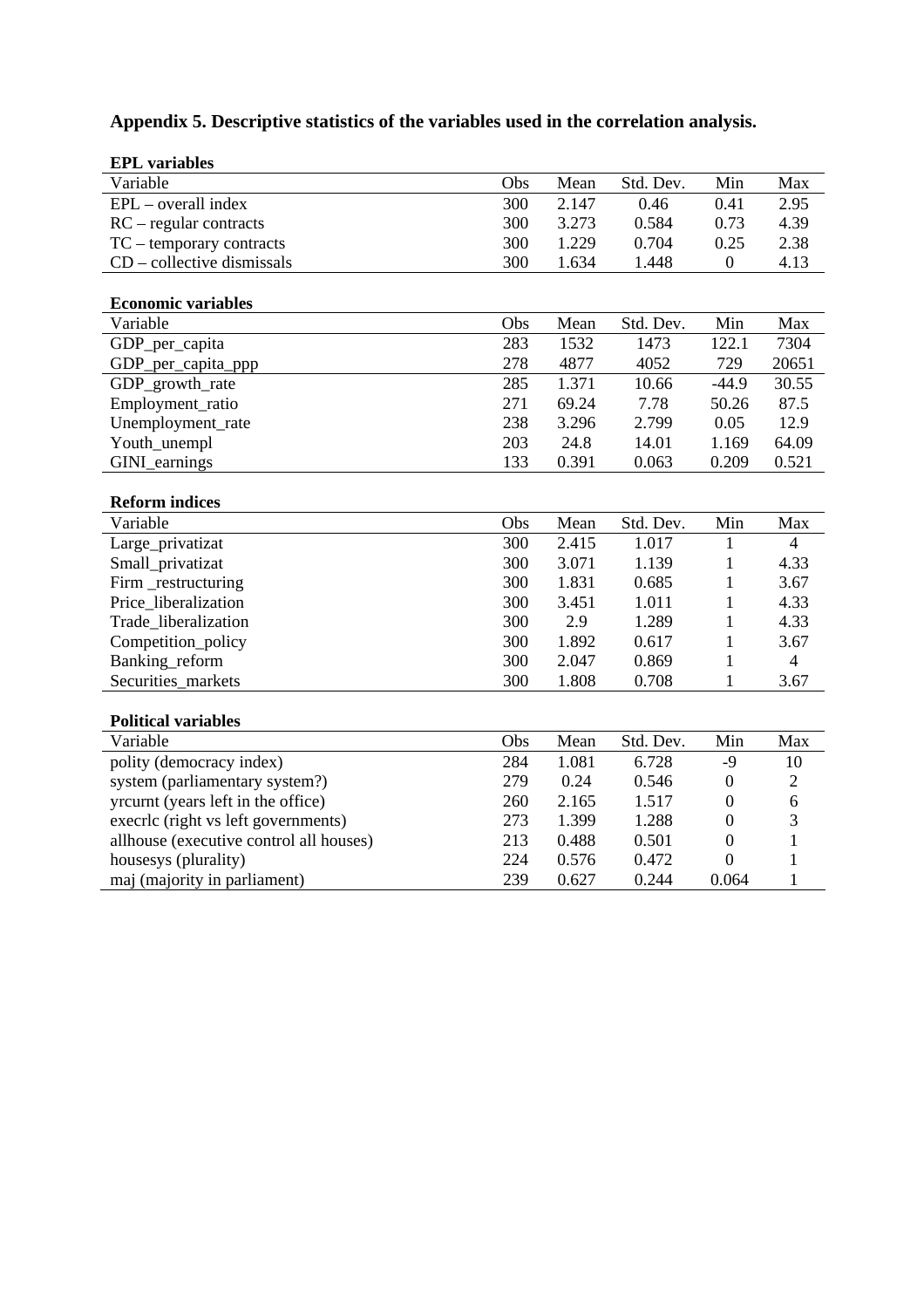**Appendix 5. Descriptive statistics of the variables used in the correlation analysis.**

**EPL variables**

| Variable | Obs | Mean | Std. Dev. | Min | Max |
|---|---|---|---|---|---|
| EPL – overall index | 300 | 2.147 | 0.46 | 0.41 | 2.95 |
| RC – regular contracts | 300 | 3.273 | 0.584 | 0.73 | 4.39 |
| TC – temporary contracts | 300 | 1.229 | 0.704 | 0.25 | 2.38 |
| CD – collective dismissals | 300 | 1.634 | 1.448 | 0 | 4.13 |

**Economic variables**

| Variable | Obs | Mean | Std. Dev. | Min | Max |
|---|---|---|---|---|---|
| GDP_per_capita | 283 | 1532 | 1473 | 122.1 | 7304 |
| GDP_per_capita_ppp | 278 | 4877 | 4052 | 729 | 20651 |
| GDP_growth_rate | 285 | 1.371 | 10.66 | -44.9 | 30.55 |
| Employment_ratio | 271 | 69.24 | 7.78 | 50.26 | 87.5 |
| Unemployment_rate | 238 | 3.296 | 2.799 | 0.05 | 12.9 |
| Youth_unempl | 203 | 24.8 | 14.01 | 1.169 | 64.09 |
| GINI_earnings | 133 | 0.391 | 0.063 | 0.209 | 0.521 |

**Reform indices**

| Variable | Obs | Mean | Std. Dev. | Min | Max |
|---|---|---|---|---|---|
| Large_privatizat | 300 | 2.415 | 1.017 | 1 | 4 |
| Small_privatizat | 300 | 3.071 | 1.139 | 1 | 4.33 |
| Firm _restructuring | 300 | 1.831 | 0.685 | 1 | 3.67 |
| Price_liberalization | 300 | 3.451 | 1.011 | 1 | 4.33 |
| Trade_liberalization | 300 | 2.9 | 1.289 | 1 | 4.33 |
| Competition_policy | 300 | 1.892 | 0.617 | 1 | 3.67 |
| Banking_reform | 300 | 2.047 | 0.869 | 1 | 4 |
| Securities_markets | 300 | 1.808 | 0.708 | 1 | 3.67 |

**Political variables**

| Variable | Obs | Mean | Std. Dev. | Min | Max |
|---|---|---|---|---|---|
| polity (democracy index) | 284 | 1.081 | 6.728 | -9 | 10 |
| system (parliamentary system?) | 279 | 0.24 | 0.546 | 0 | 2 |
| yrcurnt (years left in the office) | 260 | 2.165 | 1.517 | 0 | 6 |
| execrlc (right vs left governments) | 273 | 1.399 | 1.288 | 0 | 3 |
| allhouse (executive control all houses) | 213 | 0.488 | 0.501 | 0 | 1 |
| housesys (plurality) | 224 | 0.576 | 0.472 | 0 | 1 |
| maj (majority in parliament) | 239 | 0.627 | 0.244 | 0.064 | 1 |